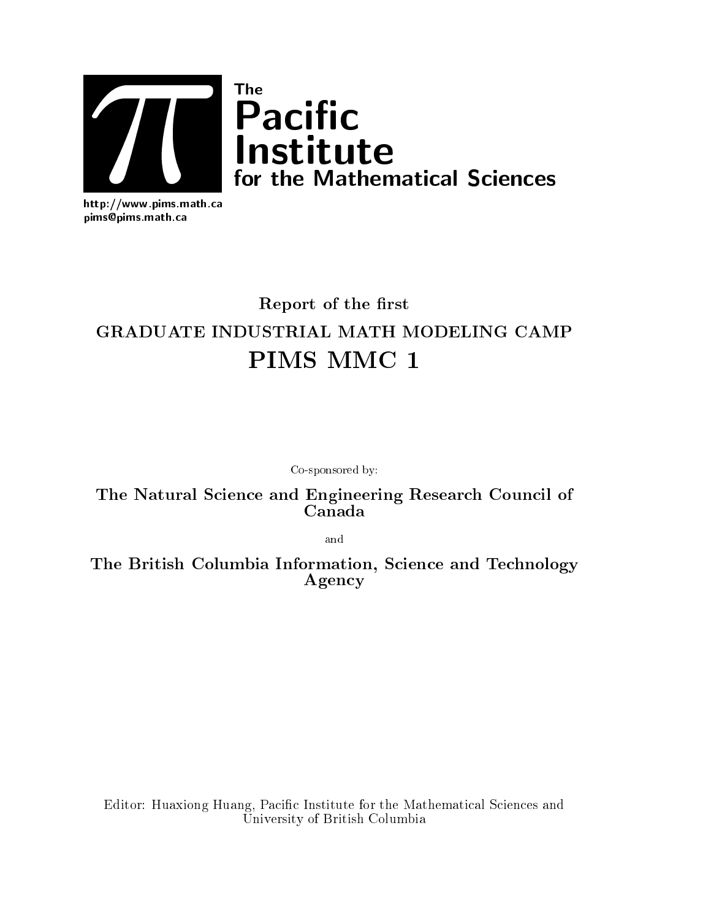The **Pacific Institute** for the Mathematical Sciences

http://www.pims.math.ca
pims@pims.math.ca

Report of the first

# GRADUATE INDUSTRIAL MATH MODELING CAMP

# PIMS MMC 1

Co-sponsored by:

**The Natural Science and Engineering Research Council of Canada**

and

**The British Columbia Information, Science and Technology Agency**

Editor: Huaxiong Huang, Pacific Institute for the Mathematical Sciences and University of British Columbia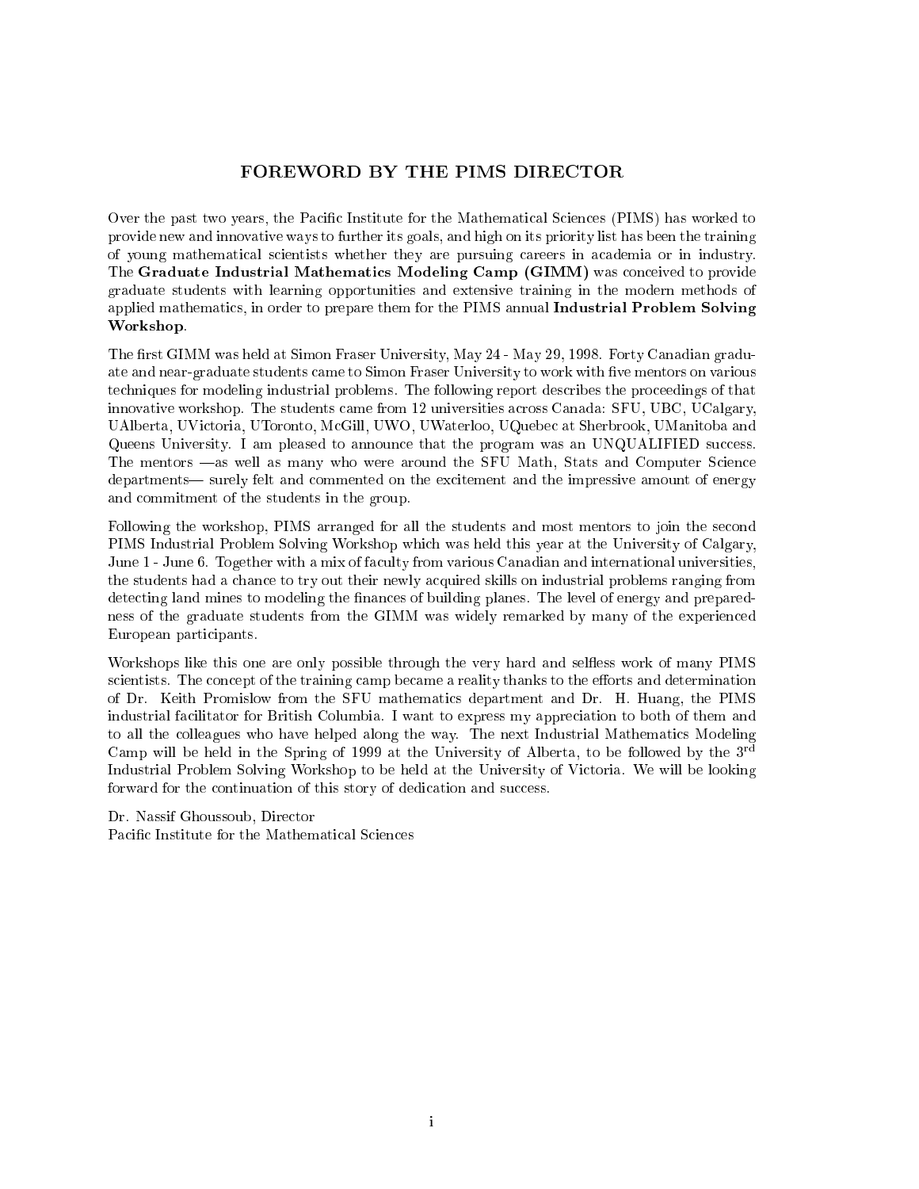# FOREWORD BY THE PIMS DIRECTOR

Over the past two years, the Pacific Institute for the Mathematical Sciences (PIMS) has worked to provide new and innovative ways to further its goals, and high on its priority list has been the training of young mathematical scientists whether they are pursuing careers in academia or in industry. The **Graduate Industrial Mathematics Modeling Camp (GIMM)** was conceived to provide graduate students with learning opportunities and extensive training in the modern methods of applied mathematics, in order to prepare them for the PIMS annual **Industrial Problem Solving Workshop**.

The first GIMM was held at Simon Fraser University, May 24 - May 29, 1998. Forty Canadian graduate and near-graduate students came to Simon Fraser University to work with five mentors on various techniques for modeling industrial problems. The following report describes the proceedings of that innovative workshop. The students came from 12 universities across Canada: SFU, UBC, UCalgary, UAlberta, UVictoria, UToronto, McGill, UWO, UWaterloo, UQuebec at Sherbrook, UManitoba and Queens University. I am pleased to announce that the program was an UNQUALIFIED success. The mentors —as well as many who were around the SFU Math, Stats and Computer Science departments— surely felt and commented on the excitement and the impressive amount of energy and commitment of the students in the group.

Following the workshop, PIMS arranged for all the students and most mentors to join the second PIMS Industrial Problem Solving Workshop which was held this year at the University of Calgary, June 1 - June 6. Together with a mix of faculty from various Canadian and international universities, the students had a chance to try out their newly acquired skills on industrial problems ranging from detecting land mines to modeling the finances of building planes. The level of energy and preparedness of the graduate students from the GIMM was widely remarked by many of the experienced European participants.

Workshops like this one are only possible through the very hard and selfless work of many PIMS scientists. The concept of the training camp became a reality thanks to the efforts and determination of Dr. Keith Promislow from the SFU mathematics department and Dr. H. Huang, the PIMS industrial facilitator for British Columbia. I want to express my appreciation to both of them and to all the colleagues who have helped along the way. The next Industrial Mathematics Modeling Camp will be held in the Spring of 1999 at the University of Alberta, to be followed by the 3rd Industrial Problem Solving Workshop to be held at the University of Victoria. We will be looking forward for the continuation of this story of dedication and success.

Dr. Nassif Ghoussoub, Director
Pacific Institute for the Mathematical Sciences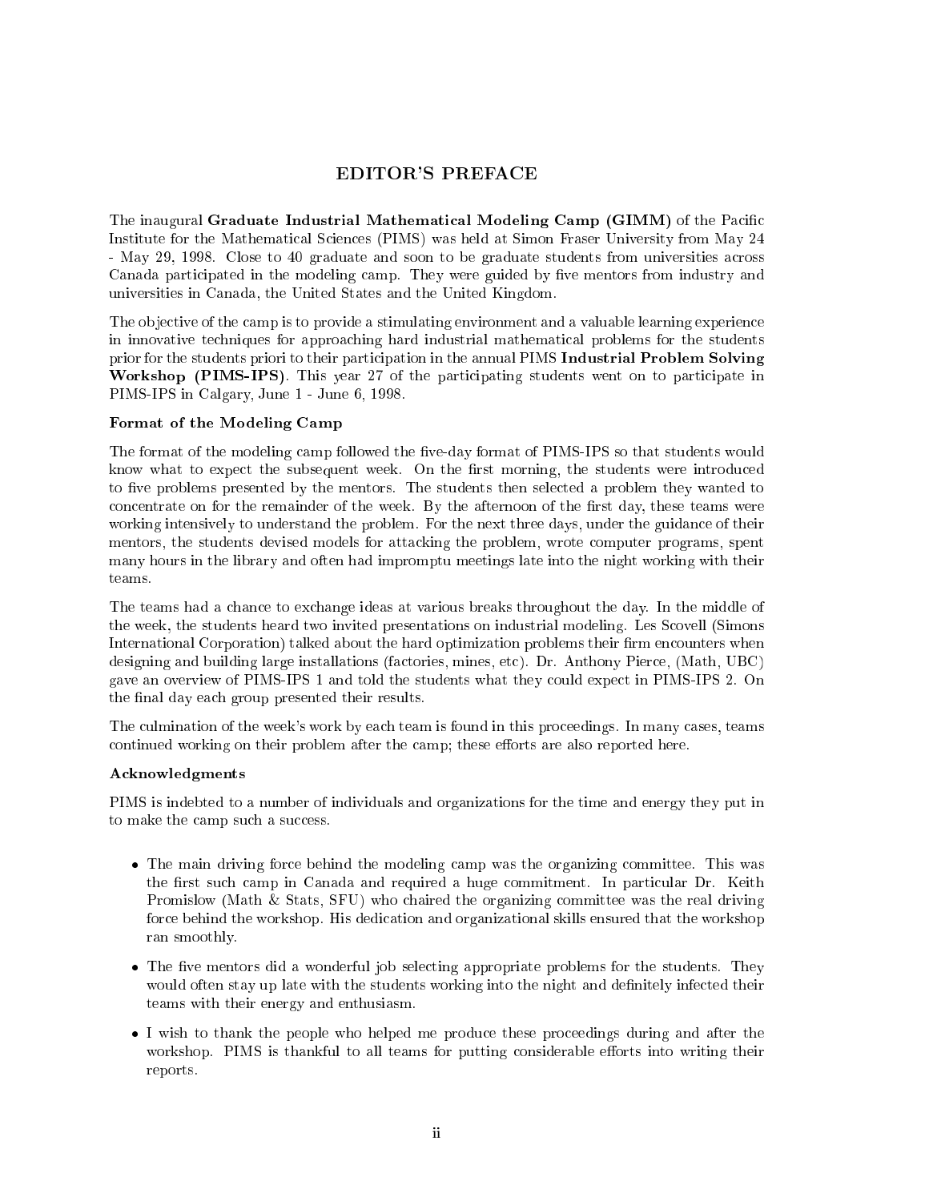# EDITOR'S PREFACE

The inaugural **Graduate Industrial Mathematical Modeling Camp (GIMM)** of the Pacific Institute for the Mathematical Sciences (PIMS) was held at Simon Fraser University from May 24 - May 29, 1998. Close to 40 graduate and soon to be graduate students from universities across Canada participated in the modeling camp. They were guided by five mentors from industry and universities in Canada, the United States and the United Kingdom.

The objective of the camp is to provide a stimulating environment and a valuable learning experience in innovative techniques for approaching hard industrial mathematical problems for the students prior for the students priori to their participation in the annual PIMS **Industrial Problem Solving Workshop (PIMS-IPS)**. This year 27 of the participating students went on to participate in PIMS-IPS in Calgary, June 1 - June 6, 1998.

### Format of the Modeling Camp

The format of the modeling camp followed the five-day format of PIMS-IPS so that students would know what to expect the subsequent week. On the first morning, the students were introduced to five problems presented by the mentors. The students then selected a problem they wanted to concentrate on for the remainder of the week. By the afternoon of the first day, these teams were working intensively to understand the problem. For the next three days, under the guidance of their mentors, the students devised models for attacking the problem, wrote computer programs, spent many hours in the library and often had impromptu meetings late into the night working with their teams.

The teams had a chance to exchange ideas at various breaks throughout the day. In the middle of the week, the students heard two invited presentations on industrial modeling. Les Scovell (Simons International Corporation) talked about the hard optimization problems their firm encounters when designing and building large installations (factories, mines, etc). Dr. Anthony Pierce, (Math, UBC) gave an overview of PIMS-IPS 1 and told the students what they could expect in PIMS-IPS 2. On the final day each group presented their results.

The culmination of the week's work by each team is found in this proceedings. In many cases, teams continued working on their problem after the camp; these efforts are also reported here.

### Acknowledgments

PIMS is indebted to a number of individuals and organizations for the time and energy they put in to make the camp such a success.

- The main driving force behind the modeling camp was the organizing committee. This was the first such camp in Canada and required a huge commitment. In particular Dr. Keith Promislow (Math & Stats, SFU) who chaired the organizing committee was the real driving force behind the workshop. His dedication and organizational skills ensured that the workshop ran smoothly.
- The five mentors did a wonderful job selecting appropriate problems for the students. They would often stay up late with the students working into the night and definitely infected their teams with their energy and enthusiasm.
- I wish to thank the people who helped me produce these proceedings during and after the workshop. PIMS is thankful to all teams for putting considerable efforts into writing their reports.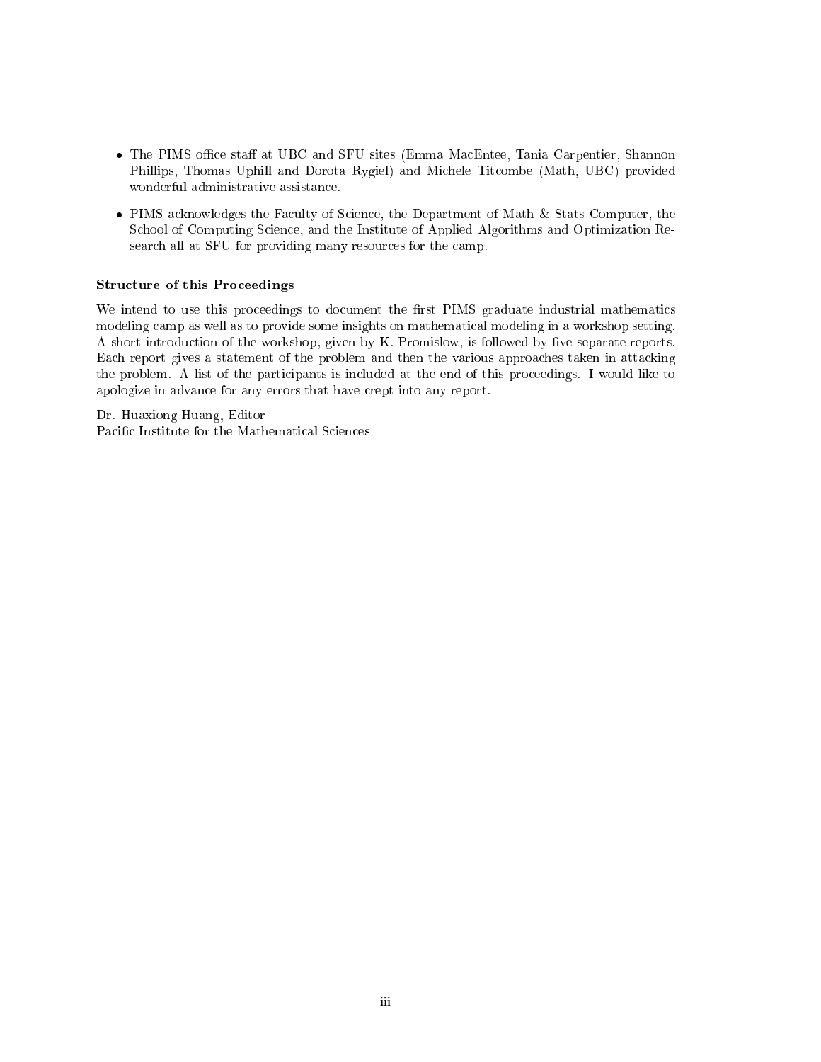- The PIMS office staff at UBC and SFU sites (Emma MacEntee, Tania Carpentier, Shannon Phillips, Thomas Uphill and Dorota Rygiel) and Michele Titcombe (Math, UBC) provided wonderful administrative assistance.
- PIMS acknowledges the Faculty of Science, the Department of Math & Stats Computer, the School of Computing Science, and the Institute of Applied Algorithms and Optimization Research all at SFU for providing many resources for the camp.

**Structure of this Proceedings**

We intend to use this proceedings to document the first PIMS graduate industrial mathematics modeling camp as well as to provide some insights on mathematical modeling in a workshop setting. A short introduction of the workshop, given by K. Promislow, is followed by five separate reports. Each report gives a statement of the problem and then the various approaches taken in attacking the problem. A list of the participants is included at the end of this proceedings. I would like to apologize in advance for any errors that have crept into any report.

Dr. Huaxiong Huang, Editor
Pacific Institute for the Mathematical Sciences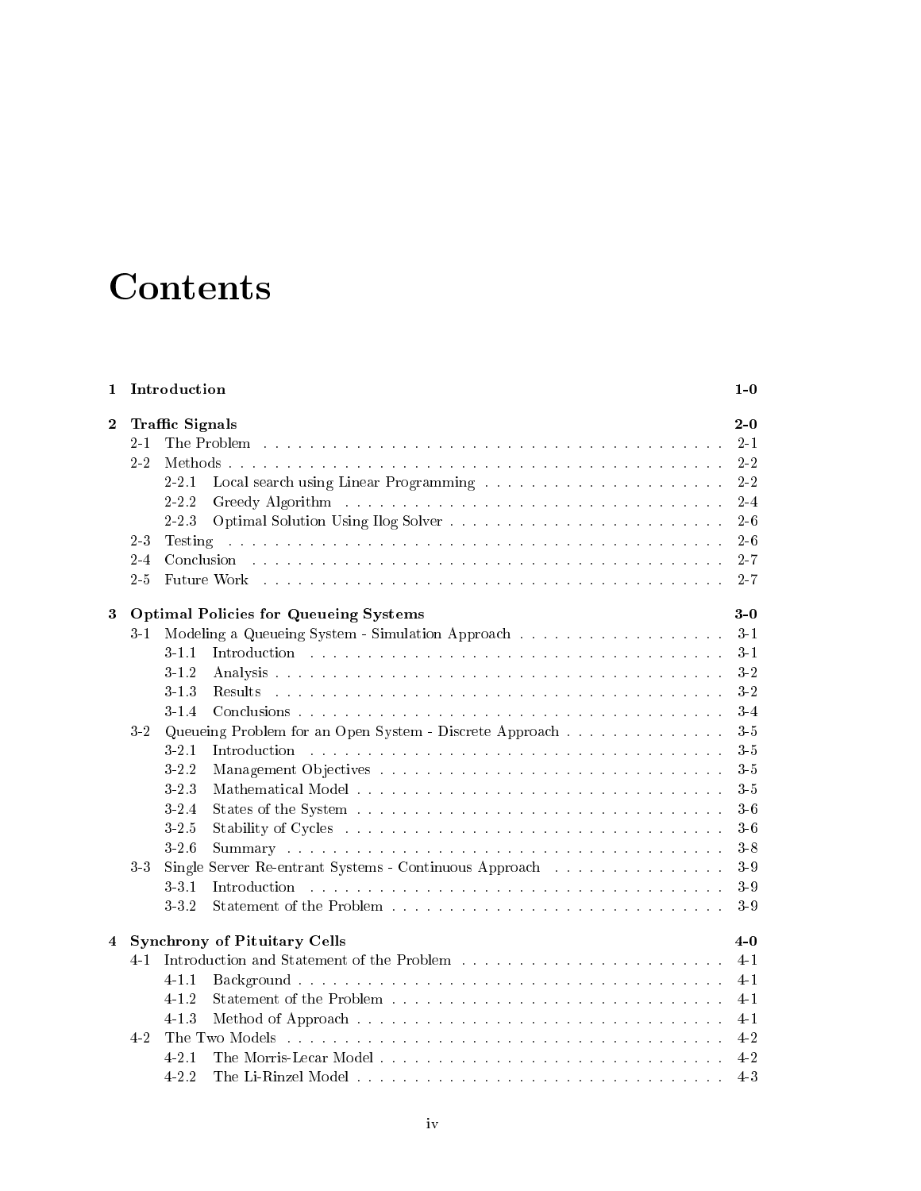# Contents

| | | |
|---|---|---|
| **1** | **Introduction** | **1-0** |
| **2** | **Traffic Signals** | **2-0** |
| | 2-1 The Problem | 2-1 |
| | 2-2 Methods | 2-2 |
| | 2-2.1 Local search using Linear Programming | 2-2 |
| | 2-2.2 Greedy Algorithm | 2-4 |
| | 2-2.3 Optimal Solution Using Ilog Solver | 2-6 |
| | 2-3 Testing | 2-6 |
| | 2-4 Conclusion | 2-7 |
| | 2-5 Future Work | 2-7 |
| **3** | **Optimal Policies for Queueing Systems** | **3-0** |
| | 3-1 Modeling a Queueing System - Simulation Approach | 3-1 |
| | 3-1.1 Introduction | 3-1 |
| | 3-1.2 Analysis | 3-2 |
| | 3-1.3 Results | 3-2 |
| | 3-1.4 Conclusions | 3-4 |
| | 3-2 Queueing Problem for an Open System - Discrete Approach | 3-5 |
| | 3-2.1 Introduction | 3-5 |
| | 3-2.2 Management Objectives | 3-5 |
| | 3-2.3 Mathematical Model | 3-5 |
| | 3-2.4 States of the System | 3-6 |
| | 3-2.5 Stability of Cycles | 3-6 |
| | 3-2.6 Summary | 3-8 |
| | 3-3 Single Server Re-entrant Systems - Continuous Approach | 3-9 |
| | 3-3.1 Introduction | 3-9 |
| | 3-3.2 Statement of the Problem | 3-9 |
| **4** | **Synchrony of Pituitary Cells** | **4-0** |
| | 4-1 Introduction and Statement of the Problem | 4-1 |
| | 4-1.1 Background | 4-1 |
| | 4-1.2 Statement of the Problem | 4-1 |
| | 4-1.3 Method of Approach | 4-1 |
| | 4-2 The Two Models | 4-2 |
| | 4-2.1 The Morris-Lecar Model | 4-2 |
| | 4-2.2 The Li-Rinzel Model | 4-3 |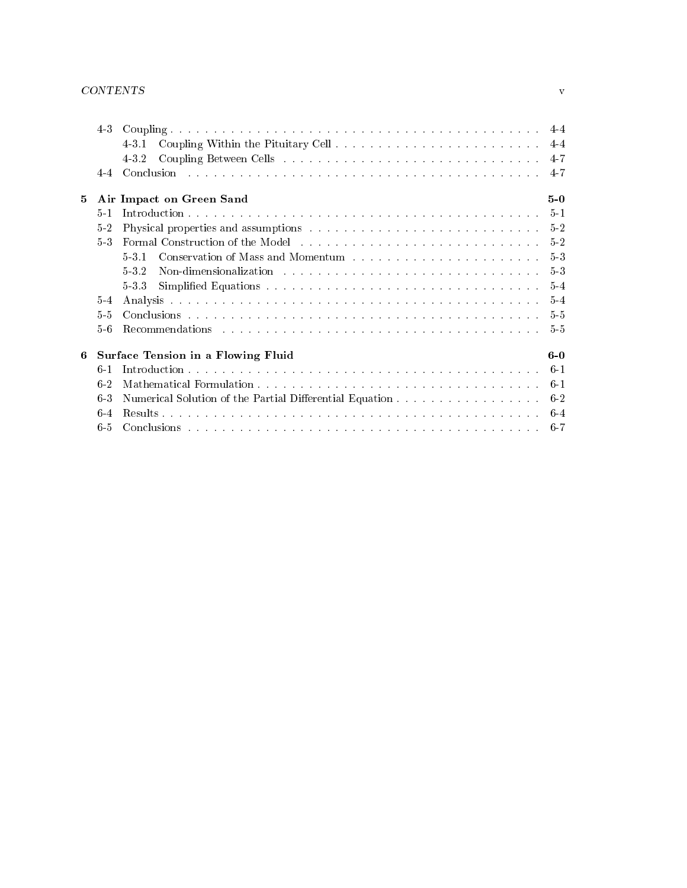- 4-3 Coupling . . . . . . . . . . . . . . . . . . . . . . . . . . . . . . . . . . . . . . . . . . . . 4-4
  - 4-3.1 Coupling Within the Pituitary Cell . . . . . . . . . . . . . . . . . . . . . . . . . 4-4
  - 4-3.2 Coupling Between Cells . . . . . . . . . . . . . . . . . . . . . . . . . . . . . . 4-7
- 4-4 Conclusion . . . . . . . . . . . . . . . . . . . . . . . . . . . . . . . . . . . . . . . . . . . 4-7

**5 Air Impact on Green Sand** **5-0**

- 5-1 Introduction . . . . . . . . . . . . . . . . . . . . . . . . . . . . . . . . . . . . . . . . . . 5-1
- 5-2 Physical properties and assumptions . . . . . . . . . . . . . . . . . . . . . . . . . . . 5-2
- 5-3 Formal Construction of the Model . . . . . . . . . . . . . . . . . . . . . . . . . . . . 5-2
  - 5-3.1 Conservation of Mass and Momentum . . . . . . . . . . . . . . . . . . . . . . . 5-3
  - 5-3.2 Non-dimensionalization . . . . . . . . . . . . . . . . . . . . . . . . . . . . . . 5-3
  - 5-3.3 Simplified Equations . . . . . . . . . . . . . . . . . . . . . . . . . . . . . . . 5-4
- 5-4 Analysis . . . . . . . . . . . . . . . . . . . . . . . . . . . . . . . . . . . . . . . . . . . 5-4
- 5-5 Conclusions . . . . . . . . . . . . . . . . . . . . . . . . . . . . . . . . . . . . . . . . . . 5-5
- 5-6 Recommendations . . . . . . . . . . . . . . . . . . . . . . . . . . . . . . . . . . . . . . 5-5

**6 Surface Tension in a Flowing Fluid** **6-0**

- 6-1 Introduction . . . . . . . . . . . . . . . . . . . . . . . . . . . . . . . . . . . . . . . . . 6-1
- 6-2 Mathematical Formulation . . . . . . . . . . . . . . . . . . . . . . . . . . . . . . . . . 6-1
- 6-3 Numerical Solution of the Partial Differential Equation . . . . . . . . . . . . . . . . . 6-2
- 6-4 Results . . . . . . . . . . . . . . . . . . . . . . . . . . . . . . . . . . . . . . . . . . . . 6-4
- 6-5 Conclusions . . . . . . . . . . . . . . . . . . . . . . . . . . . . . . . . . . . . . . . . . . 6-7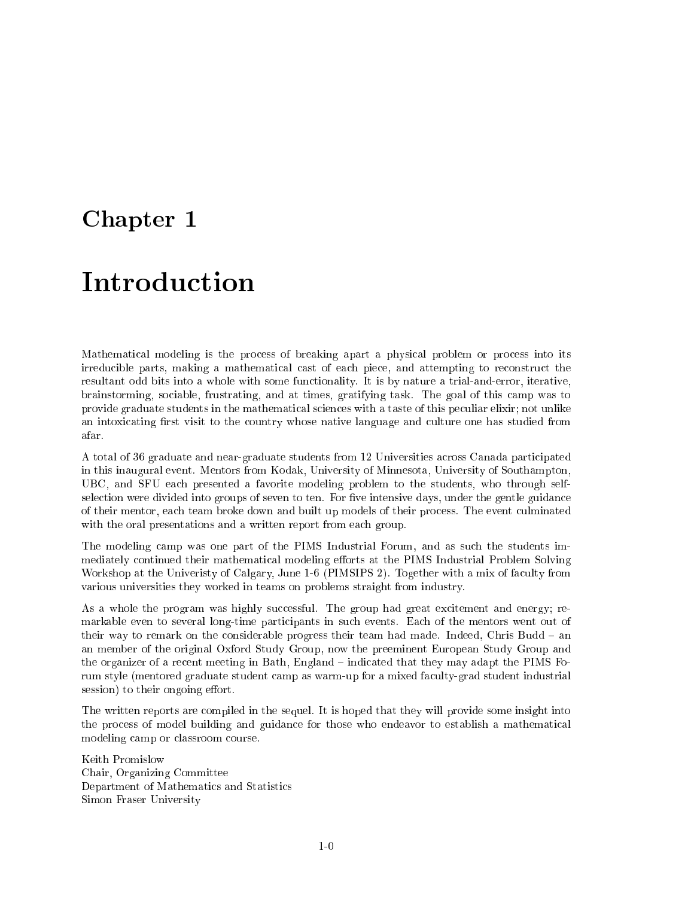# Chapter 1

# Introduction

Mathematical modeling is the process of breaking apart a physical problem or process into its irreducible parts, making a mathematical cast of each piece, and attempting to reconstruct the resultant odd bits into a whole with some functionality. It is by nature a trial-and-error, iterative, brainstorming, sociable, frustrating, and at times, gratifying task. The goal of this camp was to provide graduate students in the mathematical sciences with a taste of this peculiar elixir; not unlike an intoxicating first visit to the country whose native language and culture one has studied from afar.

A total of 36 graduate and near-graduate students from 12 Universities across Canada participated in this inaugural event. Mentors from Kodak, University of Minnesota, University of Southampton, UBC, and SFU each presented a favorite modeling problem to the students, who through self-selection were divided into groups of seven to ten. For five intensive days, under the gentle guidance of their mentor, each team broke down and built up models of their process. The event culminated with the oral presentations and a written report from each group.

The modeling camp was one part of the PIMS Industrial Forum, and as such the students immediately continued their mathematical modeling efforts at the PIMS Industrial Problem Solving Workshop at the Univeristy of Calgary, June 1-6 (PIMSIPS 2). Together with a mix of faculty from various universities they worked in teams on problems straight from industry.

As a whole the program was highly successful. The group had great excitement and energy; remarkable even to several long-time participants in such events. Each of the mentors went out of their way to remark on the considerable progress their team had made. Indeed, Chris Budd – an an member of the original Oxford Study Group, now the preeminent European Study Group and the organizer of a recent meeting in Bath, England – indicated that they may adapt the PIMS Forum style (mentored graduate student camp as warm-up for a mixed faculty-grad student industrial session) to their ongoing effort.

The written reports are compiled in the sequel. It is hoped that they will provide some insight into the process of model building and guidance for those who endeavor to establish a mathematical modeling camp or classroom course.

Keith Promislow
Chair, Organizing Committee
Department of Mathematics and Statistics
Simon Fraser University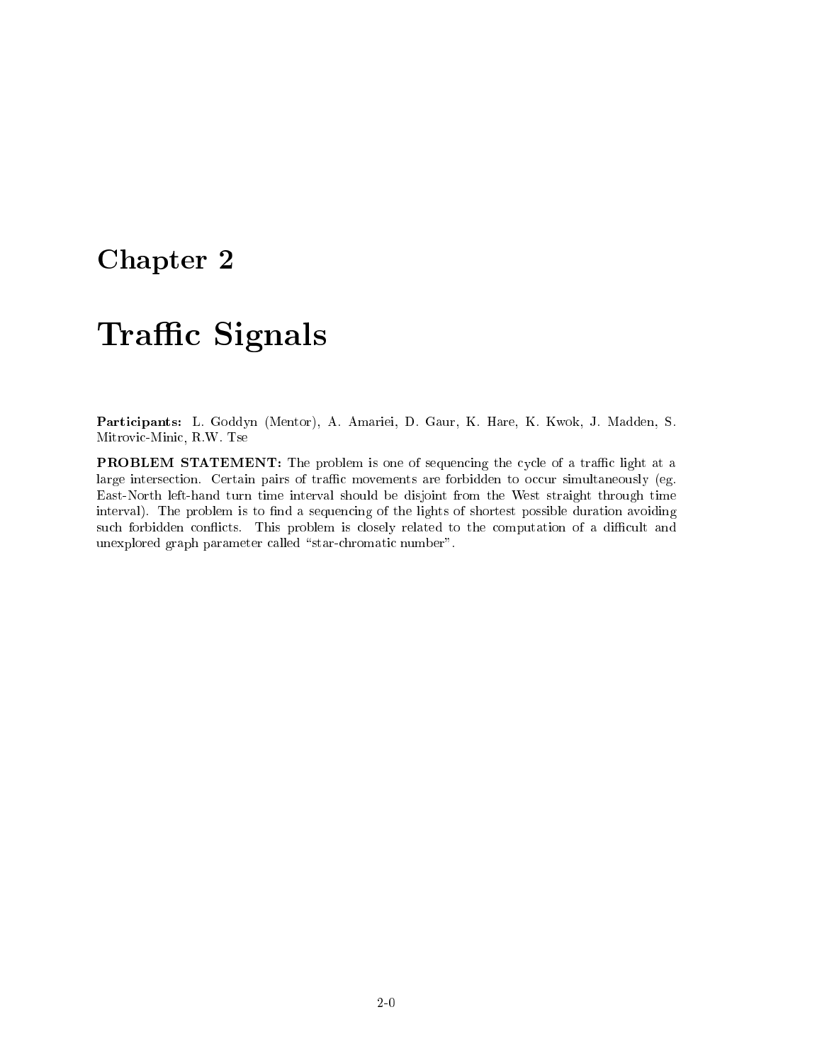# Chapter 2

# Traffic Signals

**Participants:** L. Goddyn (Mentor), A. Amariei, D. Gaur, K. Hare, K. Kwok, J. Madden, S. Mitrovic-Minic, R.W. Tse

**PROBLEM STATEMENT:** The problem is one of sequencing the cycle of a traffic light at a large intersection. Certain pairs of traffic movements are forbidden to occur simultaneously (eg. East-North left-hand turn time interval should be disjoint from the West straight through time interval). The problem is to find a sequencing of the lights of shortest possible duration avoiding such forbidden conflicts. This problem is closely related to the computation of a difficult and unexplored graph parameter called "star-chromatic number".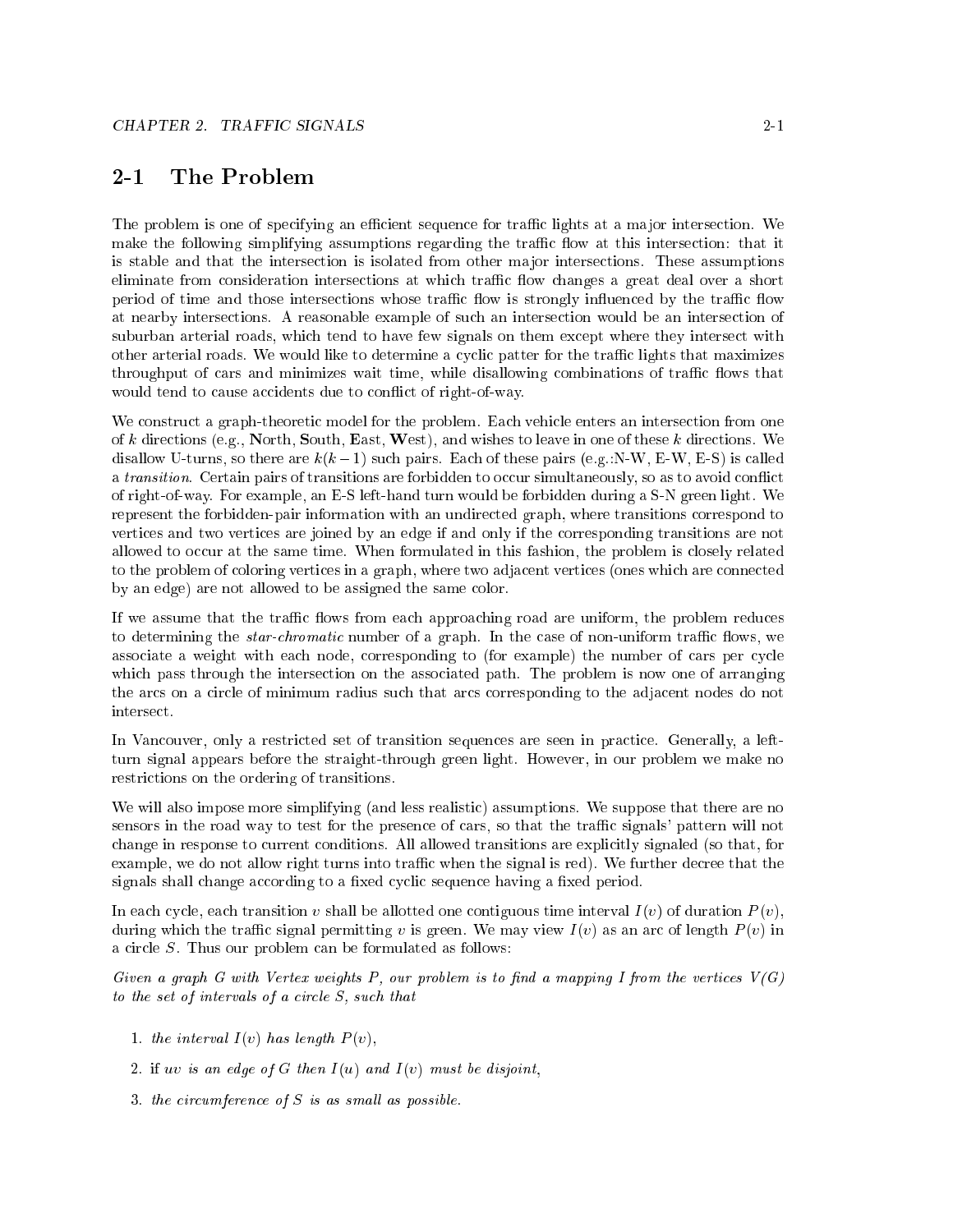## 2-1 The Problem

The problem is one of specifying an efficient sequence for traffic lights at a major intersection. We make the following simplifying assumptions regarding the traffic flow at this intersection: that it is stable and that the intersection is isolated from other major intersections. These assumptions eliminate from consideration intersections at which traffic flow changes a great deal over a short period of time and those intersections whose traffic flow is strongly influenced by the traffic flow at nearby intersections. A reasonable example of such an intersection would be an intersection of suburban arterial roads, which tend to have few signals on them except where they intersect with other arterial roads. We would like to determine a cyclic patter for the traffic lights that maximizes throughput of cars and minimizes wait time, while disallowing combinations of traffic flows that would tend to cause accidents due to conflict of right-of-way.

We construct a graph-theoretic model for the problem. Each vehicle enters an intersection from one of $k$ directions (e.g., **N**orth, **S**outh, **E**ast, **W**est), and wishes to leave in one of these $k$ directions. We disallow U-turns, so there are $k(k-1)$ such pairs. Each of these pairs (e.g.:N-W, E-W, E-S) is called a *transition*. Certain pairs of transitions are forbidden to occur simultaneously, so as to avoid conflict of right-of-way. For example, an E-S left-hand turn would be forbidden during a S-N green light. We represent the forbidden-pair information with an undirected graph, where transitions correspond to vertices and two vertices are joined by an edge if and only if the corresponding transitions are not allowed to occur at the same time. When formulated in this fashion, the problem is closely related to the problem of coloring vertices in a graph, where two adjacent vertices (ones which are connected by an edge) are not allowed to be assigned the same color.

If we assume that the traffic flows from each approaching road are uniform, the problem reduces to determining the *star-chromatic* number of a graph. In the case of non-uniform traffic flows, we associate a weight with each node, corresponding to (for example) the number of cars per cycle which pass through the intersection on the associated path. The problem is now one of arranging the arcs on a circle of minimum radius such that arcs corresponding to the adjacent nodes do not intersect.

In Vancouver, only a restricted set of transition sequences are seen in practice. Generally, a left-turn signal appears before the straight-through green light. However, in our problem we make no restrictions on the ordering of transitions.

We will also impose more simplifying (and less realistic) assumptions. We suppose that there are no sensors in the road way to test for the presence of cars, so that the traffic signals' pattern will not change in response to current conditions. All allowed transitions are explicitly signaled (so that, for example, we do not allow right turns into traffic when the signal is red). We further decree that the signals shall change according to a fixed cyclic sequence having a fixed period.

In each cycle, each transition $v$ shall be allotted one contiguous time interval $I(v)$ of duration $P(v)$, during which the traffic signal permitting $v$ is green. We may view $I(v)$ as an arc of length $P(v)$ in a circle $S$. Thus our problem can be formulated as follows:

*Given a graph $G$ with Vertex weights $P$, our problem is to find a mapping $I$ from the vertices $V(G)$ to the set of intervals of a circle $S$, such that*

1. *the interval $I(v)$ has length $P(v)$,*
2. *if $uv$ is an edge of $G$ then $I(u)$ and $I(v)$ must be disjoint,*
3. *the circumference of $S$ is as small as possible.*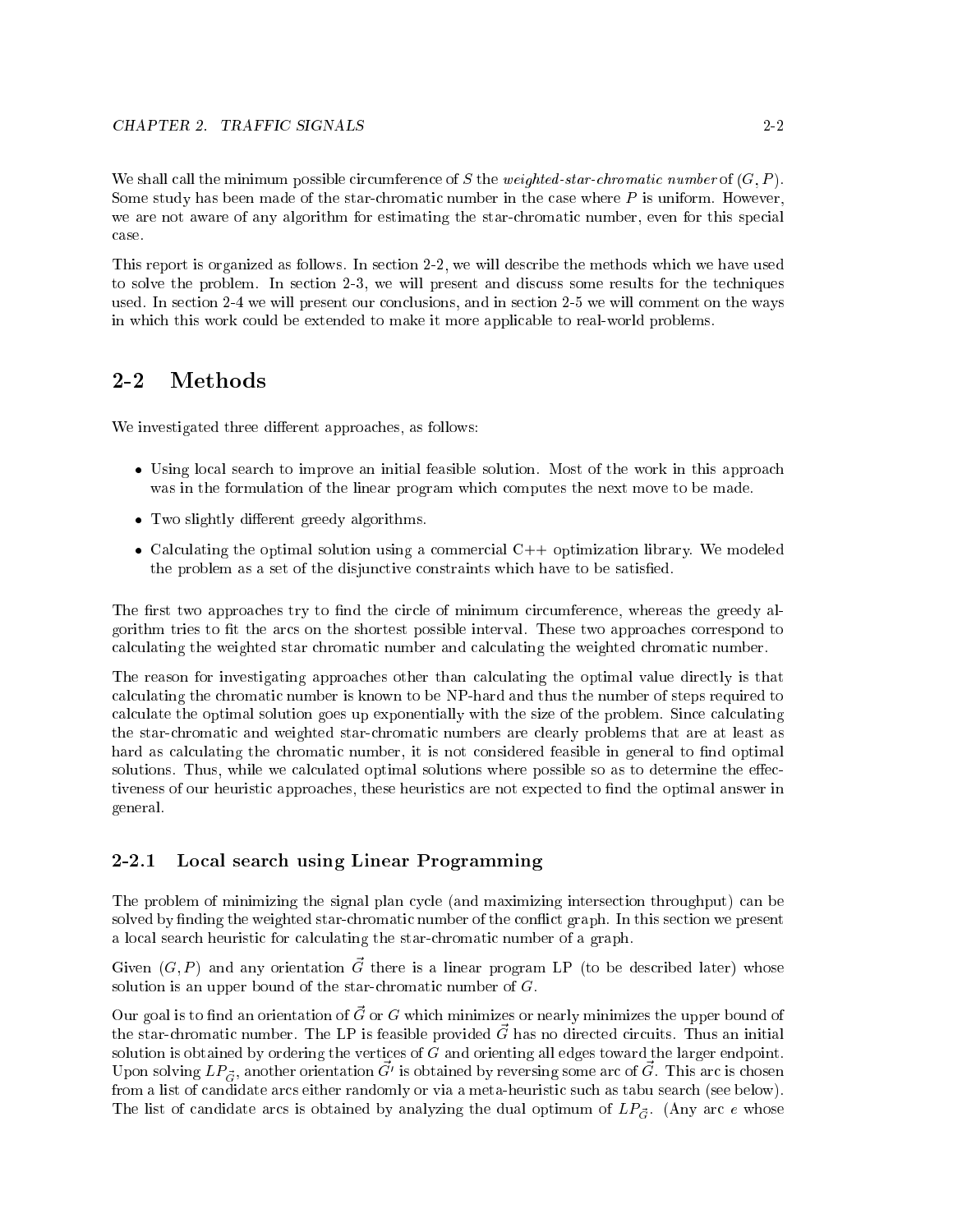We shall call the minimum possible circumference of $S$ the *weighted-star-chromatic number* of $(G, P)$. Some study has been made of the star-chromatic number in the case where $P$ is uniform. However, we are not aware of any algorithm for estimating the star-chromatic number, even for this special case.

This report is organized as follows. In section 2-2, we will describe the methods which we have used to solve the problem. In section 2-3, we will present and discuss some results for the techniques used. In section 2-4 we will present our conclusions, and in section 2-5 we will comment on the ways in which this work could be extended to make it more applicable to real-world problems.

## 2-2 Methods

We investigated three different approaches, as follows:

- Using local search to improve an initial feasible solution. Most of the work in this approach was in the formulation of the linear program which computes the next move to be made.
- Two slightly different greedy algorithms.
- Calculating the optimal solution using a commercial C++ optimization library. We modeled the problem as a set of the disjunctive constraints which have to be satisfied.

The first two approaches try to find the circle of minimum circumference, whereas the greedy algorithm tries to fit the arcs on the shortest possible interval. These two approaches correspond to calculating the weighted star chromatic number and calculating the weighted chromatic number.

The reason for investigating approaches other than calculating the optimal value directly is that calculating the chromatic number is known to be NP-hard and thus the number of steps required to calculate the optimal solution goes up exponentially with the size of the problem. Since calculating the star-chromatic and weighted star-chromatic numbers are clearly problems that are at least as hard as calculating the chromatic number, it is not considered feasible in general to find optimal solutions. Thus, while we calculated optimal solutions where possible so as to determine the effectiveness of our heuristic approaches, these heuristics are not expected to find the optimal answer in general.

### 2-2.1 Local search using Linear Programming

The problem of minimizing the signal plan cycle (and maximizing intersection throughput) can be solved by finding the weighted star-chromatic number of the conflict graph. In this section we present a local search heuristic for calculating the star-chromatic number of a graph.

Given $(G, P)$ and any orientation $\vec{G}$ there is a linear program LP (to be described later) whose solution is an upper bound of the star-chromatic number of $G$.

Our goal is to find an orientation of $\vec{G}$ or $G$ which minimizes or nearly minimizes the upper bound of the star-chromatic number. The LP is feasible provided $\vec{G}$ has no directed circuits. Thus an initial solution is obtained by ordering the vertices of $G$ and orienting all edges toward the larger endpoint. Upon solving $LP_{\vec{G}}$, another orientation $\vec{G'}$ is obtained by reversing some arc of $\vec{G}$. This arc is chosen from a list of candidate arcs either randomly or via a meta-heuristic such as tabu search (see below). The list of candidate arcs is obtained by analyzing the dual optimum of $LP_{\vec{G}}$. (Any arc $e$ whose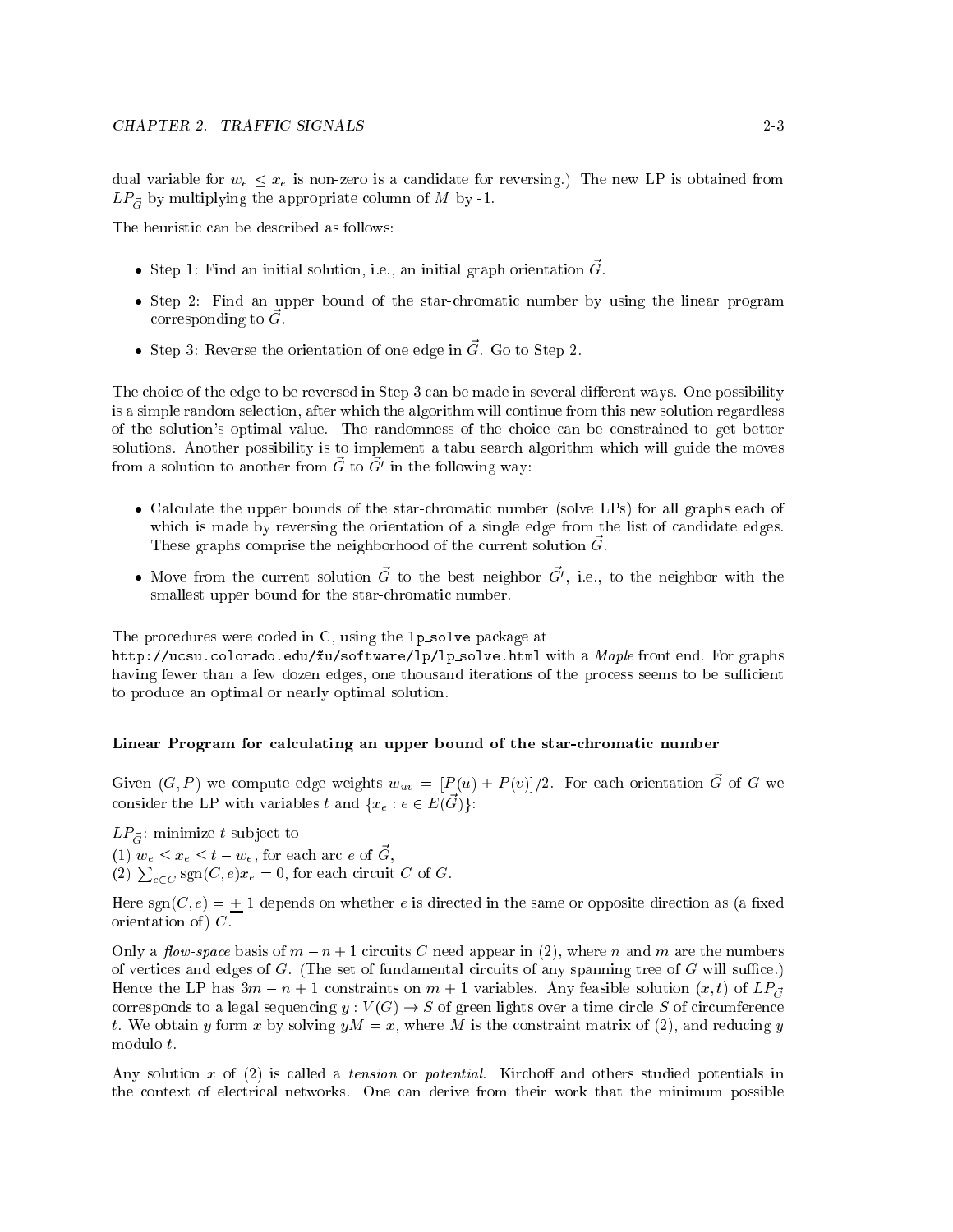dual variable for $w_e \leq x_e$ is non-zero is a candidate for reversing.) The new LP is obtained from $LP_{\vec{G}}$ by multiplying the appropriate column of $M$ by -1.

The heuristic can be described as follows:

- Step 1: Find an initial solution, i.e., an initial graph orientation $\vec{G}$.
- Step 2: Find an upper bound of the star-chromatic number by using the linear program corresponding to $\vec{G}$.
- Step 3: Reverse the orientation of one edge in $\vec{G}$. Go to Step 2.

The choice of the edge to be reversed in Step 3 can be made in several different ways. One possibility is a simple random selection, after which the algorithm will continue from this new solution regardless of the solution's optimal value. The randomness of the choice can be constrained to get better solutions. Another possibility is to implement a tabu search algorithm which will guide the moves from a solution to another from $\vec{G}$ to $\vec{G'}$ in the following way:

- Calculate the upper bounds of the star-chromatic number (solve LPs) for all graphs each of which is made by reversing the orientation of a single edge from the list of candidate edges. These graphs comprise the neighborhood of the current solution $\vec{G}$.
- Move from the current solution $\vec{G}$ to the best neighbor $\vec{G'}$, i.e., to the neighbor with the smallest upper bound for the star-chromatic number.

The procedures were coded in C, using the `lp_solve` package at
`http://ucsu.colorado.edu/~xu/software/lp/lp_solve.html` with a *Maple* front end. For graphs having fewer than a few dozen edges, one thousand iterations of the process seems to be sufficient to produce an optimal or nearly optimal solution.

### Linear Program for calculating an upper bound of the star-chromatic number

Given $(G, P)$ we compute edge weights $w_{uv} = [P(u) + P(v)]/2$. For each orientation $\vec{G}$ of $G$ we consider the LP with variables $t$ and $\{x_e : e \in E(\vec{G})\}$:

$LP_{\vec{G}}$: minimize $t$ subject to
(1) $w_e \leq x_e \leq t - w_e$, for each arc $e$ of $\vec{G}$,
(2) $\sum_{e \in C} \text{sgn}(C, e)x_e = 0$, for each circuit $C$ of $G$.

Here $\text{sgn}(C, e) = \pm 1$ depends on whether $e$ is directed in the same or opposite direction as (a fixed orientation of) $C$.

Only a *flow-space* basis of $m - n + 1$ circuits $C$ need appear in (2), where $n$ and $m$ are the numbers of vertices and edges of $G$. (The set of fundamental circuits of any spanning tree of $G$ will suffice.) Hence the LP has $3m - n + 1$ constraints on $m + 1$ variables. Any feasible solution $(x, t)$ of $LP_{\vec{G}}$ corresponds to a legal sequencing $y : V(G) \to S$ of green lights over a time circle $S$ of circumference $t$. We obtain $y$ form $x$ by solving $yM = x$, where $M$ is the constraint matrix of (2), and reducing $y$ modulo $t$.

Any solution $x$ of (2) is called a *tension* or *potential*. Kirchoff and others studied potentials in the context of electrical networks. One can derive from their work that the minimum possible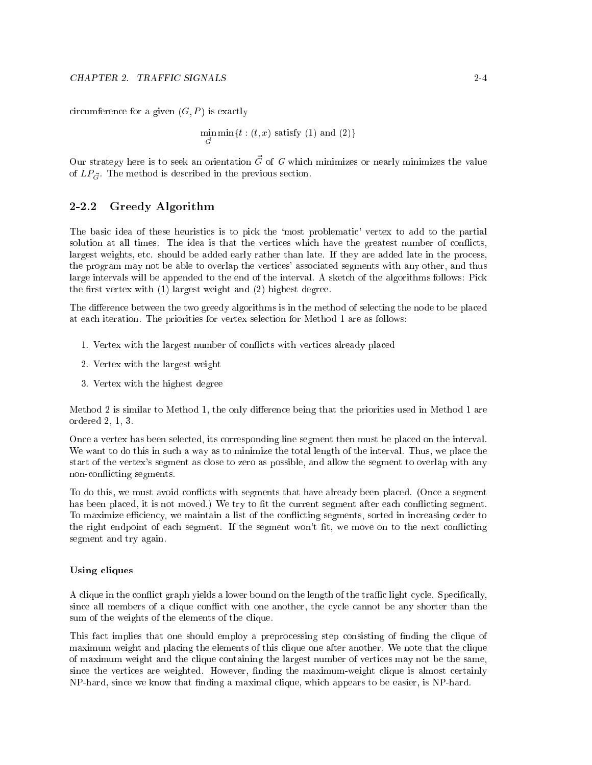circumference for a given $(G, P)$ is exactly

$$\min_{\vec{G}} \min\{t : (t, x) \text{ satisfy (1) and (2)}\}$$

Our strategy here is to seek an orientation $\vec{G}$ of $G$ which minimizes or nearly minimizes the value of $LP_{\vec{G}}$. The method is described in the previous section.

### 2-2.2 Greedy Algorithm

The basic idea of these heuristics is to pick the 'most problematic' vertex to add to the partial solution at all times. The idea is that the vertices which have the greatest number of conflicts, largest weights, etc. should be added early rather than late. If they are added late in the process, the program may not be able to overlap the vertices' associated segments with any other, and thus large intervals will be appended to the end of the interval. A sketch of the algorithms follows: Pick the first vertex with (1) largest weight and (2) highest degree.

The difference between the two greedy algorithms is in the method of selecting the node to be placed at each iteration. The priorities for vertex selection for Method 1 are as follows:

1. Vertex with the largest number of conflicts with vertices already placed
2. Vertex with the largest weight
3. Vertex with the highest degree

Method 2 is similar to Method 1, the only difference being that the priorities used in Method 1 are ordered 2, 1, 3.

Once a vertex has been selected, its corresponding line segment then must be placed on the interval. We want to do this in such a way as to minimize the total length of the interval. Thus, we place the start of the vertex's segment as close to zero as possible, and allow the segment to overlap with any non-conflicting segments.

To do this, we must avoid conflicts with segments that have already been placed. (Once a segment has been placed, it is not moved.) We try to fit the current segment after each conflicting segment. To maximize efficiency, we maintain a list of the conflicting segments, sorted in increasing order to the right endpoint of each segment. If the segment won't fit, we move on to the next conflicting segment and try again.

#### Using cliques

A clique in the conflict graph yields a lower bound on the length of the traffic light cycle. Specifically, since all members of a clique conflict with one another, the cycle cannot be any shorter than the sum of the weights of the elements of the clique.

This fact implies that one should employ a preprocessing step consisting of finding the clique of maximum weight and placing the elements of this clique one after another. We note that the clique of maximum weight and the clique containing the largest number of vertices may not be the same, since the vertices are weighted. However, finding the maximum-weight clique is almost certainly NP-hard, since we know that finding a maximal clique, which appears to be easier, is NP-hard.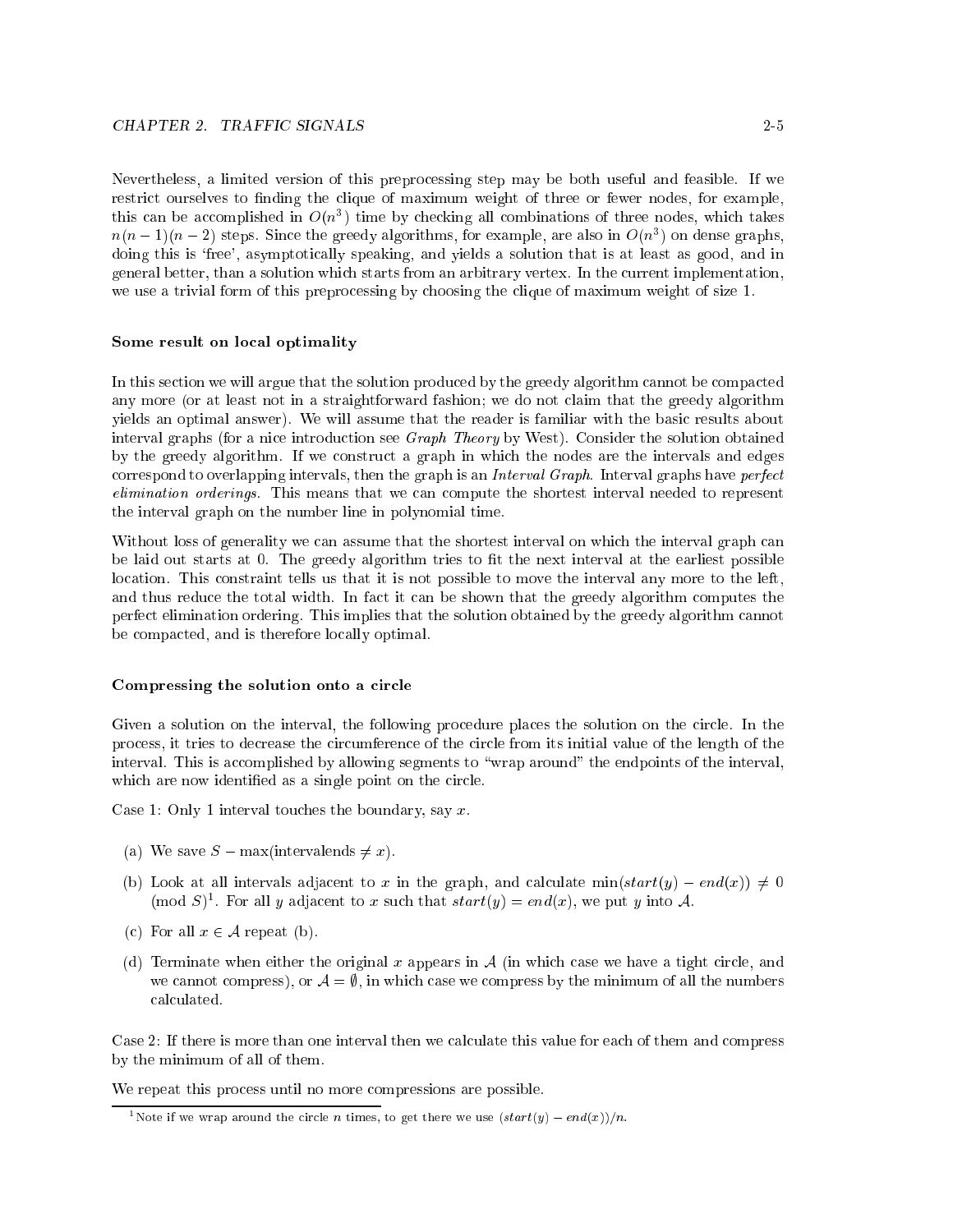Nevertheless, a limited version of this preprocessing step may be both useful and feasible. If we restrict ourselves to finding the clique of maximum weight of three or fewer nodes, for example, this can be accomplished in $O(n^3)$ time by checking all combinations of three nodes, which takes $n(n-1)(n-2)$ steps. Since the greedy algorithms, for example, are also in $O(n^3)$ on dense graphs, doing this is 'free', asymptotically speaking, and yields a solution that is at least as good, and in general better, than a solution which starts from an arbitrary vertex. In the current implementation, we use a trivial form of this preprocessing by choosing the clique of maximum weight of size 1.

### Some result on local optimality

In this section we will argue that the solution produced by the greedy algorithm cannot be compacted any more (or at least not in a straightforward fashion; we do not claim that the greedy algorithm yields an optimal answer). We will assume that the reader is familiar with the basic results about interval graphs (for a nice introduction see *Graph Theory* by West). Consider the solution obtained by the greedy algorithm. If we construct a graph in which the nodes are the intervals and edges correspond to overlapping intervals, then the graph is an *Interval Graph*. Interval graphs have *perfect elimination orderings*. This means that we can compute the shortest interval needed to represent the interval graph on the number line in polynomial time.

Without loss of generality we can assume that the shortest interval on which the interval graph can be laid out starts at 0. The greedy algorithm tries to fit the next interval at the earliest possible location. This constraint tells us that it is not possible to move the interval any more to the left, and thus reduce the total width. In fact it can be shown that the greedy algorithm computes the perfect elimination ordering. This implies that the solution obtained by the greedy algorithm cannot be compacted, and is therefore locally optimal.

### Compressing the solution onto a circle

Given a solution on the interval, the following procedure places the solution on the circle. In the process, it tries to decrease the circumference of the circle from its initial value of the length of the interval. This is accomplished by allowing segments to "wrap around" the endpoints of the interval, which are now identified as a single point on the circle.

Case 1: Only 1 interval touches the boundary, say $x$.

(a) We save $S - \max(\text{intervalends} \neq x)$.

(b) Look at all intervals adjacent to $x$ in the graph, and calculate $\min(start(y) - end(x)) \neq 0 \pmod{S}$[1]. For all $y$ adjacent to $x$ such that $start(y) = end(x)$, we put $y$ into $\mathcal{A}$.

(c) For all $x \in \mathcal{A}$ repeat (b).

(d) Terminate when either the original $x$ appears in $\mathcal{A}$ (in which case we have a tight circle, and we cannot compress), or $\mathcal{A} = \emptyset$, in which case we compress by the minimum of all the numbers calculated.

Case 2: If there is more than one interval then we calculate this value for each of them and compress by the minimum of all of them.

We repeat this process until no more compressions are possible.

[1] Note if we wrap around the circle $n$ times, to get there we use $(start(y) - end(x))/n$.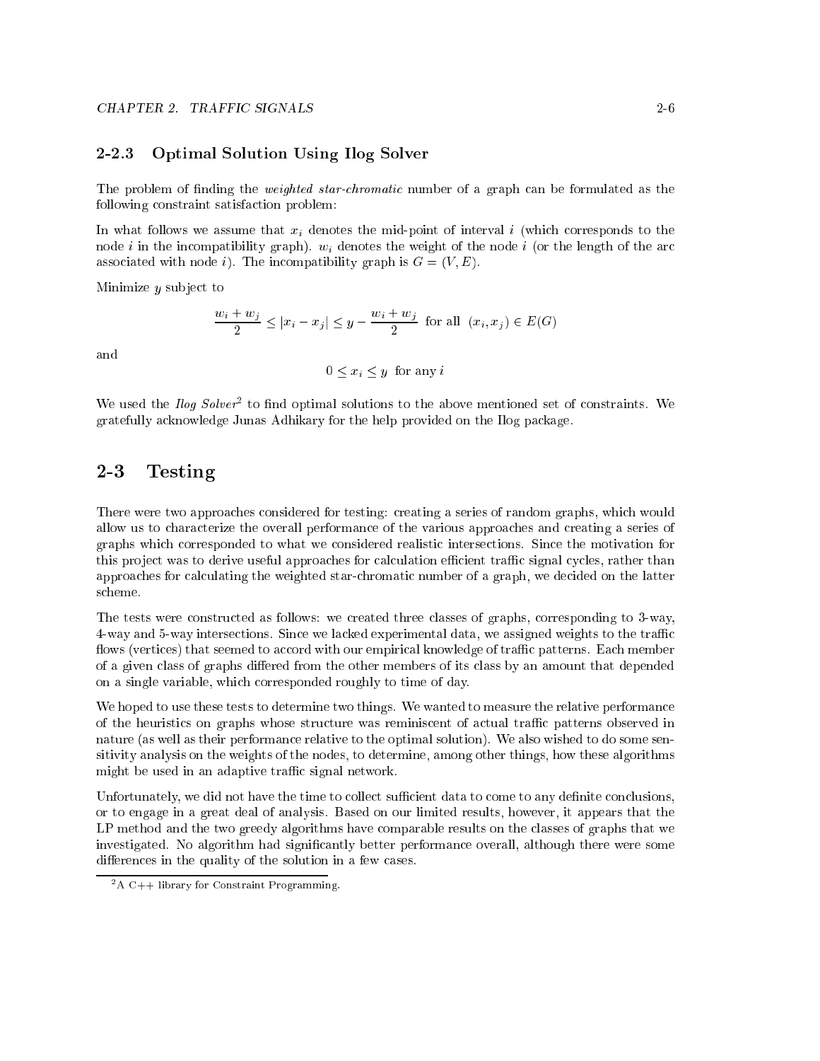### 2-2.3 Optimal Solution Using Ilog Solver

The problem of finding the *weighted star-chromatic* number of a graph can be formulated as the following constraint satisfaction problem:

In what follows we assume that $x_i$ denotes the mid-point of interval $i$ (which corresponds to the node $i$ in the incompatibility graph). $w_i$ denotes the weight of the node $i$ (or the length of the arc associated with node $i$). The incompatibility graph is $G = (V, E)$.

Minimize $y$ subject to

$$\frac{w_i + w_j}{2} \leq |x_i - x_j| \leq y - \frac{w_i + w_j}{2} \text{ for all } (x_i, x_j) \in E(G)$$

and

$$0 \leq x_i \leq y \text{ for any } i$$

We used the *Ilog Solver*[2] to find optimal solutions to the above mentioned set of constraints. We gratefully acknowledge Junas Adhikary for the help provided on the Ilog package.

## 2-3 Testing

There were two approaches considered for testing: creating a series of random graphs, which would allow us to characterize the overall performance of the various approaches and creating a series of graphs which corresponded to what we considered realistic intersections. Since the motivation for this project was to derive useful approaches for calculation efficient traffic signal cycles, rather than approaches for calculating the weighted star-chromatic number of a graph, we decided on the latter scheme.

The tests were constructed as follows: we created three classes of graphs, corresponding to 3-way, 4-way and 5-way intersections. Since we lacked experimental data, we assigned weights to the traffic flows (vertices) that seemed to accord with our empirical knowledge of traffic patterns. Each member of a given class of graphs differed from the other members of its class by an amount that depended on a single variable, which corresponded roughly to time of day.

We hoped to use these tests to determine two things. We wanted to measure the relative performance of the heuristics on graphs whose structure was reminiscent of actual traffic patterns observed in nature (as well as their performance relative to the optimal solution). We also wished to do some sensitivity analysis on the weights of the nodes, to determine, among other things, how these algorithms might be used in an adaptive traffic signal network.

Unfortunately, we did not have the time to collect sufficient data to come to any definite conclusions, or to engage in a great deal of analysis. Based on our limited results, however, it appears that the LP method and the two greedy algorithms have comparable results on the classes of graphs that we investigated. No algorithm had significantly better performance overall, although there were some differences in the quality of the solution in a few cases.

[2] A C++ library for Constraint Programming.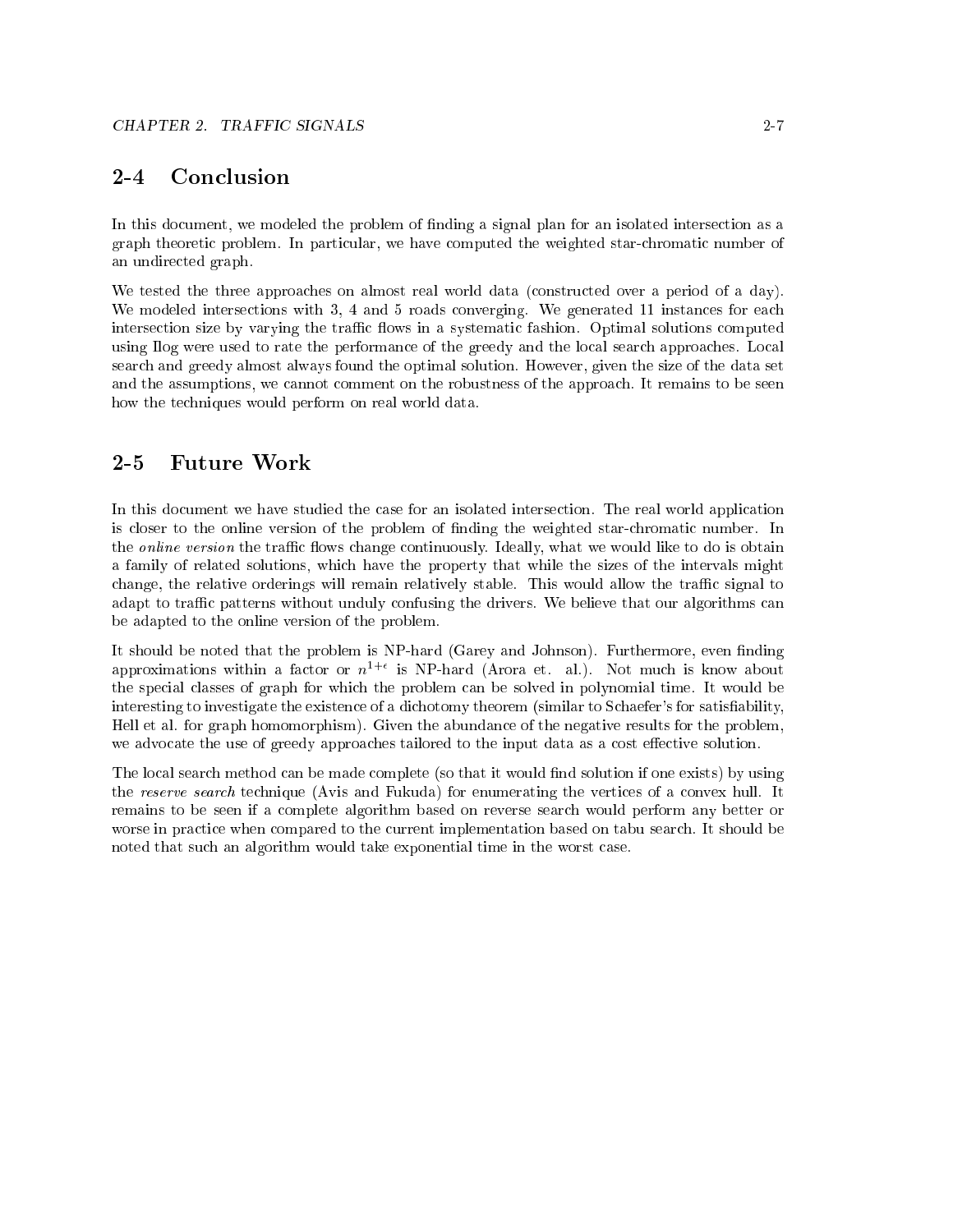## 2-4 Conclusion

In this document, we modeled the problem of finding a signal plan for an isolated intersection as a graph theoretic problem. In particular, we have computed the weighted star-chromatic number of an undirected graph.

We tested the three approaches on almost real world data (constructed over a period of a day). We modeled intersections with 3, 4 and 5 roads converging. We generated 11 instances for each intersection size by varying the traffic flows in a systematic fashion. Optimal solutions computed using Ilog were used to rate the performance of the greedy and the local search approaches. Local search and greedy almost always found the optimal solution. However, given the size of the data set and the assumptions, we cannot comment on the robustness of the approach. It remains to be seen how the techniques would perform on real world data.

## 2-5 Future Work

In this document we have studied the case for an isolated intersection. The real world application is closer to the online version of the problem of finding the weighted star-chromatic number. In the *online version* the traffic flows change continuously. Ideally, what we would like to do is obtain a family of related solutions, which have the property that while the sizes of the intervals might change, the relative orderings will remain relatively stable. This would allow the traffic signal to adapt to traffic patterns without unduly confusing the drivers. We believe that our algorithms can be adapted to the online version of the problem.

It should be noted that the problem is NP-hard (Garey and Johnson). Furthermore, even finding approximations within a factor or $n^{1+\epsilon}$ is NP-hard (Arora et. al.). Not much is know about the special classes of graph for which the problem can be solved in polynomial time. It would be interesting to investigate the existence of a dichotomy theorem (similar to Schaefer's for satisfiability, Hell et al. for graph homomorphism). Given the abundance of the negative results for the problem, we advocate the use of greedy approaches tailored to the input data as a cost effective solution.

The local search method can be made complete (so that it would find solution if one exists) by using the *reserve search* technique (Avis and Fukuda) for enumerating the vertices of a convex hull. It remains to be seen if a complete algorithm based on reverse search would perform any better or worse in practice when compared to the current implementation based on tabu search. It should be noted that such an algorithm would take exponential time in the worst case.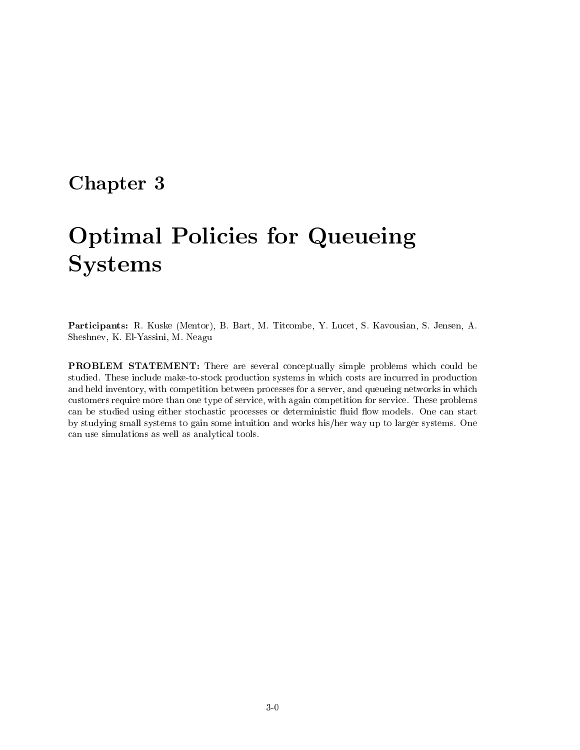# Chapter 3

# Optimal Policies for Queueing Systems

**Participants:** R. Kuske (Mentor), B. Bart, M. Titcombe, Y. Lucet, S. Kavousian, S. Jensen, A. Sheshnev, K. El-Yassini, M. Neagu

**PROBLEM STATEMENT:** There are several conceptually simple problems which could be studied. These include make-to-stock production systems in which costs are incurred in production and held inventory, with competition between processes for a server, and queueing networks in which customers require more than one type of service, with again competition for service. These problems can be studied using either stochastic processes or deterministic fluid flow models. One can start by studying small systems to gain some intuition and works his/her way up to larger systems. One can use simulations as well as analytical tools.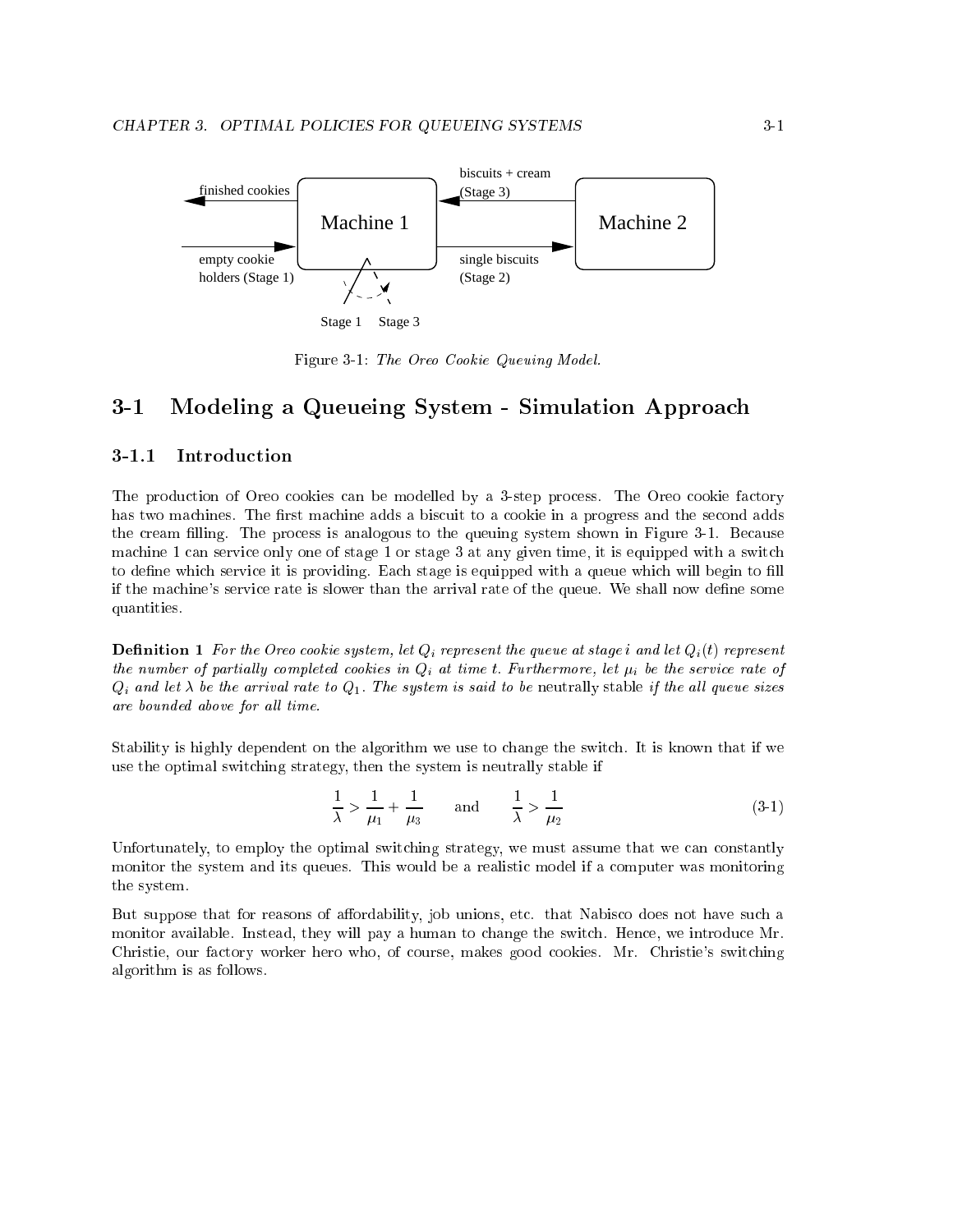Figure 3-1: *The Oreo Cookie Queuing Model.*

## 3-1 Modeling a Queueing System - Simulation Approach

### 3-1.1 Introduction

The production of Oreo cookies can be modelled by a 3-step process. The Oreo cookie factory has two machines. The first machine adds a biscuit to a cookie in a progress and the second adds the cream filling. The process is analogous to the queuing system shown in Figure 3-1. Because machine 1 can service only one of stage 1 or stage 3 at any given time, it is equipped with a switch to define which service it is providing. Each stage is equipped with a queue which will begin to fill if the machine's service rate is slower than the arrival rate of the queue. We shall now define some quantities.

**Definition 1** *For the Oreo cookie system, let $Q_i$ represent the queue at stage $i$ and let $Q_i(t)$ represent the number of partially completed cookies in $Q_i$ at time $t$. Furthermore, let $\mu_i$ be the service rate of $Q_i$ and let $\lambda$ be the arrival rate to $Q_1$. The system is said to be* neutrally stable *if the all queue sizes are bounded above for all time.*

Stability is highly dependent on the algorithm we use to change the switch. It is known that if we use the optimal switching strategy, then the system is neutrally stable if

$$\frac{1}{\lambda} > \frac{1}{\mu_1} + \frac{1}{\mu_3} \qquad \text{and} \qquad \frac{1}{\lambda} > \frac{1}{\mu_2} \tag{3-1}$$

Unfortunately, to employ the optimal switching strategy, we must assume that we can constantly monitor the system and its queues. This would be a realistic model if a computer was monitoring the system.

But suppose that for reasons of affordability, job unions, etc. that Nabisco does not have such a monitor available. Instead, they will pay a human to change the switch. Hence, we introduce Mr. Christie, our factory worker hero who, of course, makes good cookies. Mr. Christie's switching algorithm is as follows.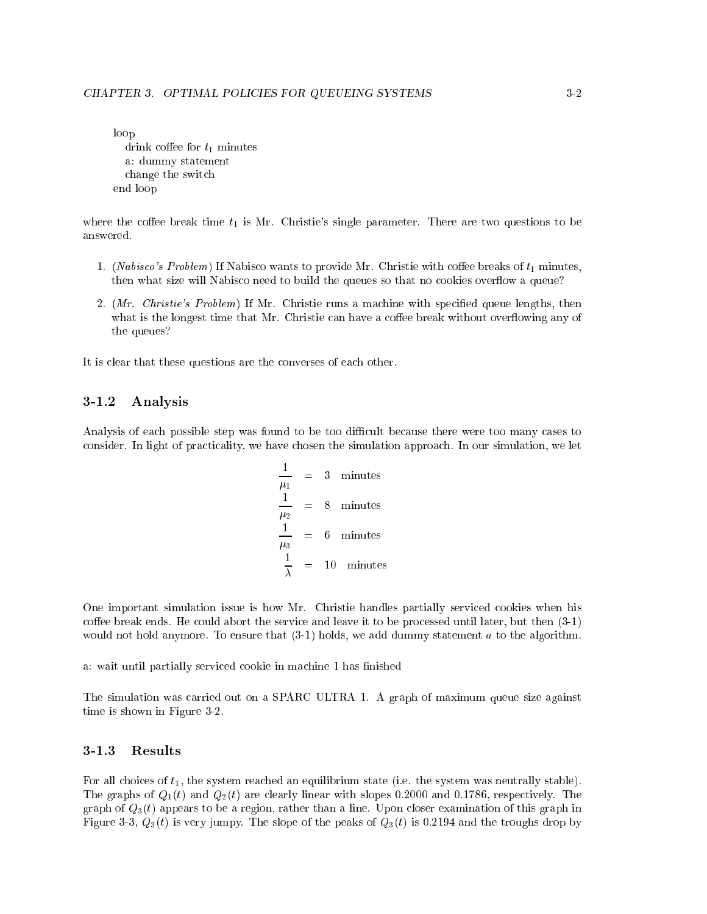```
loop
   drink coffee for t1 minutes
   a: dummy statement
   change the switch
end loop
```

where the coffee break time $t_1$ is Mr. Christie's single parameter. There are two questions to be answered.

1. (*Nabisco's Problem*) If Nabisco wants to provide Mr. Christie with coffee breaks of $t_1$ minutes, then what size will Nabisco need to build the queues so that no cookies overflow a queue?
2. (*Mr. Christie's Problem*) If Mr. Christie runs a machine with specified queue lengths, then what is the longest time that Mr. Christie can have a coffee break without overflowing any of the queues?

It is clear that these questions are the converses of each other.

### 3-1.2 Analysis

Analysis of each possible step was found to be too difficult because there were too many cases to consider. In light of practicality, we have chosen the simulation approach. In our simulation, we let

$$
\begin{aligned}
\frac{1}{\mu_1} &= 3 \quad \text{minutes} \\
\frac{1}{\mu_2} &= 8 \quad \text{minutes} \\
\frac{1}{\mu_3} &= 6 \quad \text{minutes} \\
\frac{1}{\lambda} &= 10 \quad \text{minutes}
\end{aligned}
$$

One important simulation issue is how Mr. Christie handles partially serviced cookies when his coffee break ends. He could abort the service and leave it to be processed until later, but then (3-1) would not hold anymore. To ensure that (3-1) holds, we add dummy statement $a$ to the algorithm.

```
a: wait until partially serviced cookie in machine 1 has finished
```

The simulation was carried out on a SPARC ULTRA 1. A graph of maximum queue size against time is shown in Figure 3-2.

### 3-1.3 Results

For all choices of $t_1$, the system reached an equilibrium state (i.e. the system was neutrally stable). The graphs of $Q_1(t)$ and $Q_2(t)$ are clearly linear with slopes 0.2000 and 0.1786, respectively. The graph of $Q_3(t)$ appears to be a region, rather than a line. Upon closer examination of this graph in Figure 3-3, $Q_3(t)$ is very jumpy. The slope of the peaks of $Q_3(t)$ is 0.2194 and the troughs drop by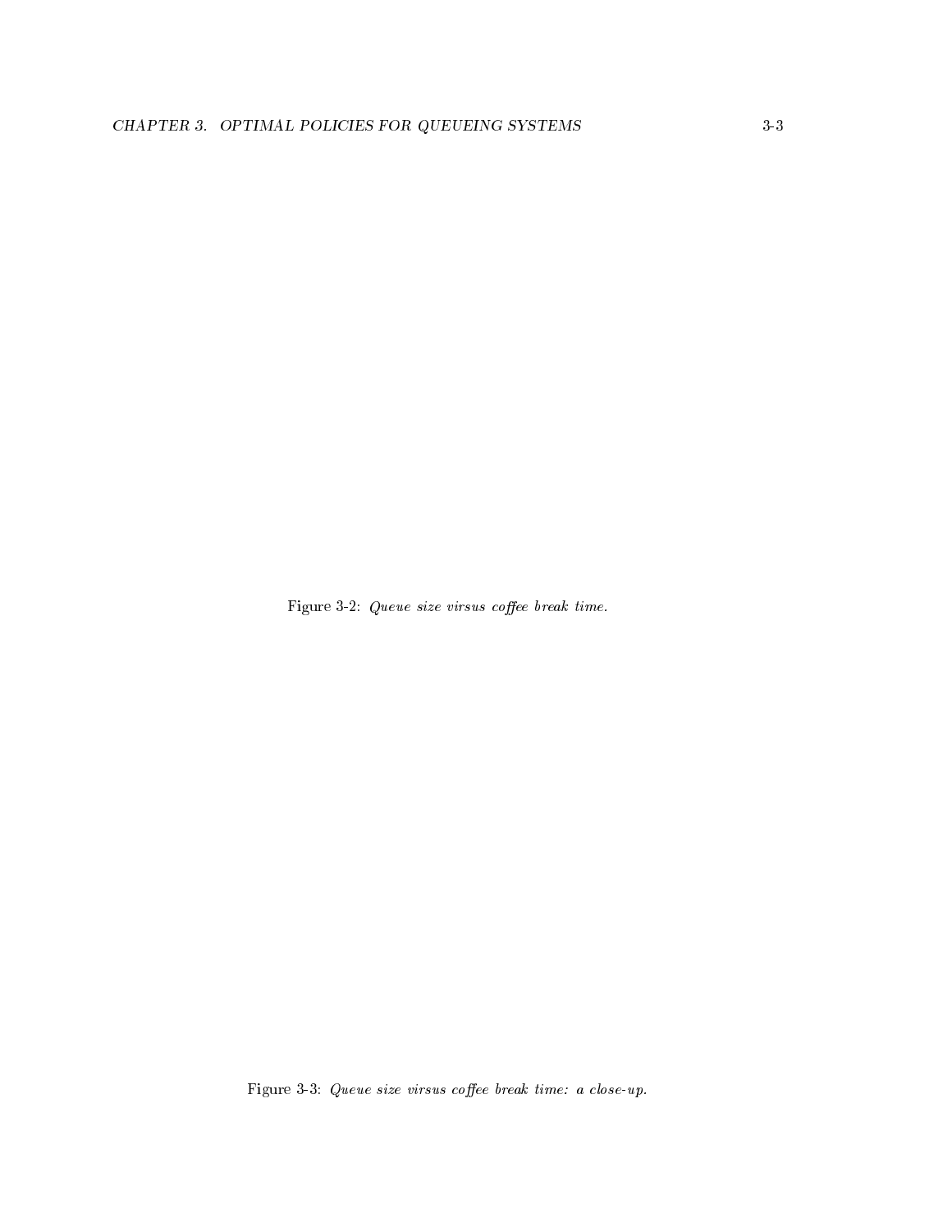Figure 3-2: *Queue size virsus coffee break time.*

Figure 3-3: *Queue size virsus coffee break time: a close-up.*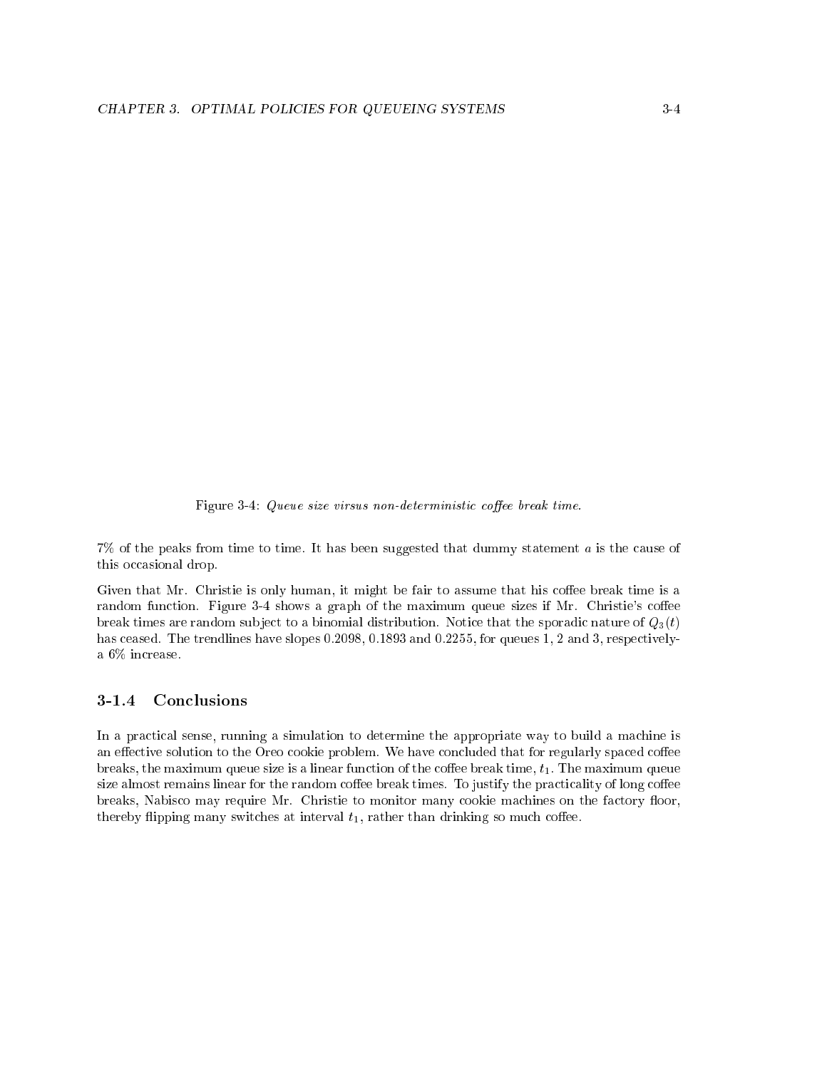Figure 3-4: *Queue size virsus non-deterministic coffee break time.*

7% of the peaks from time to time. It has been suggested that dummy statement $a$ is the cause of this occasional drop.

Given that Mr. Christie is only human, it might be fair to assume that his coffee break time is a random function. Figure 3-4 shows a graph of the maximum queue sizes if Mr. Christie's coffee break times are random subject to a binomial distribution. Notice that the sporadic nature of $Q_3(t)$ has ceased. The trendlines have slopes 0.2098, 0.1893 and 0.2255, for queues 1, 2 and 3, respectively- a 6% increase.

### 3-1.4 Conclusions

In a practical sense, running a simulation to determine the appropriate way to build a machine is an effective solution to the Oreo cookie problem. We have concluded that for regularly spaced coffee breaks, the maximum queue size is a linear function of the coffee break time, $t_1$. The maximum queue size almost remains linear for the random coffee break times. To justify the practicality of long coffee breaks, Nabisco may require Mr. Christie to monitor many cookie machines on the factory floor, thereby flipping many switches at interval $t_1$, rather than drinking so much coffee.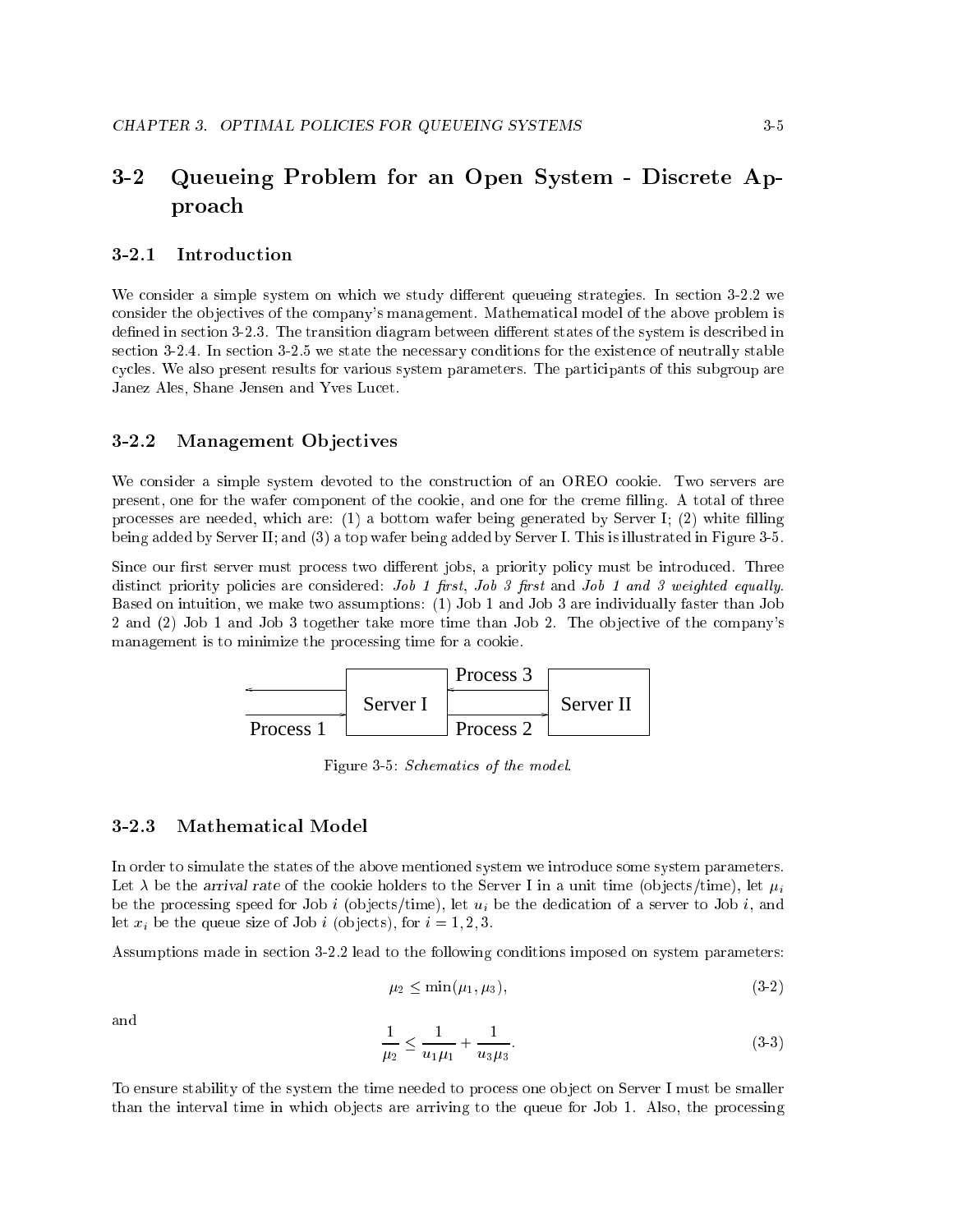## 3-2 Queueing Problem for an Open System - Discrete Approach

### 3-2.1 Introduction

We consider a simple system on which we study different queueing strategies. In section 3-2.2 we consider the objectives of the company's management. Mathematical model of the above problem is defined in section 3-2.3. The transition diagram between different states of the system is described in section 3-2.4. In section 3-2.5 we state the necessary conditions for the existence of neutrally stable cycles. We also present results for various system parameters. The participants of this subgroup are Janez Ales, Shane Jensen and Yves Lucet.

### 3-2.2 Management Objectives

We consider a simple system devoted to the construction of an OREO cookie. Two servers are present, one for the wafer component of the cookie, and one for the creme filling. A total of three processes are needed, which are: (1) a bottom wafer being generated by Server I; (2) white filling being added by Server II; and (3) a top wafer being added by Server I. This is illustrated in Figure 3-5.

Since our first server must process two different jobs, a priority policy must be introduced. Three distinct priority policies are considered: *Job 1 first*, *Job 3 first* and *Job 1 and 3 weighted equally.* Based on intuition, we make two assumptions: (1) Job 1 and Job 3 are individually faster than Job 2 and (2) Job 1 and Job 3 together take more time than Job 2. The objective of the company's management is to minimize the processing time for a cookie.

Process 1 — Server I — Process 2 — Server II — Process 3

Figure 3-5: *Schematics of the model.*

### 3-2.3 Mathematical Model

In order to simulate the states of the above mentioned system we introduce some system parameters. Let $\lambda$ be the *arrival rate* of the cookie holders to the Server I in a unit time (objects/time), let $\mu_i$ be the processing speed for Job $i$ (objects/time), let $u_i$ be the dedication of a server to Job $i$, and let $x_i$ be the queue size of Job $i$ (objects), for $i = 1, 2, 3$.

Assumptions made in section 3-2.2 lead to the following conditions imposed on system parameters:

$$\mu_2 \leq \min(\mu_1, \mu_3), \tag{3-2}$$

and

$$\frac{1}{\mu_2} \leq \frac{1}{u_1\mu_1} + \frac{1}{u_3\mu_3}. \tag{3-3}$$

To ensure stability of the system the time needed to process one object on Server I must be smaller than the interval time in which objects are arriving to the queue for Job 1. Also, the processing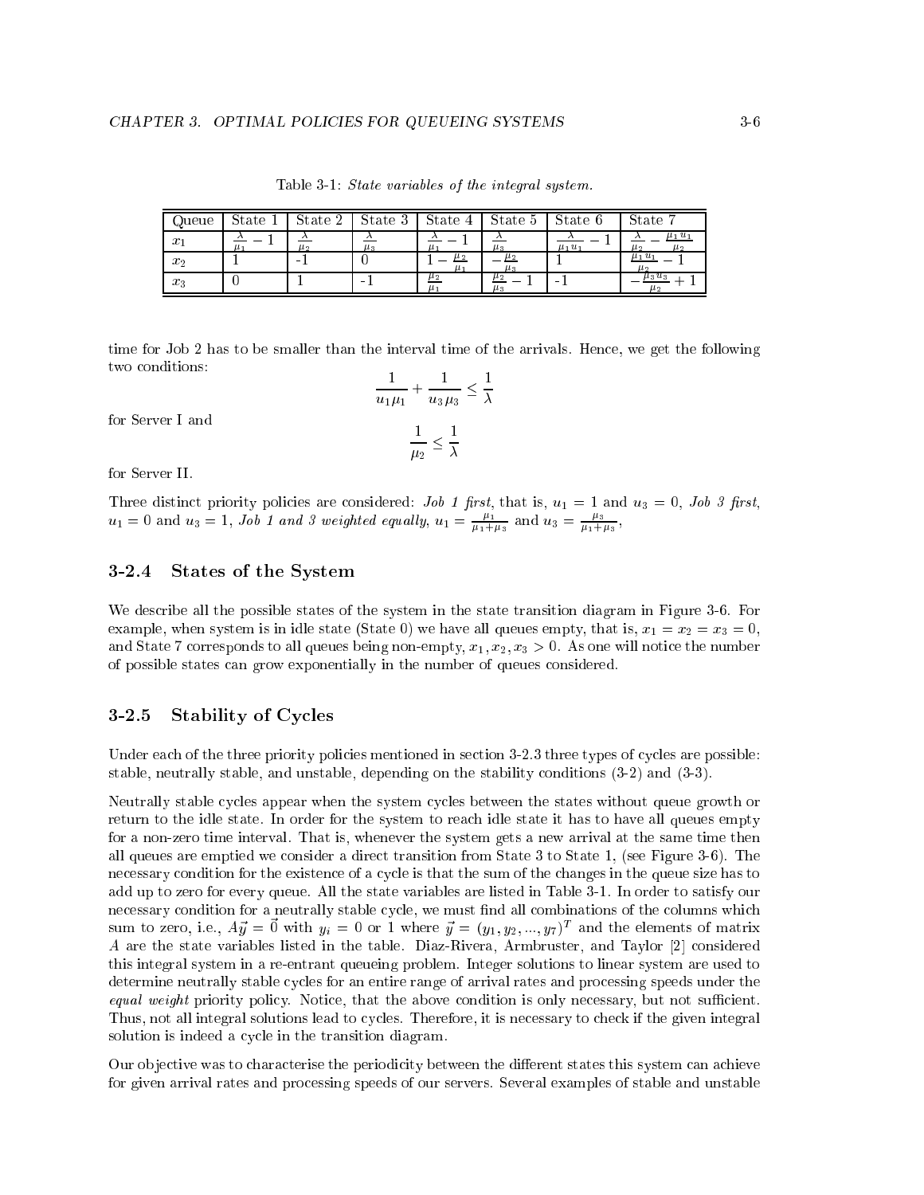Table 3-1: *State variables of the integral system.*

| Queue | State 1 | State 2 | State 3 | State 4 | State 5 | State 6 | State 7 |
|---|---|---|---|---|---|---|---|
| $x_1$ | $\frac{\lambda}{\mu_1} - 1$ | $\frac{\lambda}{\mu_2}$ | $\frac{\lambda}{\mu_3}$ | $\frac{\lambda}{\mu_1} - 1$ | $\frac{\lambda}{\mu_3}$ | $\frac{\lambda}{\mu_1 u_1} - 1$ | $\frac{\lambda}{\mu_2} - \frac{\mu_1 u_1}{\mu_2}$ |
| $x_2$ | 1 | -1 | 0 | $1 - \frac{\mu_2}{\mu_1}$ | $-\frac{\mu_2}{\mu_3}$ | 1 | $\frac{\mu_1 u_1}{\mu_2} - 1$ |
| $x_3$ | 0 | 1 | -1 | $\frac{\mu_2}{\mu_1}$ | $\frac{\mu_2}{\mu_3} - 1$ | -1 | $-\frac{\mu_3 u_3}{\mu_2} + 1$ |

time for Job 2 has to be smaller than the interval time of the arrivals. Hence, we get the following two conditions:

$$\frac{1}{u_1 \mu_1} + \frac{1}{u_3 \mu_3} \leq \frac{1}{\lambda}$$

for Server I and

$$\frac{1}{\mu_2} \leq \frac{1}{\lambda}$$

for Server II.

Three distinct priority policies are considered: *Job 1 first*, that is, $u_1 = 1$ and $u_3 = 0$, *Job 3 first*, $u_1 = 0$ and $u_3 = 1$, *Job 1 and 3 weighted equally*, $u_1 = \frac{\mu_1}{\mu_1 + \mu_3}$ and $u_3 = \frac{\mu_3}{\mu_1 + \mu_3}$,

### 3-2.4 States of the System

We describe all the possible states of the system in the state transition diagram in Figure 3-6. For example, when system is in idle state (State 0) we have all queues empty, that is, $x_1 = x_2 = x_3 = 0$, and State 7 corresponds to all queues being non-empty, $x_1, x_2, x_3 > 0$. As one will notice the number of possible states can grow exponentially in the number of queues considered.

### 3-2.5 Stability of Cycles

Under each of the three priority policies mentioned in section 3-2.3 three types of cycles are possible: stable, neutrally stable, and unstable, depending on the stability conditions (3-2) and (3-3).

Neutrally stable cycles appear when the system cycles between the states without queue growth or return to the idle state. In order for the system to reach idle state it has to have all queues empty for a non-zero time interval. That is, whenever the system gets a new arrival at the same time then all queues are emptied we consider a direct transition from State 3 to State 1, (see Figure 3-6). The necessary condition for the existence of a cycle is that the sum of the changes in the queue size has to add up to zero for every queue. All the state variables are listed in Table 3-1. In order to satisfy our necessary condition for a neutrally stable cycle, we must find all combinations of the columns which sum to zero, i.e., $A\vec{y} = \vec{0}$ with $y_i = 0$ or 1 where $\vec{y} = (y_1, y_2, ..., y_7)^T$ and the elements of matrix $A$ are the state variables listed in the table. Diaz-Rivera, Armbruster, and Taylor [2] considered this integral system in a re-entrant queueing problem. Integer solutions to linear system are used to determine neutrally stable cycles for an entire range of arrival rates and processing speeds under the *equal weight* priority policy. Notice, that the above condition is only necessary, but not sufficient. Thus, not all integral solutions lead to cycles. Therefore, it is necessary to check if the given integral solution is indeed a cycle in the transition diagram.

Our objective was to characterise the periodicity between the different states this system can achieve for given arrival rates and processing speeds of our servers. Several examples of stable and unstable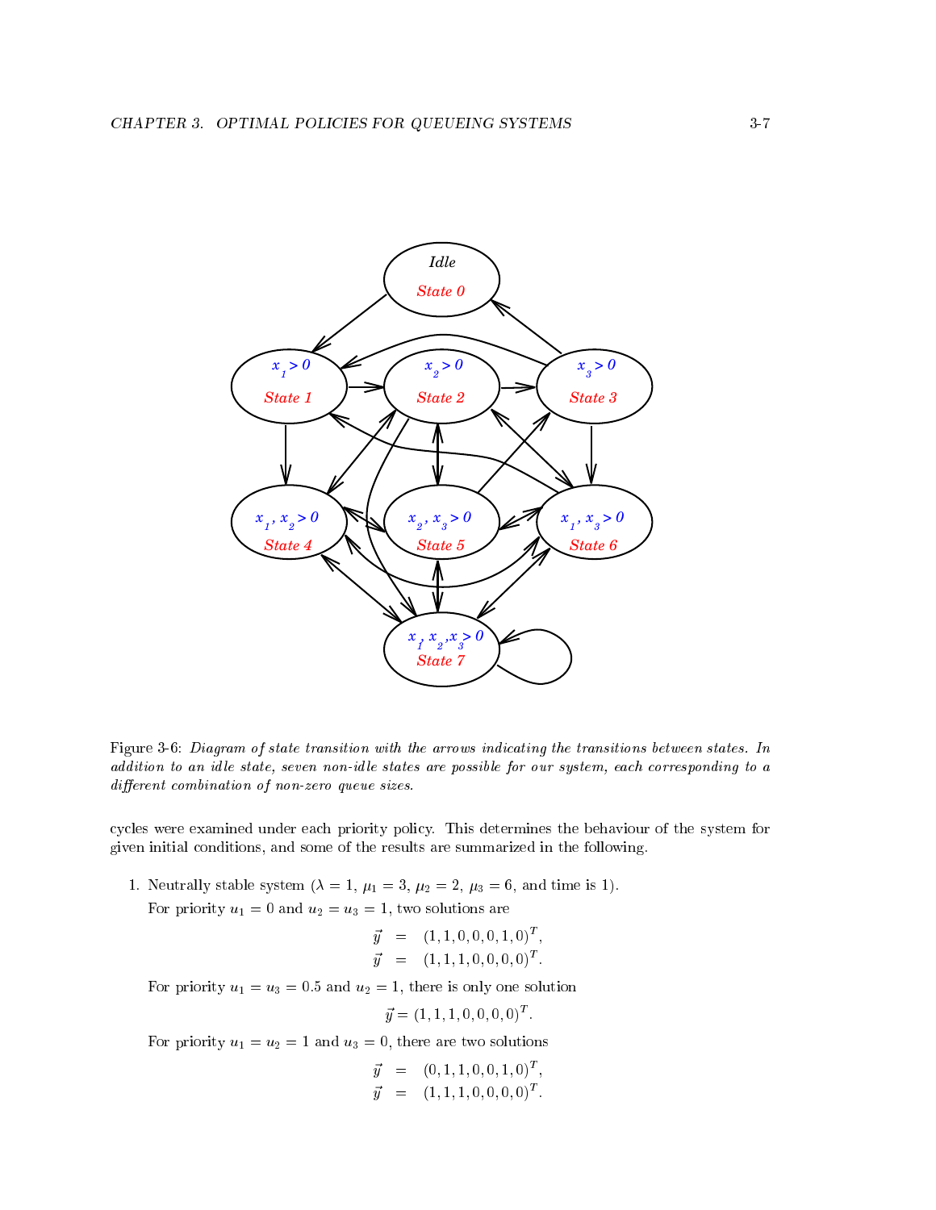Figure 3-6: *Diagram of state transition with the arrows indicating the transitions between states. In addition to an idle state, seven non-idle states are possible for our system, each corresponding to a different combination of non-zero queue sizes.*

cycles were examined under each priority policy. This determines the behaviour of the system for given initial conditions, and some of the results are summarized in the following.

1. Neutrally stable system ($\lambda = 1$, $\mu_1 = 3$, $\mu_2 = 2$, $\mu_3 = 6$, and time is 1).

   For priority $u_1 = 0$ and $u_2 = u_3 = 1$, two solutions are

$$\vec{y} = (1, 1, 0, 0, 0, 1, 0)^T,$$
$$\vec{y} = (1, 1, 1, 0, 0, 0, 0)^T.$$

   For priority $u_1 = u_3 = 0.5$ and $u_2 = 1$, there is only one solution

$$\vec{y} = (1, 1, 1, 0, 0, 0, 0)^T.$$

   For priority $u_1 = u_2 = 1$ and $u_3 = 0$, there are two solutions

$$\vec{y} = (0, 1, 1, 0, 0, 1, 0)^T,$$
$$\vec{y} = (1, 1, 1, 0, 0, 0, 0)^T.$$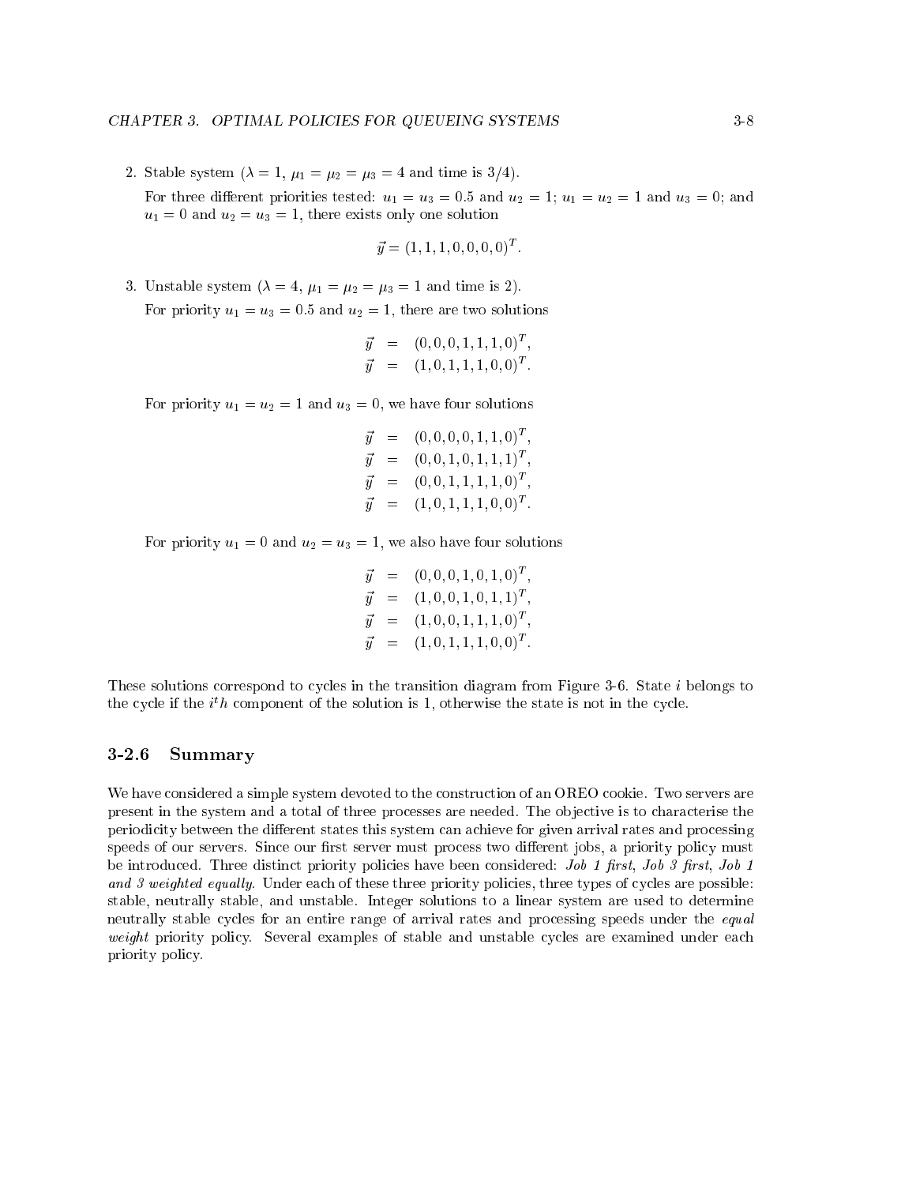2. Stable system ($\lambda = 1$, $\mu_1 = \mu_2 = \mu_3 = 4$ and time is $3/4$).

   For three different priorities tested: $u_1 = u_3 = 0.5$ and $u_2 = 1$; $u_1 = u_2 = 1$ and $u_3 = 0$; and $u_1 = 0$ and $u_2 = u_3 = 1$, there exists only one solution

$$\vec{y} = (1, 1, 1, 0, 0, 0, 0)^T.$$

3. Unstable system ($\lambda = 4$, $\mu_1 = \mu_2 = \mu_3 = 1$ and time is 2).

   For priority $u_1 = u_3 = 0.5$ and $u_2 = 1$, there are two solutions

$$\begin{aligned} \vec{y} &= (0, 0, 0, 1, 1, 1, 0)^T, \\ \vec{y} &= (1, 0, 1, 1, 1, 0, 0)^T. \end{aligned}$$

   For priority $u_1 = u_2 = 1$ and $u_3 = 0$, we have four solutions

$$\begin{aligned} \vec{y} &= (0, 0, 0, 0, 1, 1, 0)^T, \\ \vec{y} &= (0, 0, 1, 0, 1, 1, 1)^T, \\ \vec{y} &= (0, 0, 1, 1, 1, 1, 0)^T, \\ \vec{y} &= (1, 0, 1, 1, 1, 0, 0)^T. \end{aligned}$$

   For priority $u_1 = 0$ and $u_2 = u_3 = 1$, we also have four solutions

$$\begin{aligned} \vec{y} &= (0, 0, 0, 1, 0, 1, 0)^T, \\ \vec{y} &= (1, 0, 0, 1, 0, 1, 1)^T, \\ \vec{y} &= (1, 0, 0, 1, 1, 1, 0)^T, \\ \vec{y} &= (1, 0, 1, 1, 1, 0, 0)^T. \end{aligned}$$

These solutions correspond to cycles in the transition diagram from Figure 3-6. State $i$ belongs to the cycle if the $i^th$ component of the solution is 1, otherwise the state is not in the cycle.

### 3-2.6 Summary

We have considered a simple system devoted to the construction of an OREO cookie. Two servers are present in the system and a total of three processes are needed. The objective is to characterise the periodicity between the different states this system can achieve for given arrival rates and processing speeds of our servers. Since our first server must process two different jobs, a priority policy must be introduced. Three distinct priority policies have been considered: *Job 1 first*, *Job 3 first*, *Job 1 and 3 weighted equally*. Under each of these three priority policies, three types of cycles are possible: stable, neutrally stable, and unstable. Integer solutions to a linear system are used to determine neutrally stable cycles for an entire range of arrival rates and processing speeds under the *equal weight* priority policy. Several examples of stable and unstable cycles are examined under each priority policy.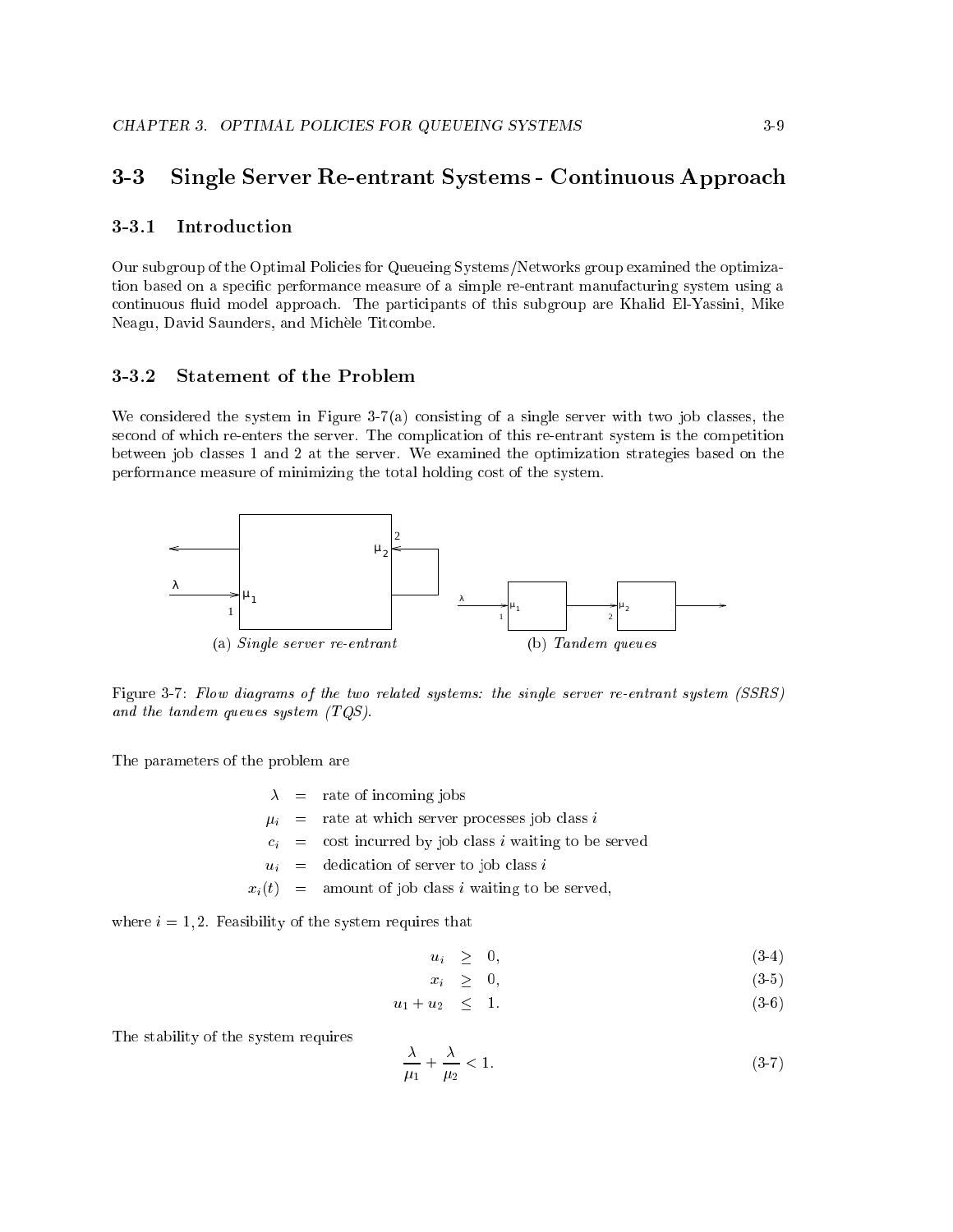## 3-3 Single Server Re-entrant Systems - Continuous Approach

### 3-3.1 Introduction

Our subgroup of the Optimal Policies for Queueing Systems/Networks group examined the optimization based on a specific performance measure of a simple re-entrant manufacturing system using a continuous fluid model approach. The participants of this subgroup are Khalid El-Yassini, Mike Neagu, David Saunders, and Michèle Titcombe.

### 3-3.2 Statement of the Problem

We considered the system in Figure 3-7(a) consisting of a single server with two job classes, the second of which re-enters the server. The complication of this re-entrant system is the competition between job classes 1 and 2 at the server. We examined the optimization strategies based on the performance measure of minimizing the total holding cost of the system.

(a) *Single server re-entrant* (b) *Tandem queues*

Figure 3-7: *Flow diagrams of the two related systems: the single server re-entrant system (SSRS) and the tandem queues system (TQS).*

The parameters of the problem are

$$\begin{aligned}
\lambda &= \text{rate of incoming jobs} \\
\mu_i &= \text{rate at which server processes job class } i \\
c_i &= \text{cost incurred by job class } i \text{ waiting to be served} \\
u_i &= \text{dedication of server to job class } i \\
x_i(t) &= \text{amount of job class } i \text{ waiting to be served,}
\end{aligned}$$

where $i = 1, 2$. Feasibility of the system requires that

$$u_i \geq 0, \tag{3-4}$$

$$x_i \geq 0, \tag{3-5}$$

$$u_1 + u_2 \leq 1. \tag{3-6}$$

The stability of the system requires

$$\frac{\lambda}{\mu_1} + \frac{\lambda}{\mu_2} < 1. \tag{3-7}$$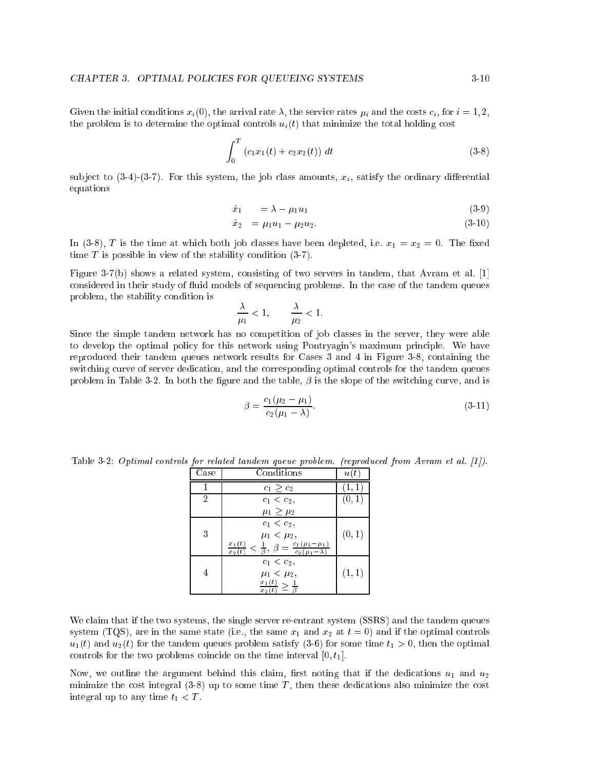Given the initial conditions $x_i(0)$, the arrival rate $\lambda$, the service rates $\mu_i$ and the costs $c_i$, for $i = 1, 2$, the problem is to determine the optimal controls $u_i(t)$ that minimize the total holding cost

$$\int_0^T (c_1 x_1(t) + c_2 x_2(t))\ dt \tag{3-8}$$

subject to (3-4)-(3-7). For this system, the job class amounts, $x_i$, satisfy the ordinary differential equations

$$\dot{x}_1 = \lambda - \mu_1 u_1 \tag{3-9}$$

$$\dot{x}_2 = \mu_1 u_1 - \mu_2 u_2. \tag{3-10}$$

In (3-8), $T$ is the time at which both job classes have been depleted, i.e. $x_1 = x_2 = 0$. The fixed time $T$ is possible in view of the stability condition (3-7).

Figure 3-7(b) shows a related system, consisting of two servers in tandem, that Avram et al. [1] considered in their study of fluid models of sequencing problems. In the case of the tandem queues problem, the stability condition is

$$\frac{\lambda}{\mu_1} < 1, \qquad \frac{\lambda}{\mu_2} < 1.$$

Since the simple tandem network has no competition of job classes in the server, they were able to develop the optimal policy for this network using Pontryagin's maximum principle. We have reproduced their tandem queues network results for Cases 3 and 4 in Figure 3-8, containing the switching curve of server dedication, and the corresponding optimal controls for the tandem queues problem in Table 3-2. In both the figure and the table, $\beta$ is the slope of the switching curve, and is

$$\beta = \frac{c_1(\mu_2 - \mu_1)}{c_2(\mu_1 - \lambda)}. \tag{3-11}$$

Table 3-2: *Optimal controls for related tandem queue problem. (reproduced from Avram et al. [1]).*

| Case | Conditions | $u(t)$ |
|---|---|---|
| 1 | $c_1 \geq c_2$ | $(1,1)$ |
| 2 | $c_1 < c_2$, $\mu_1 \geq \mu_2$ | $(0,1)$ |
| 3 | $c_1 < c_2$, $\mu_1 < \mu_2$, $\frac{x_1(t)}{x_2(t)} < \frac{1}{\beta}$, $\beta = \frac{c_1(\mu_2-\mu_1)}{c_2(\mu_1-\lambda)}$ | $(0,1)$ |
| 4 | $c_1 < c_2$, $\mu_1 < \mu_2$, $\frac{x_1(t)}{x_2(t)} \geq \frac{1}{\beta}$ | $(1,1)$ |

We claim that if the two systems, the single server re-entrant system (SSRS) and the tandem queues system (TQS), are in the same state (i.e., the same $x_1$ and $x_2$ at $t = 0$) and if the optimal controls $u_1(t)$ and $u_2(t)$ for the tandem queues problem satisfy (3-6) for some time $t_1 > 0$, then the optimal controls for the two problems coincide on the time interval $[0, t_1]$.

Now, we outline the argument behind this claim, first noting that if the dedications $u_1$ and $u_2$ minimize the cost integral (3-8) up to some time $T$, then these dedications also minimize the cost integral up to any time $t_1 < T$.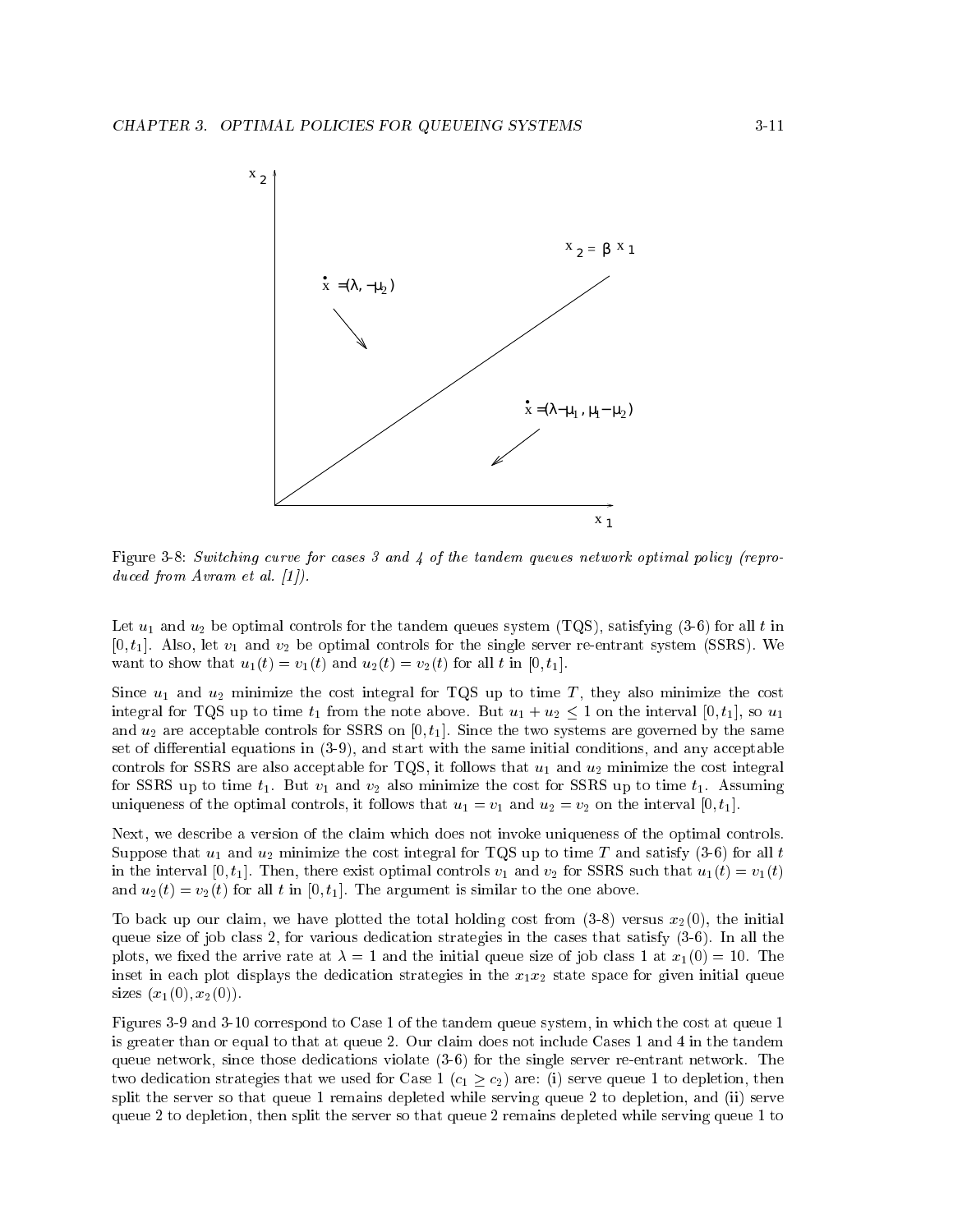Figure 3-8: *Switching curve for cases 3 and 4 of the tandem queues network optimal policy (reproduced from Avram et al. [1]).*

Let $u_1$ and $u_2$ be optimal controls for the tandem queues system (TQS), satisfying (3-6) for all $t$ in $[0, t_1]$. Also, let $v_1$ and $v_2$ be optimal controls for the single server re-entrant system (SSRS). We want to show that $u_1(t) = v_1(t)$ and $u_2(t) = v_2(t)$ for all $t$ in $[0, t_1]$.

Since $u_1$ and $u_2$ minimize the cost integral for TQS up to time $T$, they also minimize the cost integral for TQS up to time $t_1$ from the note above. But $u_1 + u_2 \leq 1$ on the interval $[0, t_1]$, so $u_1$ and $u_2$ are acceptable controls for SSRS on $[0, t_1]$. Since the two systems are governed by the same set of differential equations in (3-9), and start with the same initial conditions, and any acceptable controls for SSRS are also acceptable for TQS, it follows that $u_1$ and $u_2$ minimize the cost integral for SSRS up to time $t_1$. But $v_1$ and $v_2$ also minimize the cost for SSRS up to time $t_1$. Assuming uniqueness of the optimal controls, it follows that $u_1 = v_1$ and $u_2 = v_2$ on the interval $[0, t_1]$.

Next, we describe a version of the claim which does not invoke uniqueness of the optimal controls. Suppose that $u_1$ and $u_2$ minimize the cost integral for TQS up to time $T$ and satisfy (3-6) for all $t$ in the interval $[0, t_1]$. Then, there exist optimal controls $v_1$ and $v_2$ for SSRS such that $u_1(t) = v_1(t)$ and $u_2(t) = v_2(t)$ for all $t$ in $[0, t_1]$. The argument is similar to the one above.

To back up our claim, we have plotted the total holding cost from (3-8) versus $x_2(0)$, the initial queue size of job class 2, for various dedication strategies in the cases that satisfy (3-6). In all the plots, we fixed the arrive rate at $\lambda = 1$ and the initial queue size of job class 1 at $x_1(0) = 10$. The inset in each plot displays the dedication strategies in the $x_1x_2$ state space for given initial queue sizes $(x_1(0), x_2(0))$.

Figures 3-9 and 3-10 correspond to Case 1 of the tandem queue system, in which the cost at queue 1 is greater than or equal to that at queue 2. Our claim does not include Cases 1 and 4 in the tandem queue network, since those dedications violate (3-6) for the single server re-entrant network. The two dedication strategies that we used for Case 1 ($c_1 \geq c_2$) are: (i) serve queue 1 to depletion, then split the server so that queue 1 remains depleted while serving queue 2 to depletion, and (ii) serve queue 2 to depletion, then split the server so that queue 2 remains depleted while serving queue 1 to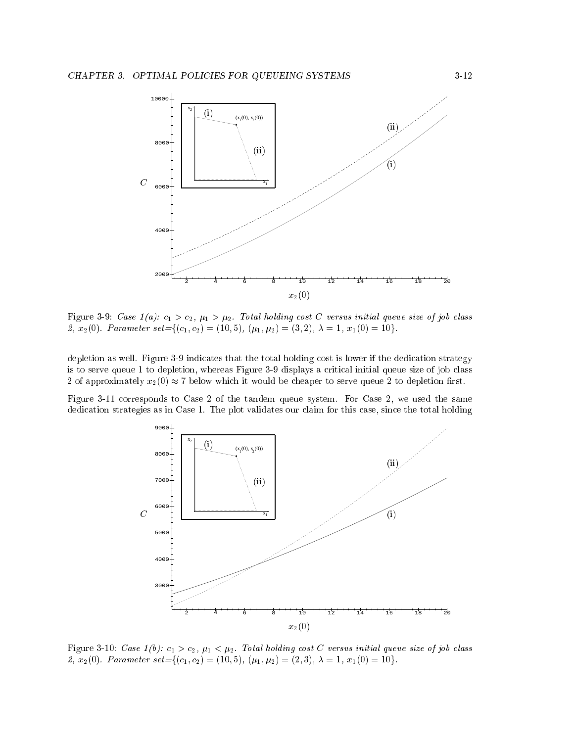Figure 3-9: *Case 1(a): $c_1 > c_2$, $\mu_1 > \mu_2$. Total holding cost $C$ versus initial queue size of job class 2, $x_2(0)$. Parameter set=$\{(c_1, c_2) = (10, 5)$, $(\mu_1, \mu_2) = (3, 2)$, $\lambda = 1$, $x_1(0) = 10\}$.*

depletion as well. Figure 3-9 indicates that the total holding cost is lower if the dedication strategy is to serve queue 1 to depletion, whereas Figure 3-9 displays a critical initial queue size of job class 2 of approximately $x_2(0) \approx 7$ below which it would be cheaper to serve queue 2 to depletion first.

Figure 3-11 corresponds to Case 2 of the tandem queue system. For Case 2, we used the same dedication strategies as in Case 1. The plot validates our claim for this case, since the total holding

Figure 3-10: *Case 1(b): $c_1 > c_2$, $\mu_1 < \mu_2$. Total holding cost $C$ versus initial queue size of job class 2, $x_2(0)$. Parameter set=$\{(c_1, c_2) = (10, 5)$, $(\mu_1, \mu_2) = (2, 3)$, $\lambda = 1$, $x_1(0) = 10\}$.*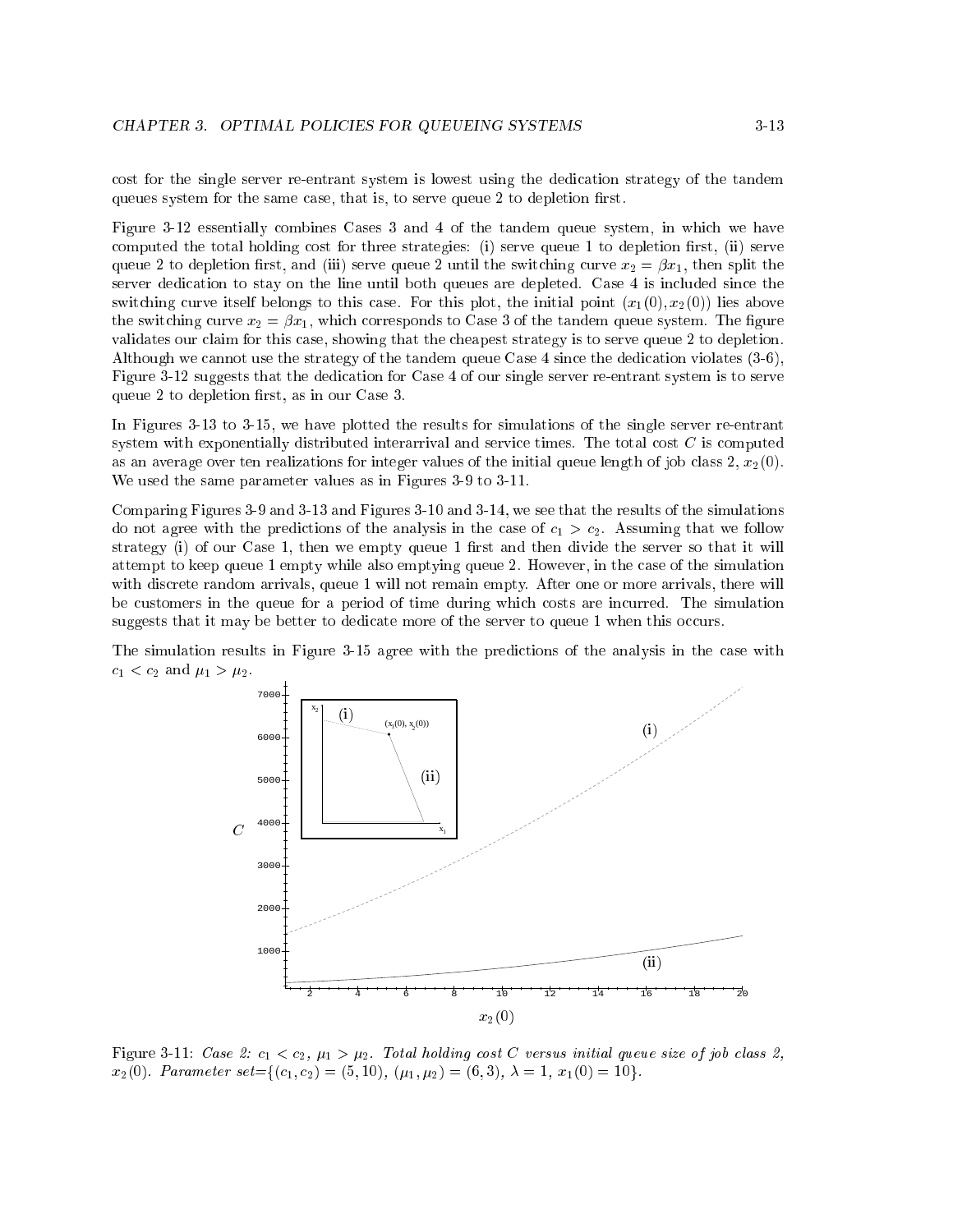cost for the single server re-entrant system is lowest using the dedication strategy of the tandem queues system for the same case, that is, to serve queue 2 to depletion first.

Figure 3-12 essentially combines Cases 3 and 4 of the tandem queue system, in which we have computed the total holding cost for three strategies: (i) serve queue 1 to depletion first, (ii) serve queue 2 to depletion first, and (iii) serve queue 2 until the switching curve $x_2 = \beta x_1$, then split the server dedication to stay on the line until both queues are depleted. Case 4 is included since the switching curve itself belongs to this case. For this plot, the initial point $(x_1(0), x_2(0))$ lies above the switching curve $x_2 = \beta x_1$, which corresponds to Case 3 of the tandem queue system. The figure validates our claim for this case, showing that the cheapest strategy is to serve queue 2 to depletion. Although we cannot use the strategy of the tandem queue Case 4 since the dedication violates (3-6), Figure 3-12 suggests that the dedication for Case 4 of our single server re-entrant system is to serve queue 2 to depletion first, as in our Case 3.

In Figures 3-13 to 3-15, we have plotted the results for simulations of the single server re-entrant system with exponentially distributed interarrival and service times. The total cost $C$ is computed as an average over ten realizations for integer values of the initial queue length of job class 2, $x_2(0)$. We used the same parameter values as in Figures 3-9 to 3-11.

Comparing Figures 3-9 and 3-13 and Figures 3-10 and 3-14, we see that the results of the simulations do not agree with the predictions of the analysis in the case of $c_1 > c_2$. Assuming that we follow strategy (i) of our Case 1, then we empty queue 1 first and then divide the server so that it will attempt to keep queue 1 empty while also emptying queue 2. However, in the case of the simulation with discrete random arrivals, queue 1 will not remain empty. After one or more arrivals, there will be customers in the queue for a period of time during which costs are incurred. The simulation suggests that it may be better to dedicate more of the server to queue 1 when this occurs.

The simulation results in Figure 3-15 agree with the predictions of the analysis in the case with $c_1 < c_2$ and $\mu_1 > \mu_2$.

Figure 3-11: *Case 2: $c_1 < c_2$, $\mu_1 > \mu_2$. Total holding cost $C$ versus initial queue size of job class 2, $x_2(0)$. Parameter set=$\{(c_1, c_2) = (5, 10)$, $(\mu_1, \mu_2) = (6, 3)$, $\lambda = 1$, $x_1(0) = 10\}$.*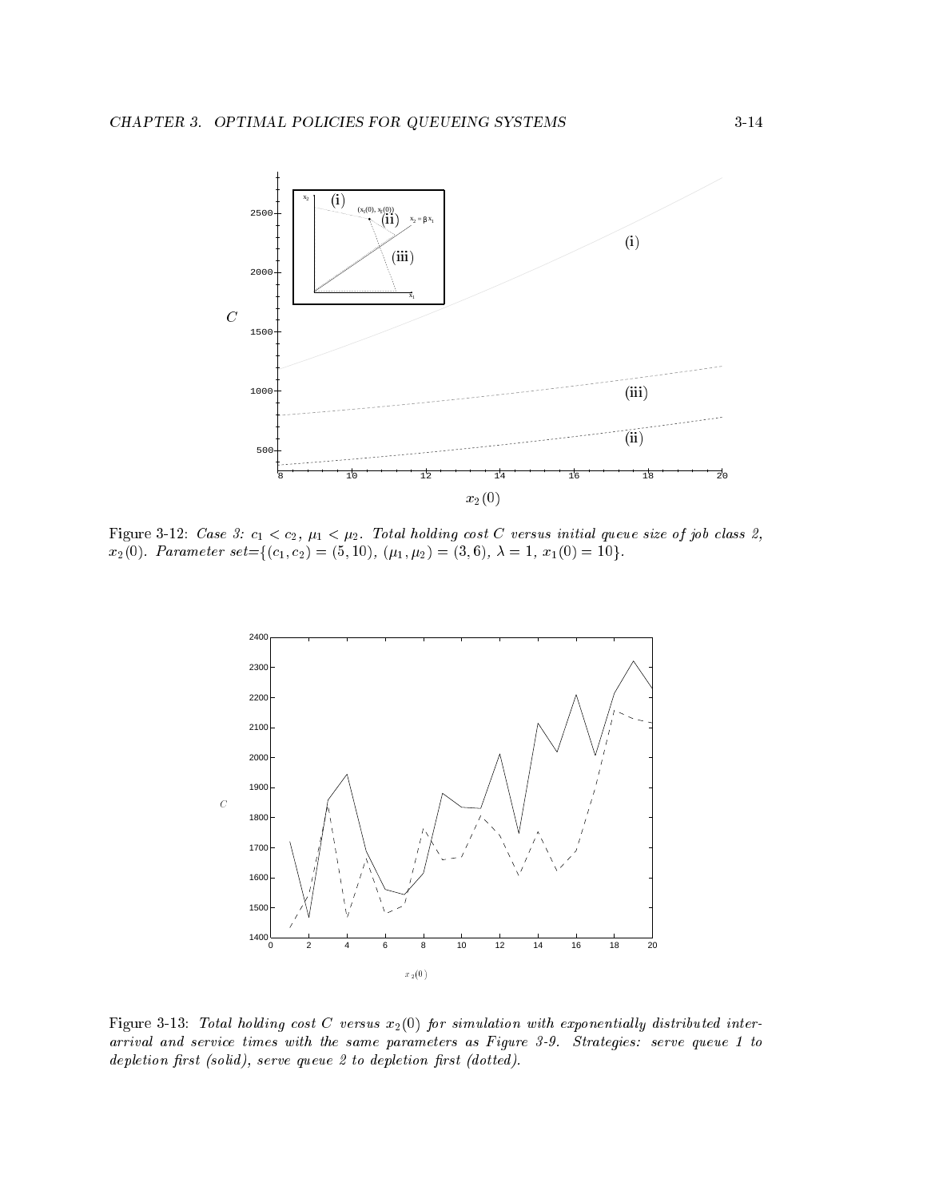Figure 3-12: *Case 3: $c_1 < c_2$, $\mu_1 < \mu_2$. Total holding cost $C$ versus initial queue size of job class 2, $x_2(0)$. Parameter set=$\{(c_1, c_2) = (5, 10), (\mu_1, \mu_2) = (3, 6), \lambda = 1, x_1(0) = 10\}$.*

Figure 3-13: *Total holding cost $C$ versus $x_2(0)$ for simulation with exponentially distributed inter-arrival and service times with the same parameters as Figure 3-9. Strategies: serve queue 1 to depletion first (solid), serve queue 2 to depletion first (dotted).*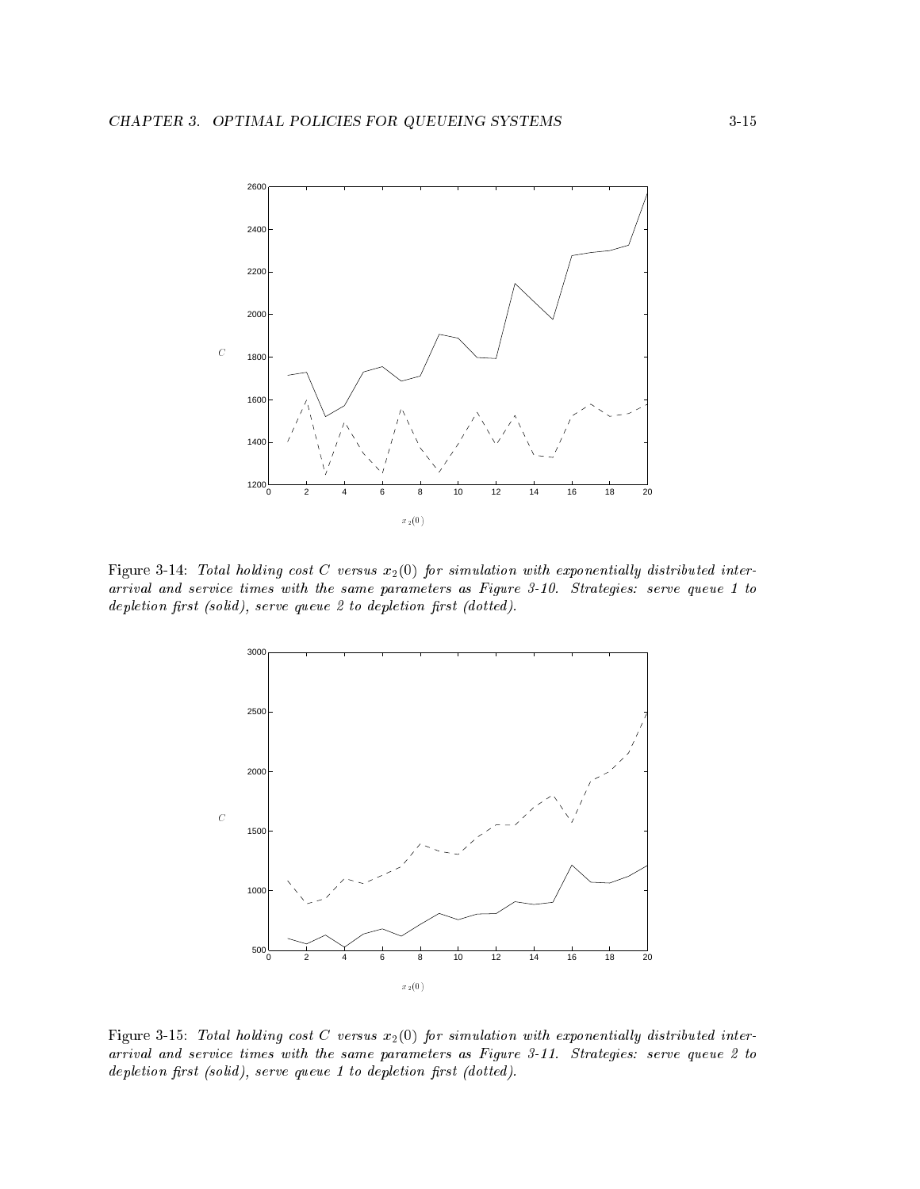Figure 3-14: *Total holding cost $C$ versus $x_2(0)$ for simulation with exponentially distributed inter-arrival and service times with the same parameters as Figure 3-10. Strategies: serve queue 1 to depletion first (solid), serve queue 2 to depletion first (dotted).*

Figure 3-15: *Total holding cost $C$ versus $x_2(0)$ for simulation with exponentially distributed inter-arrival and service times with the same parameters as Figure 3-11. Strategies: serve queue 2 to depletion first (solid), serve queue 1 to depletion first (dotted).*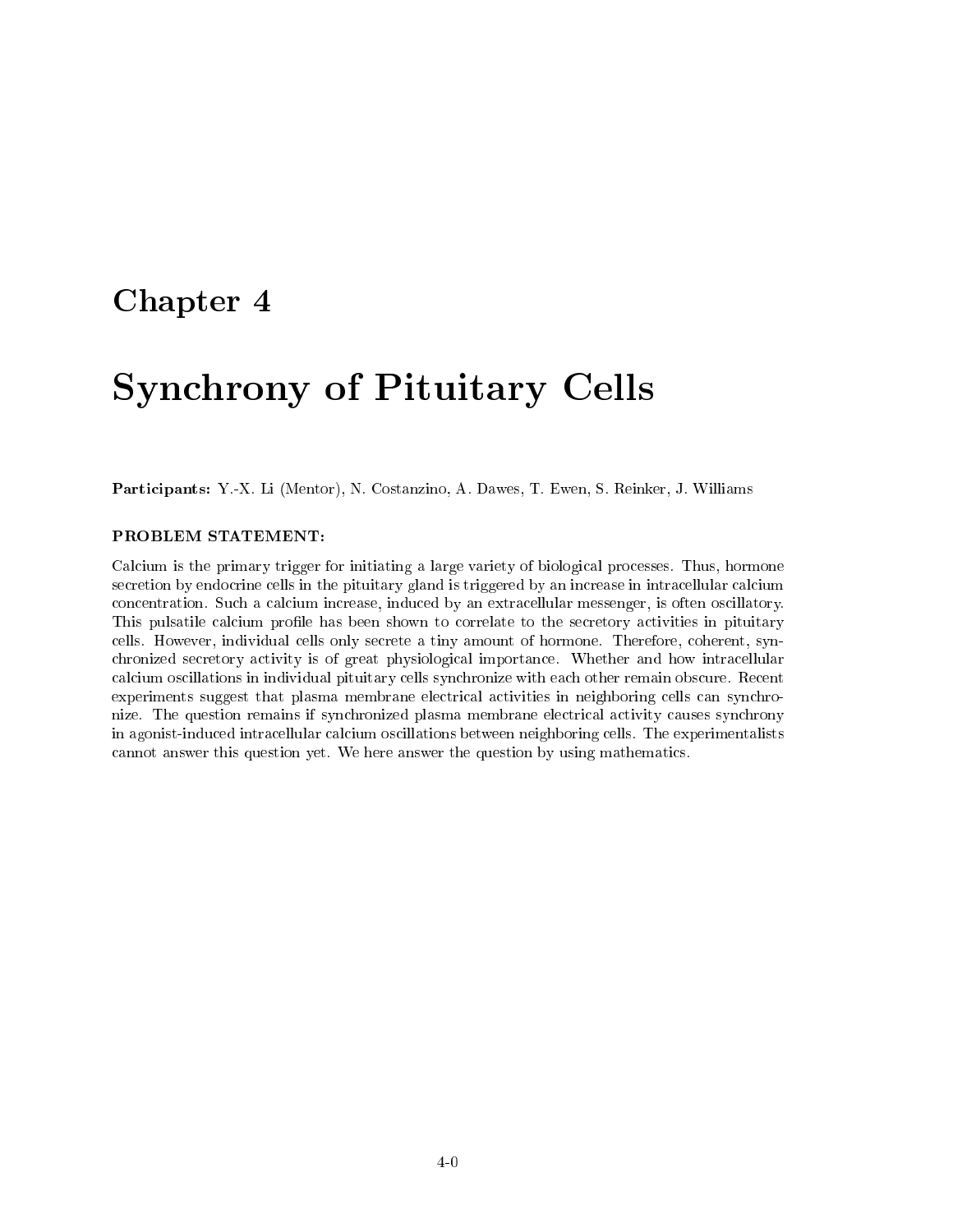# Chapter 4

# Synchrony of Pituitary Cells

**Participants:** Y.-X. Li (Mentor), N. Costanzino, A. Dawes, T. Ewen, S. Reinker, J. Williams

**PROBLEM STATEMENT:**

Calcium is the primary trigger for initiating a large variety of biological processes. Thus, hormone secretion by endocrine cells in the pituitary gland is triggered by an increase in intracellular calcium concentration. Such a calcium increase, induced by an extracellular messenger, is often oscillatory. This pulsatile calcium profile has been shown to correlate to the secretory activities in pituitary cells. However, individual cells only secrete a tiny amount of hormone. Therefore, coherent, synchronized secretory activity is of great physiological importance. Whether and how intracellular calcium oscillations in individual pituitary cells synchronize with each other remain obscure. Recent experiments suggest that plasma membrane electrical activities in neighboring cells can synchronize. The question remains if synchronized plasma membrane electrical activity causes synchrony in agonist-induced intracellular calcium oscillations between neighboring cells. The experimentalists cannot answer this question yet. We here answer the question by using mathematics.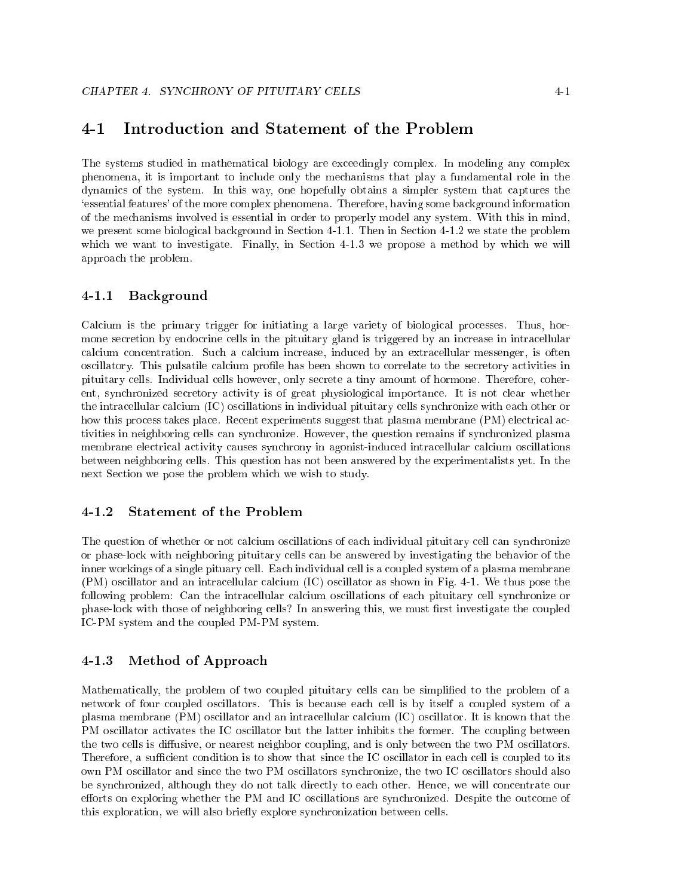## 4-1 Introduction and Statement of the Problem

The systems studied in mathematical biology are exceedingly complex. In modeling any complex phenomena, it is important to include only the mechanisms that play a fundamental role in the dynamics of the system. In this way, one hopefully obtains a simpler system that captures the 'essential features' of the more complex phenomena. Therefore, having some background information of the mechanisms involved is essential in order to properly model any system. With this in mind, we present some biological background in Section 4-1.1. Then in Section 4-1.2 we state the problem which we want to investigate. Finally, in Section 4-1.3 we propose a method by which we will approach the problem.

### 4-1.1 Background

Calcium is the primary trigger for initiating a large variety of biological processes. Thus, hormone secretion by endocrine cells in the pituitary gland is triggered by an increase in intracellular calcium concentration. Such a calcium increase, induced by an extracellular messenger, is often oscillatory. This pulsatile calcium profile has been shown to correlate to the secretory activities in pituitary cells. Individual cells however, only secrete a tiny amount of hormone. Therefore, coherent, synchronized secretory activity is of great physiological importance. It is not clear whether the intracellular calcium (IC) oscillations in individual pituitary cells synchronize with each other or how this process takes place. Recent experiments suggest that plasma membrane (PM) electrical activities in neighboring cells can synchronize. However, the question remains if synchronized plasma membrane electrical activity causes synchrony in agonist-induced intracellular calcium oscillations between neighboring cells. This question has not been answered by the experimentalists yet. In the next Section we pose the problem which we wish to study.

### 4-1.2 Statement of the Problem

The question of whether or not calcium oscillations of each individual pituitary cell can synchronize or phase-lock with neighboring pituitary cells can be answered by investigating the behavior of the inner workings of a single pituary cell. Each individual cell is a coupled system of a plasma membrane (PM) oscillator and an intracellular calcium (IC) oscillator as shown in Fig. 4-1. We thus pose the following problem: Can the intracellular calcium oscillations of each pituitary cell synchronize or phase-lock with those of neighboring cells? In answering this, we must first investigate the coupled IC-PM system and the coupled PM-PM system.

### 4-1.3 Method of Approach

Mathematically, the problem of two coupled pituitary cells can be simplified to the problem of a network of four coupled oscillators. This is because each cell is by itself a coupled system of a plasma membrane (PM) oscillator and an intracellular calcium (IC) oscillator. It is known that the PM oscillator activates the IC oscillator but the latter inhibits the former. The coupling between the two cells is diffusive, or nearest neighbor coupling, and is only between the two PM oscillators. Therefore, a sufficient condition is to show that since the IC oscillator in each cell is coupled to its own PM oscillator and since the two PM oscillators synchronize, the two IC oscillators should also be synchronized, although they do not talk directly to each other. Hence, we will concentrate our efforts on exploring whether the PM and IC oscillations are synchronized. Despite the outcome of this exploration, we will also briefly explore synchronization between cells.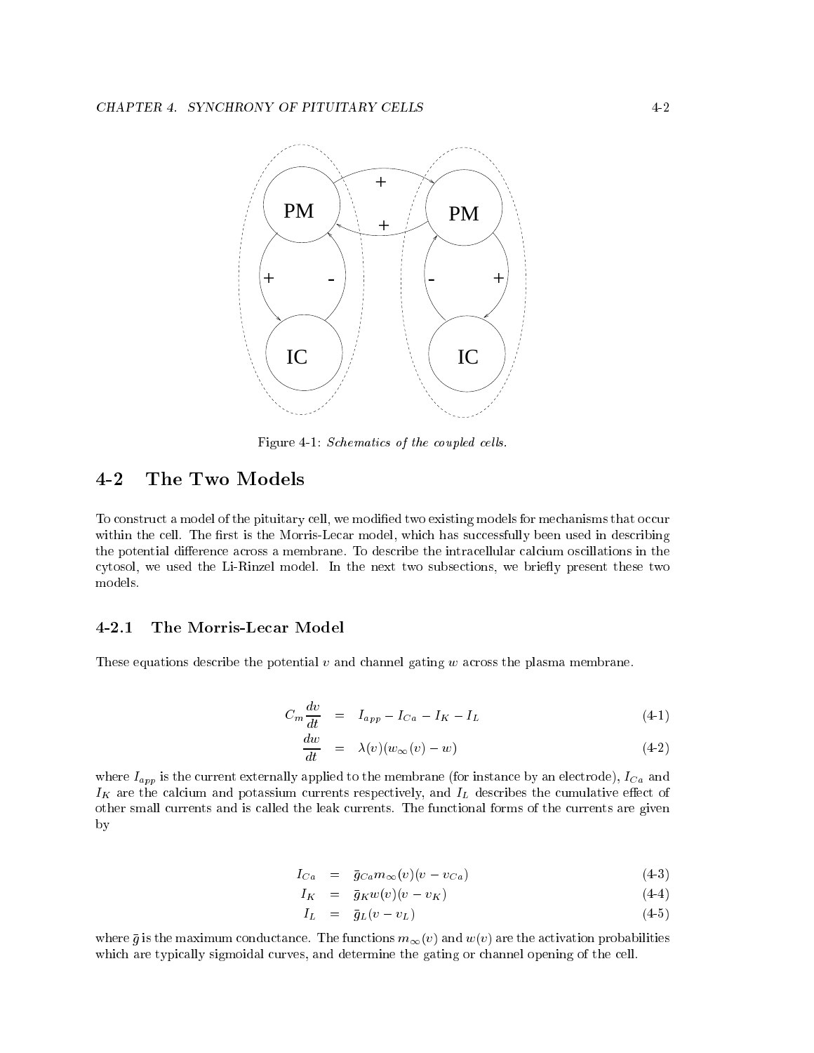Figure 4-1: *Schematics of the coupled cells.*

## 4-2 The Two Models

To construct a model of the pituitary cell, we modified two existing models for mechanisms that occur within the cell. The first is the Morris-Lecar model, which has successfully been used in describing the potential difference across a membrane. To describe the intracellular calcium oscillations in the cytosol, we used the Li-Rinzel model. In the next two subsections, we briefly present these two models.

### 4-2.1 The Morris-Lecar Model

These equations describe the potential $v$ and channel gating $w$ across the plasma membrane.

$$C_m \frac{dv}{dt} = I_{app} - I_{Ca} - I_K - I_L \tag{4-1}$$

$$\frac{dw}{dt} = \lambda(v)(w_\infty(v) - w) \tag{4-2}$$

where $I_{app}$ is the current externally applied to the membrane (for instance by an electrode), $I_{Ca}$ and $I_K$ are the calcium and potassium currents respectively, and $I_L$ describes the cumulative effect of other small currents and is called the leak currents. The functional forms of the currents are given by

$$I_{Ca} = \bar{g}_{Ca} m_\infty(v)(v - v_{Ca}) \tag{4-3}$$

$$I_K = \bar{g}_K w(v)(v - v_K) \tag{4-4}$$

$$I_L = \bar{g}_L(v - v_L) \tag{4-5}$$

where $\bar{g}$ is the maximum conductance. The functions $m_\infty(v)$ and $w(v)$ are the activation probabilities which are typically sigmoidal curves, and determine the gating or channel opening of the cell.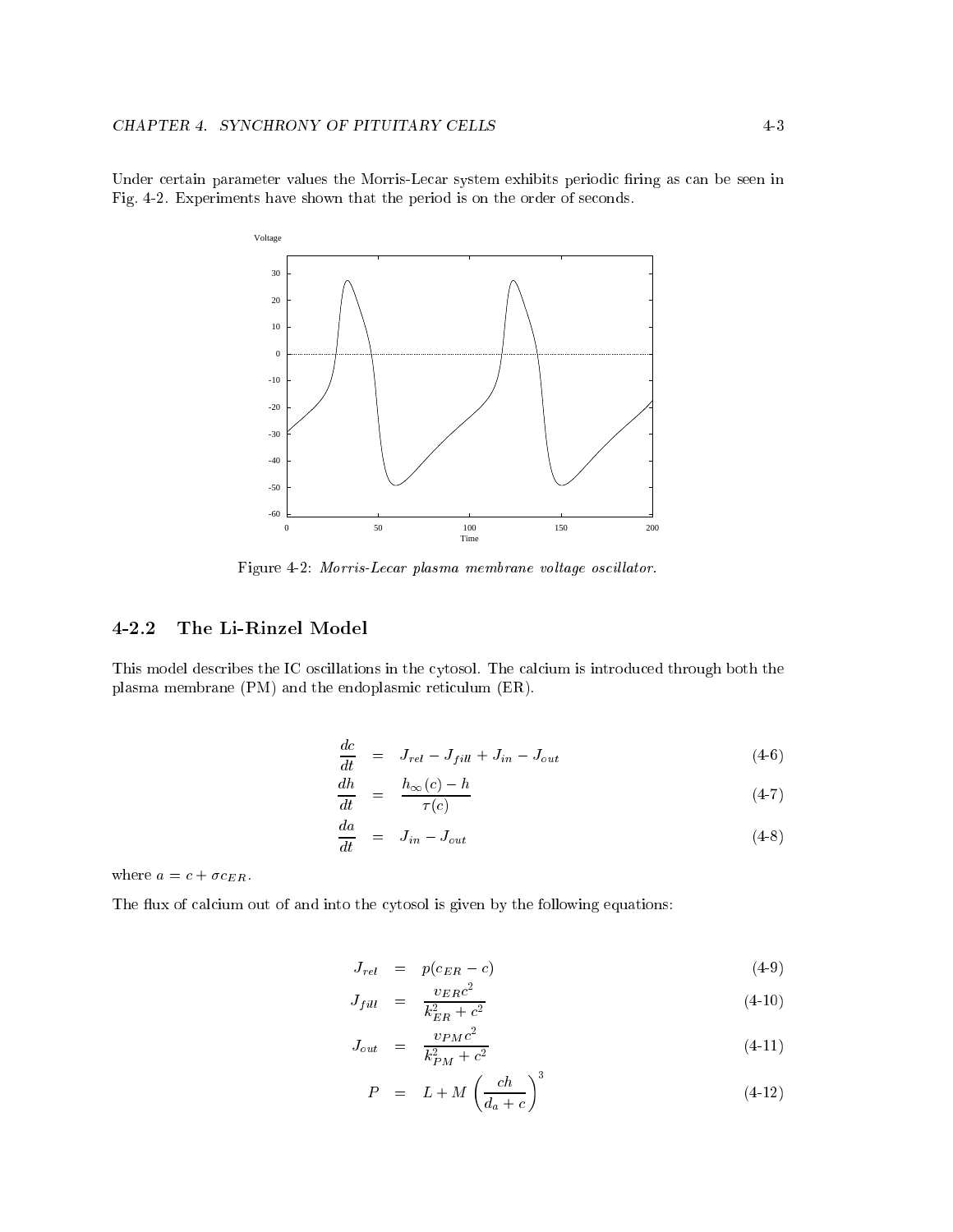Under certain parameter values the Morris-Lecar system exhibits periodic firing as can be seen in Fig. 4-2. Experiments have shown that the period is on the order of seconds.

Figure 4-2: *Morris-Lecar plasma membrane voltage oscillator.*

### 4-2.2 The Li-Rinzel Model

This model describes the IC oscillations in the cytosol. The calcium is introduced through both the plasma membrane (PM) and the endoplasmic reticulum (ER).

$$\frac{dc}{dt} = J_{rel} - J_{fill} + J_{in} - J_{out} \tag{4-6}$$

$$\frac{dh}{dt} = \frac{h_{\infty}(c) - h}{\tau(c)} \tag{4-7}$$

$$\frac{da}{dt} = J_{in} - J_{out} \tag{4-8}$$

where $a = c + \sigma c_{ER}$.

The flux of calcium out of and into the cytosol is given by the following equations:

$$J_{rel} = p(c_{ER} - c) \tag{4-9}$$

$$J_{fill} = \frac{v_{ER}c^2}{k_{ER}^2 + c^2} \tag{4-10}$$

$$J_{out} = \frac{v_{PM}c^2}{k_{PM}^2 + c^2} \tag{4-11}$$

$$P = L + M\left(\frac{ch}{d_a + c}\right)^3 \tag{4-12}$$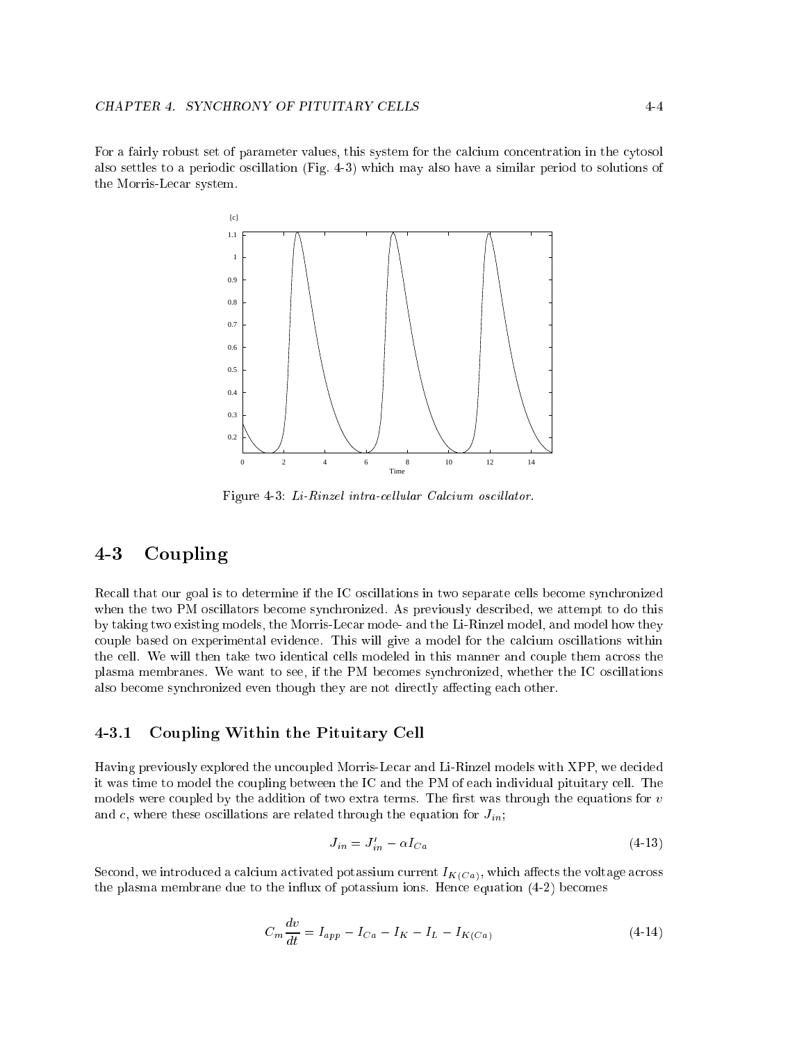For a fairly robust set of parameter values, this system for the calcium concentration in the cytosol also settles to a periodic oscillation (Fig. 4-3) which may also have a similar period to solutions of the Morris-Lecar system.

Figure 4-3: *Li-Rinzel intra-cellular Calcium oscillator.*

## 4-3 Coupling

Recall that our goal is to determine if the IC oscillations in two separate cells become synchronized when the two PM oscillators become synchronized. As previously described, we attempt to do this by taking two existing models, the Morris-Lecar mode- and the Li-Rinzel model, and model how they couple based on experimental evidence. This will give a model for the calcium oscillations within the cell. We will then take two identical cells modeled in this manner and couple them across the plasma membranes. We want to see, if the PM becomes synchronized, whether the IC oscillations also become synchronized even though they are not directly affecting each other.

### 4-3.1 Coupling Within the Pituitary Cell

Having previously explored the uncoupled Morris-Lecar and Li-Rinzel models with XPP, we decided it was time to model the coupling between the IC and the PM of each individual pituitary cell. The models were coupled by the addition of two extra terms. The first was through the equations for $v$ and $c$, where these oscillations are related through the equation for $J_{in}$;

$$J_{in} = J'_{in} - \alpha I_{Ca} \tag{4-13}$$

Second, we introduced a calcium activated potassium current $I_{K(Ca)}$, which affects the voltage across the plasma membrane due to the influx of potassium ions. Hence equation (4-2) becomes

$$C_m \frac{dv}{dt} = I_{app} - I_{Ca} - I_K - I_L - I_{K(Ca)} \tag{4-14}$$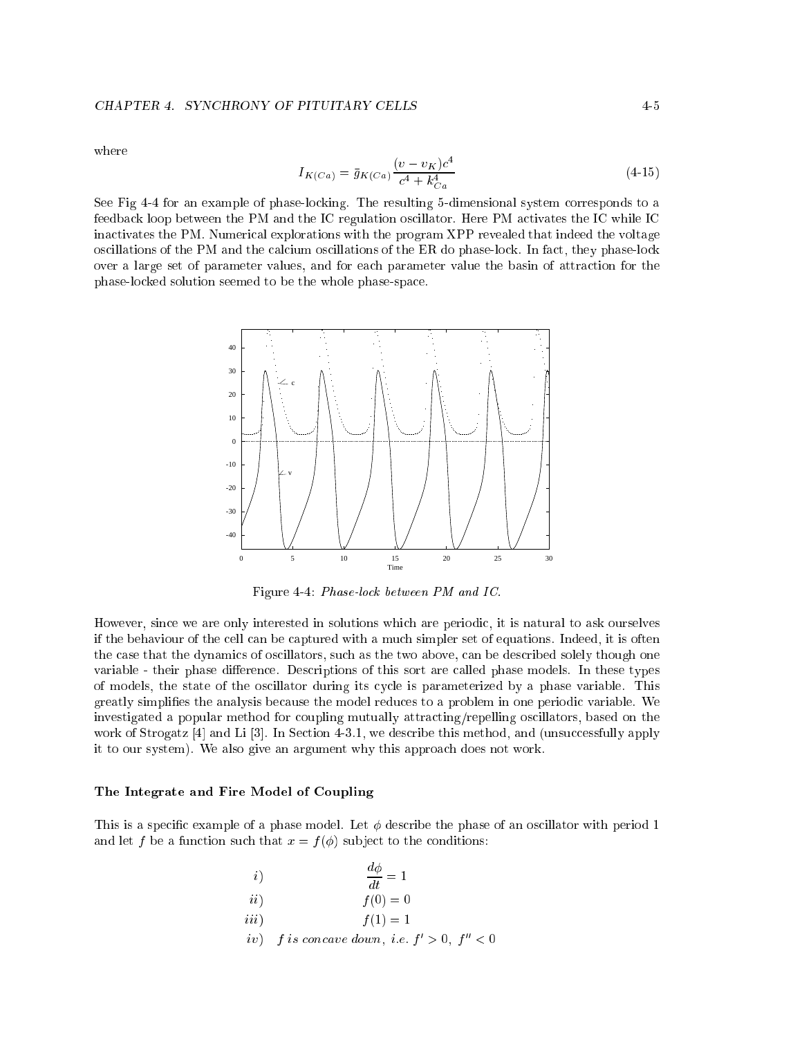where

$$I_{K(Ca)} = \bar{g}_{K(Ca)} \frac{(v - v_K)c^4}{c^4 + k_{Ca}^4} \tag{4-15}$$

See Fig 4-4 for an example of phase-locking. The resulting 5-dimensional system corresponds to a feedback loop between the PM and the IC regulation oscillator. Here PM activates the IC while IC inactivates the PM. Numerical explorations with the program XPP revealed that indeed the voltage oscillations of the PM and the calcium oscillations of the ER do phase-lock. In fact, they phase-lock over a large set of parameter values, and for each parameter value the basin of attraction for the phase-locked solution seemed to be the whole phase-space.

Figure 4-4: *Phase-lock between PM and IC.*

However, since we are only interested in solutions which are periodic, it is natural to ask ourselves if the behaviour of the cell can be captured with a much simpler set of equations. Indeed, it is often the case that the dynamics of oscillators, such as the two above, can be described solely though one variable - their phase difference. Descriptions of this sort are called phase models. In these types of models, the state of the oscillator during its cycle is parameterized by a phase variable. This greatly simplifies the analysis because the model reduces to a problem in one periodic variable. We investigated a popular method for coupling mutually attracting/repelling oscillators, based on the work of Strogatz [4] and Li [3]. In Section 4-3.1, we describe this method, and (unsuccessfully apply it to our system). We also give an argument why this approach does not work.

### The Integrate and Fire Model of Coupling

This is a specific example of a phase model. Let $\phi$ describe the phase of an oscillator with period 1 and let $f$ be a function such that $x = f(\phi)$ subject to the conditions:

$$\begin{aligned}
&i) \qquad \frac{d\phi}{dt} = 1 \\
&ii) \qquad f(0) = 0 \\
&iii) \qquad f(1) = 1 \\
&iv) \qquad f \textit{ is concave down, i.e. } f' > 0,\ f'' < 0
\end{aligned}$$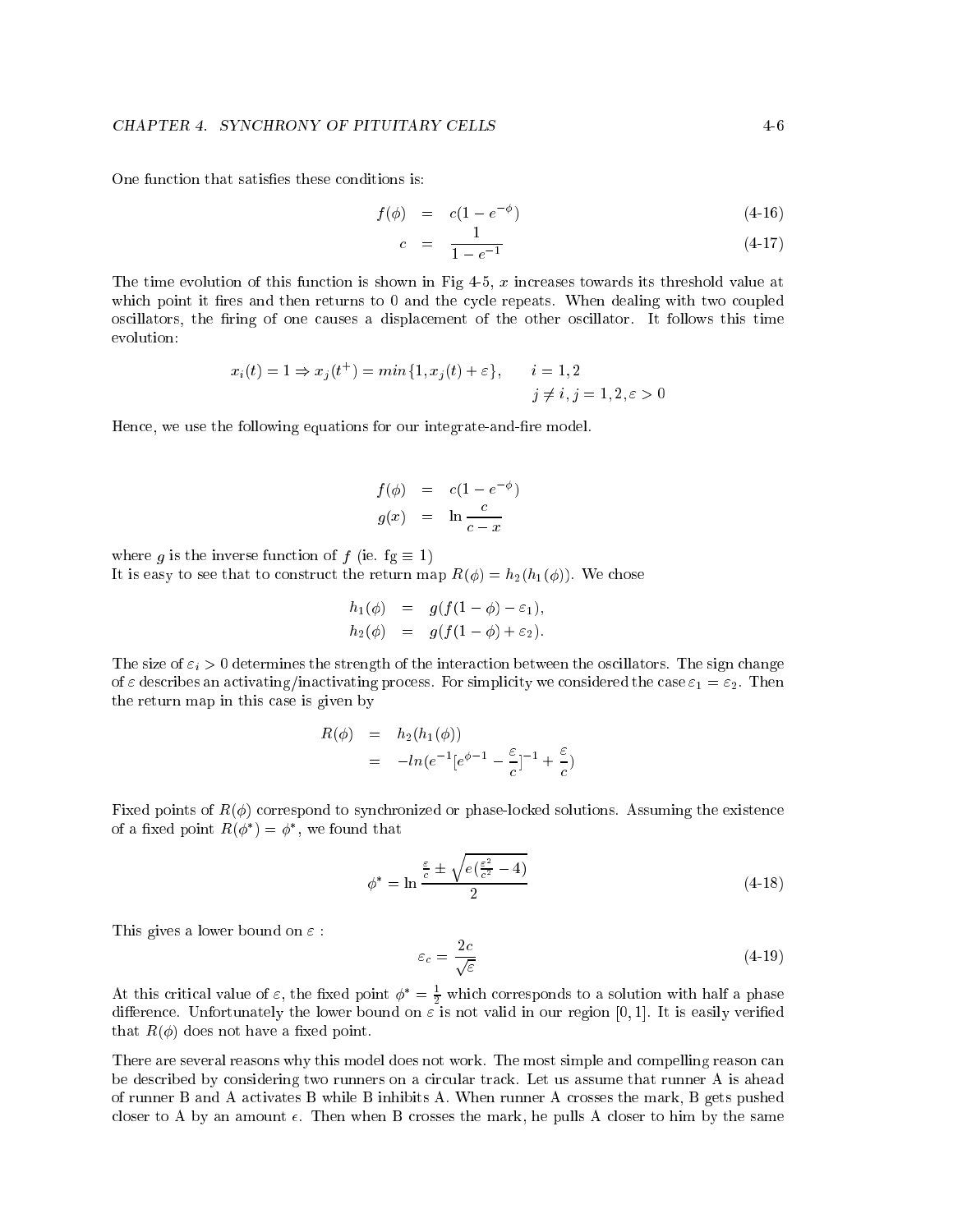One function that satisfies these conditions is:

$$f(\phi) = c(1 - e^{-\phi}) \tag{4-16}$$

$$c = \frac{1}{1 - e^{-1}} \tag{4-17}$$

The time evolution of this function is shown in Fig 4-5, $x$ increases towards its threshold value at which point it fires and then returns to 0 and the cycle repeats. When dealing with two coupled oscillators, the firing of one causes a displacement of the other oscillator. It follows this time evolution:

$$x_i(t) = 1 \Rightarrow x_j(t^+) = min\{1, x_j(t) + \varepsilon\}, \qquad i = 1, 2$$
$$j \neq i, j = 1, 2, \varepsilon > 0$$

Hence, we use the following equations for our integrate-and-fire model.

$$f(\phi) = c(1 - e^{-\phi})$$
$$g(x) = \ln \frac{c}{c - x}$$

where $g$ is the inverse function of $f$ (ie. fg $\equiv 1$)
It is easy to see that to construct the return map $R(\phi) = h_2(h_1(\phi))$. We chose

$$h_1(\phi) = g(f(1 - \phi) - \varepsilon_1),$$
$$h_2(\phi) = g(f(1 - \phi) + \varepsilon_2).$$

The size of $\varepsilon_i > 0$ determines the strength of the interaction between the oscillators. The sign change of $\varepsilon$ describes an activating/inactivating process. For simplicity we considered the case $\varepsilon_1 = \varepsilon_2$. Then the return map in this case is given by

$$R(\phi) = h_2(h_1(\phi))$$
$$= -ln(e^{-1}[e^{\phi-1} - \frac{\varepsilon}{c}]^{-1} + \frac{\varepsilon}{c})$$

Fixed points of $R(\phi)$ correspond to synchronized or phase-locked solutions. Assuming the existence of a fixed point $R(\phi^*) = \phi^*$, we found that

$$\phi^* = \ln \frac{\frac{\varepsilon}{c} \pm \sqrt{e(\frac{\varepsilon^2}{c^2} - 4)}}{2} \tag{4-18}$$

This gives a lower bound on $\varepsilon$ :

$$\varepsilon_c = \frac{2c}{\sqrt{\varepsilon}} \tag{4-19}$$

At this critical value of $\varepsilon$, the fixed point $\phi^* = \frac{1}{2}$ which corresponds to a solution with half a phase difference. Unfortunately the lower bound on $\varepsilon$ is not valid in our region $[0, 1]$. It is easily verified that $R(\phi)$ does not have a fixed point.

There are several reasons why this model does not work. The most simple and compelling reason can be described by considering two runners on a circular track. Let us assume that runner A is ahead of runner B and A activates B while B inhibits A. When runner A crosses the mark, B gets pushed closer to A by an amount $\epsilon$. Then when B crosses the mark, he pulls A closer to him by the same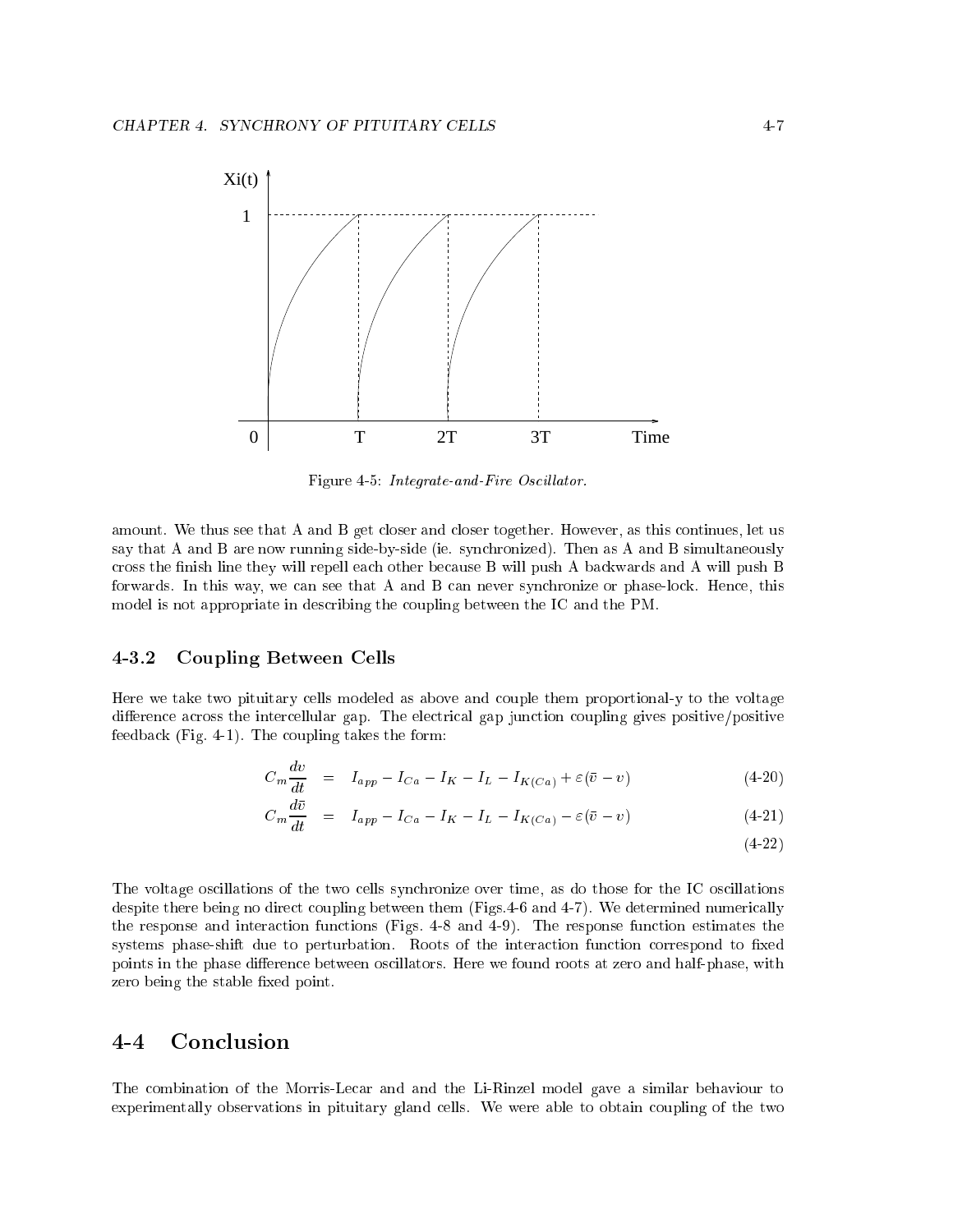Figure 4-5: *Integrate-and-Fire Oscillator.*

amount. We thus see that A and B get closer and closer together. However, as this continues, let us say that A and B are now running side-by-side (ie. synchronized). Then as A and B simultaneously cross the finish line they will repell each other because B will push A backwards and A will push B forwards. In this way, we can see that A and B can never synchronize or phase-lock. Hence, this model is not appropriate in describing the coupling between the IC and the PM.

### 4-3.2 Coupling Between Cells

Here we take two pituitary cells modeled as above and couple them proportional-y to the voltage difference across the intercellular gap. The electrical gap junction coupling gives positive/positive feedback (Fig. 4-1). The coupling takes the form:

$$C_m \frac{dv}{dt} = I_{app} - I_{Ca} - I_K - I_L - I_{K(Ca)} + \varepsilon(\bar{v} - v) \tag{4-20}$$

$$C_m \frac{d\bar{v}}{dt} = I_{app} - I_{Ca} - I_K - I_L - I_{K(Ca)} - \varepsilon(\bar{v} - v) \tag{4-21}$$

(4-22)

The voltage oscillations of the two cells synchronize over time, as do those for the IC oscillations despite there being no direct coupling between them (Figs.4-6 and 4-7). We determined numerically the response and interaction functions (Figs. 4-8 and 4-9). The response function estimates the systems phase-shift due to perturbation. Roots of the interaction function correspond to fixed points in the phase difference between oscillators. Here we found roots at zero and half-phase, with zero being the stable fixed point.

## 4-4 Conclusion

The combination of the Morris-Lecar and and the Li-Rinzel model gave a similar behaviour to experimentally observations in pituitary gland cells. We were able to obtain coupling of the two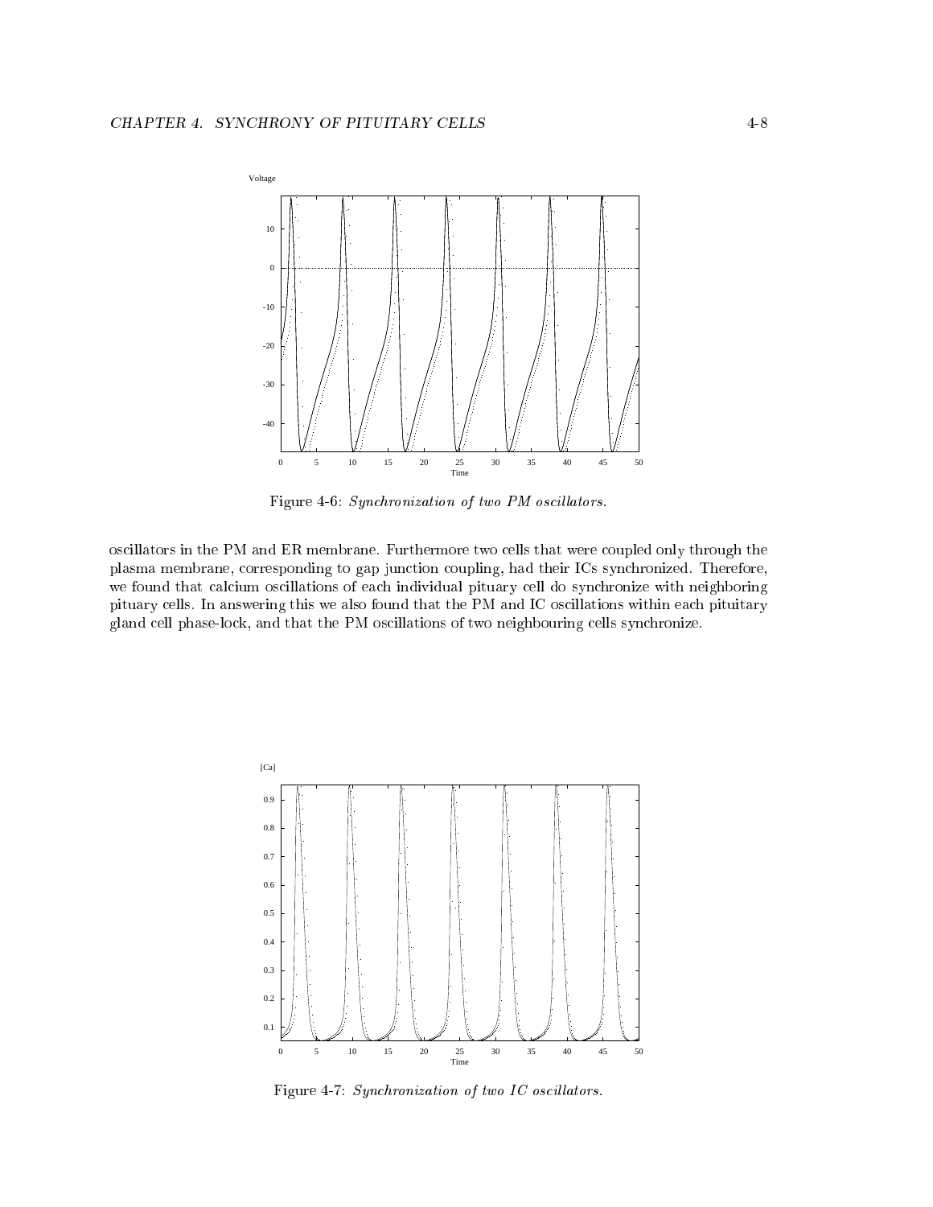Figure 4-6: *Synchronization of two PM oscillators.*

oscillators in the PM and ER membrane. Furthermore two cells that were coupled only through the plasma membrane, corresponding to gap junction coupling, had their ICs synchronized. Therefore, we found that calcium oscillations of each individual pituary cell do synchronize with neighboring pituary cells. In answering this we also found that the PM and IC oscillations within each pituitary gland cell phase-lock, and that the PM oscillations of two neighbouring cells synchronize.

Figure 4-7: *Synchronization of two IC oscillators.*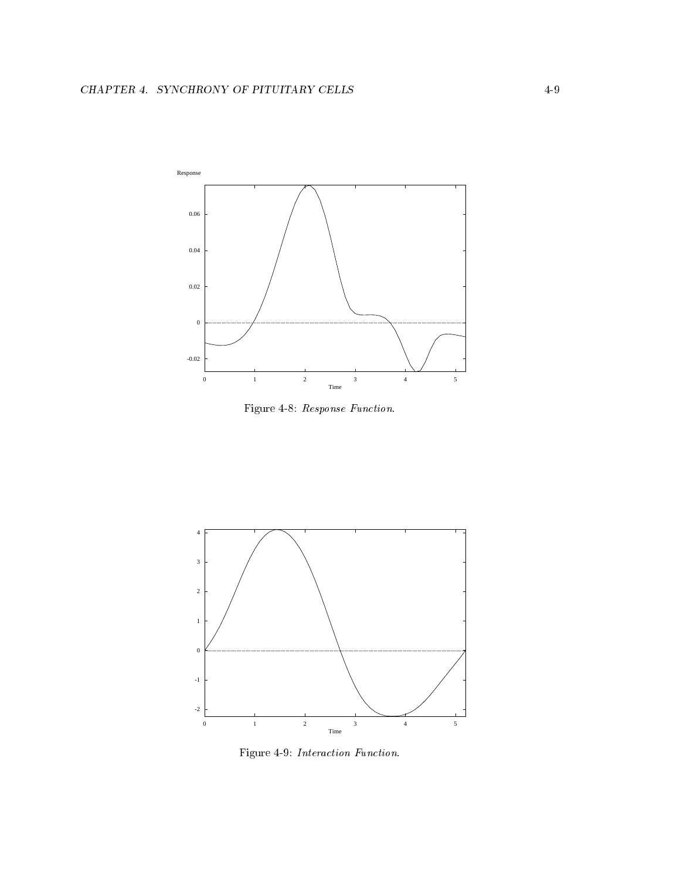Figure 4-8: *Response Function.*

Figure 4-9: *Interaction Function.*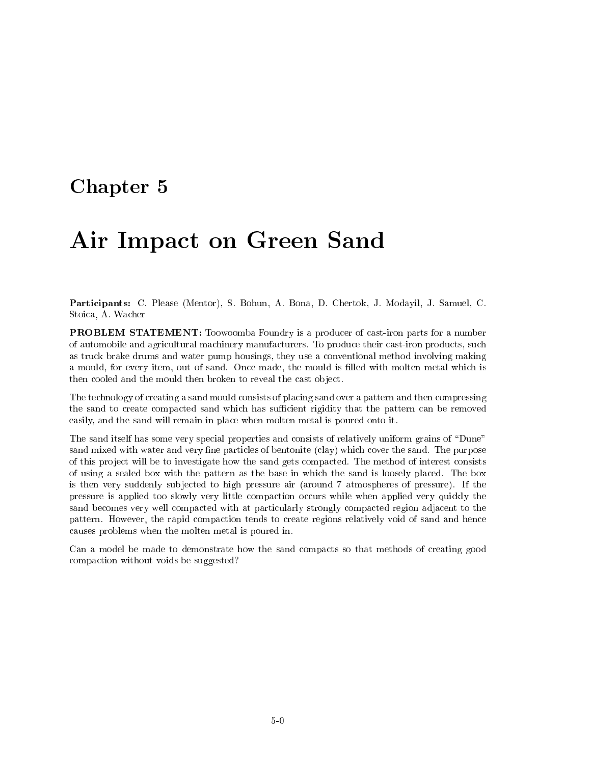# Chapter 5

# Air Impact on Green Sand

**Participants:** C. Please (Mentor), S. Bohun, A. Bona, D. Chertok, J. Modayil, J. Samuel, C. Stoica, A. Wacher

**PROBLEM STATEMENT:** Toowoomba Foundry is a producer of cast-iron parts for a number of automobile and agricultural machinery manufacturers. To produce their cast-iron products, such as truck brake drums and water pump housings, they use a conventional method involving making a mould, for every item, out of sand. Once made, the mould is filled with molten metal which is then cooled and the mould then broken to reveal the cast object.

The technology of creating a sand mould consists of placing sand over a pattern and then compressing the sand to create compacted sand which has sufficient rigidity that the pattern can be removed easily, and the sand will remain in place when molten metal is poured onto it.

The sand itself has some very special properties and consists of relatively uniform grains of "Dune" sand mixed with water and very fine particles of bentonite (clay) which cover the sand. The purpose of this project will be to investigate how the sand gets compacted. The method of interest consists of using a sealed box with the pattern as the base in which the sand is loosely placed. The box is then very suddenly subjected to high pressure air (around 7 atmospheres of pressure). If the pressure is applied too slowly very little compaction occurs while when applied very quickly the sand becomes very well compacted with at particularly strongly compacted region adjacent to the pattern. However, the rapid compaction tends to create regions relatively void of sand and hence causes problems when the molten metal is poured in.

Can a model be made to demonstrate how the sand compacts so that methods of creating good compaction without voids be suggested?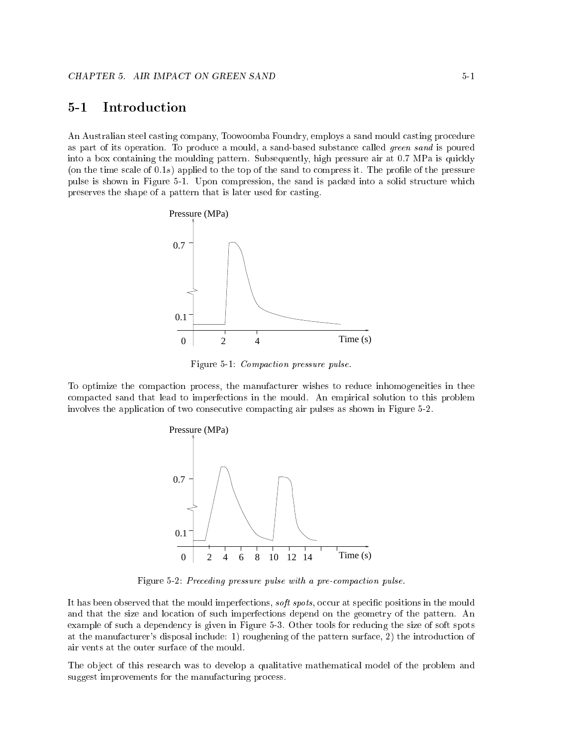## 5-1 Introduction

An Australian steel casting company, Toowoomba Foundry, employs a sand mould casting procedure as part of its operation. To produce a mould, a sand-based substance called *green sand* is poured into a box containing the moulding pattern. Subsequently, high pressure air at 0.7 MPa is quickly (on the time scale of $0.1s$) applied to the top of the sand to compress it. The profile of the pressure pulse is shown in Figure 5-1. Upon compression, the sand is packed into a solid structure which preserves the shape of a pattern that is later used for casting.

Figure 5-1: *Compaction pressure pulse.*

To optimize the compaction process, the manufacturer wishes to reduce inhomogeneities in thee compacted sand that lead to imperfections in the mould. An empirical solution to this problem involves the application of two consecutive compacting air pulses as shown in Figure 5-2.

Figure 5-2: *Preceding pressure pulse with a pre-compaction pulse.*

It has been observed that the mould imperfections, *soft spots*, occur at specific positions in the mould and that the size and location of such imperfections depend on the geometry of the pattern. An example of such a dependency is given in Figure 5-3. Other tools for reducing the size of soft spots at the manufacturer's disposal include: 1) roughening of the pattern surface, 2) the introduction of air vents at the outer surface of the mould.

The object of this research was to develop a qualitative mathematical model of the problem and suggest improvements for the manufacturing process.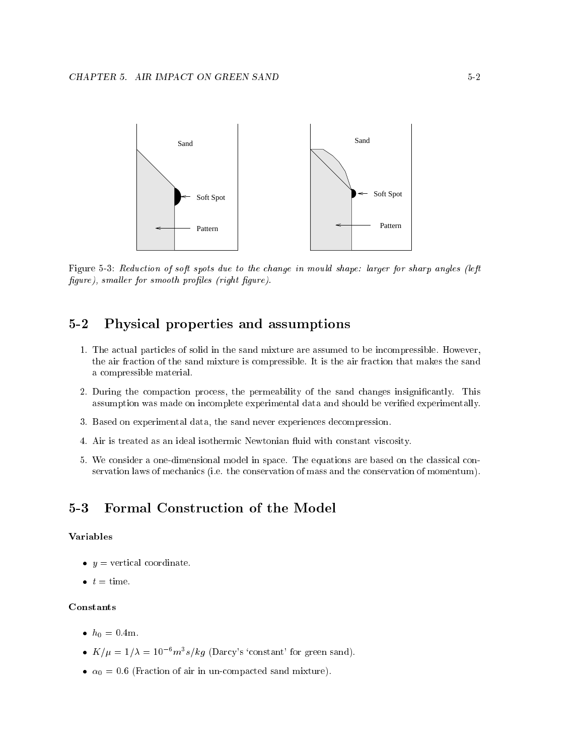Figure 5-3: *Reduction of soft spots due to the change in mould shape: larger for sharp angles (left figure), smaller for smooth profiles (right figure).*

## 5-2 Physical properties and assumptions

1. The actual particles of solid in the sand mixture are assumed to be incompressible. However, the air fraction of the sand mixture is compressible. It is the air fraction that makes the sand a compressible material.
2. During the compaction process, the permeability of the sand changes insignificantly. This assumption was made on incomplete experimental data and should be verified experimentally.
3. Based on experimental data, the sand never experiences decompression.
4. Air is treated as an ideal isothermic Newtonian fluid with constant viscosity.
5. We consider a one-dimensional model in space. The equations are based on the classical conservation laws of mechanics (i.e. the conservation of mass and the conservation of momentum).

## 5-3 Formal Construction of the Model

#### Variables

- $y$ = vertical coordinate.
- $t$ = time.

#### Constants

- $h_0 = 0.4$m.
- $K/\mu = 1/\lambda = 10^{-6} m^3 s/kg$ (Darcy's 'constant' for green sand).
- $\alpha_0 = 0.6$ (Fraction of air in un-compacted sand mixture).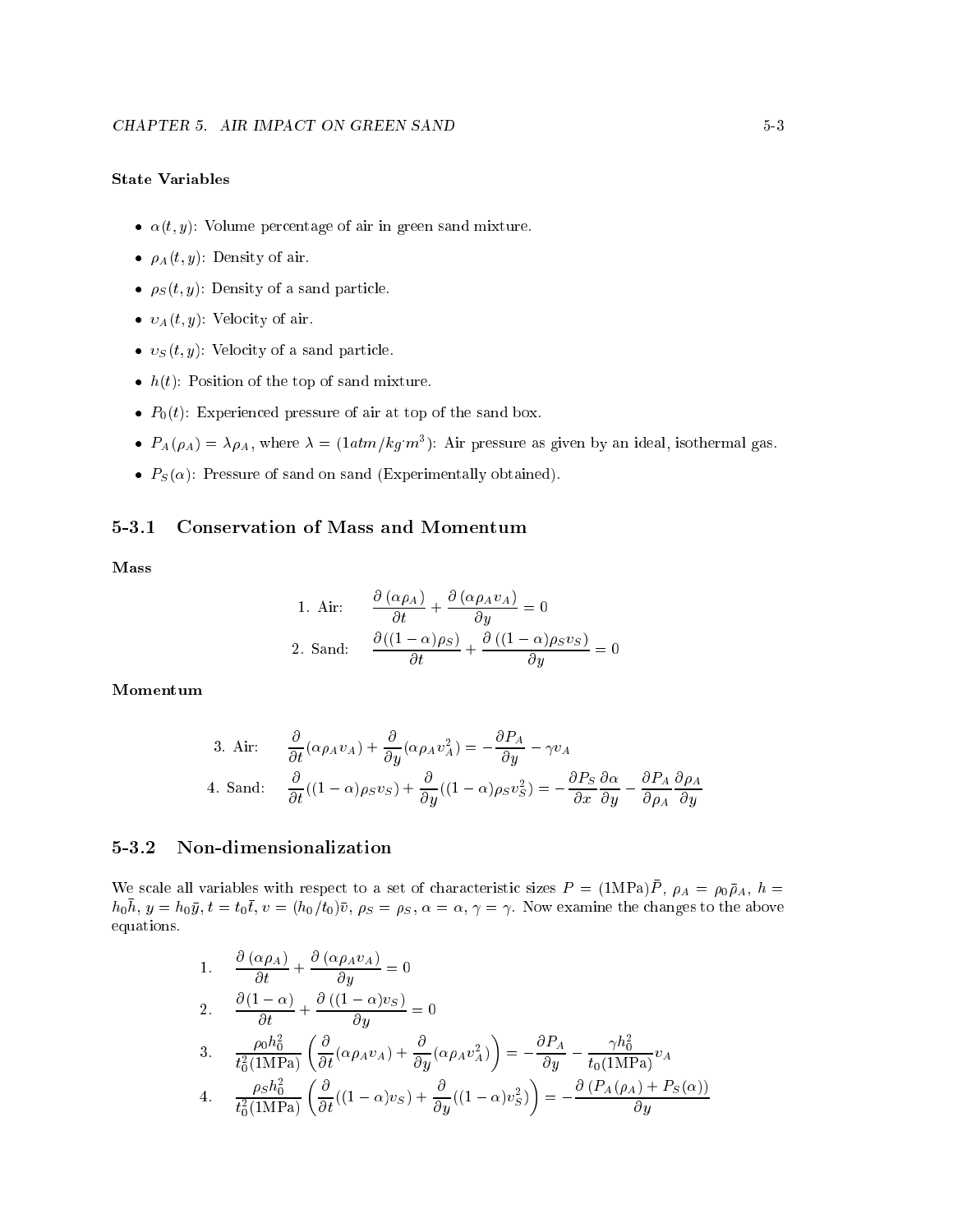**State Variables**

- $\alpha(t, y)$: Volume percentage of air in green sand mixture.
- $\rho_A(t, y)$: Density of air.
- $\rho_S(t, y)$: Density of a sand particle.
- $v_A(t, y)$: Velocity of air.
- $v_S(t, y)$: Velocity of a sand particle.
- $h(t)$: Position of the top of sand mixture.
- $P_0(t)$: Experienced pressure of air at top of the sand box.
- $P_A(\rho_A) = \lambda \rho_A$, where $\lambda = (1 atm/kg{\cdot}m^3)$: Air pressure as given by an ideal, isothermal gas.
- $P_S(\alpha)$: Pressure of sand on sand (Experimentally obtained).

## 5-3.1 Conservation of Mass and Momentum

**Mass**

$$1.\ \text{Air:} \quad \frac{\partial\left(\alpha\rho_A\right)}{\partial t} + \frac{\partial\left(\alpha\rho_A v_A\right)}{\partial y} = 0$$

$$2.\ \text{Sand:} \quad \frac{\partial((1-\alpha)\rho_S)}{\partial t} + \frac{\partial\left((1-\alpha)\rho_S v_S\right)}{\partial y} = 0$$

**Momentum**

$$3.\ \text{Air:} \quad \frac{\partial}{\partial t}(\alpha\rho_A v_A) + \frac{\partial}{\partial y}(\alpha\rho_A v_A^2) = -\frac{\partial P_A}{\partial y} - \gamma v_A$$

$$4.\ \text{Sand:} \quad \frac{\partial}{\partial t}((1-\alpha)\rho_S v_S) + \frac{\partial}{\partial y}((1-\alpha)\rho_S v_S^2) = -\frac{\partial P_S}{\partial x}\frac{\partial \alpha}{\partial y} - \frac{\partial P_A}{\partial \rho_A}\frac{\partial \rho_A}{\partial y}$$

## 5-3.2 Non-dimensionalization

We scale all variables with respect to a set of characteristic sizes $P = (1\text{MPa})\bar{P}$, $\rho_A = \rho_0\bar{\rho}_A$, $h = h_0\bar{h}$, $y = h_0\bar{y}$, $t = t_0\bar{t}$, $v = (h_0/t_0)\bar{v}$, $\rho_S = \rho_S$, $\alpha = \alpha$, $\gamma = \gamma$. Now examine the changes to the above equations.

$$1.\quad \frac{\partial\left(\alpha\rho_A\right)}{\partial t} + \frac{\partial\left(\alpha\rho_A v_A\right)}{\partial y} = 0$$

$$2.\quad \frac{\partial(1-\alpha)}{\partial t} + \frac{\partial\left((1-\alpha)v_S\right)}{\partial y} = 0$$

$$3.\quad \frac{\rho_0 h_0^2}{t_0^2(1\text{MPa})}\left(\frac{\partial}{\partial t}(\alpha\rho_A v_A) + \frac{\partial}{\partial y}(\alpha\rho_A v_A^2)\right) = -\frac{\partial P_A}{\partial y} - \frac{\gamma h_0^2}{t_0(1\text{MPa})}v_A$$

$$4.\quad \frac{\rho_S h_0^2}{t_0^2(1\text{MPa})}\left(\frac{\partial}{\partial t}((1-\alpha)v_S) + \frac{\partial}{\partial y}((1-\alpha)v_S^2)\right) = -\frac{\partial\left(P_A(\rho_A) + P_S(\alpha)\right)}{\partial y}$$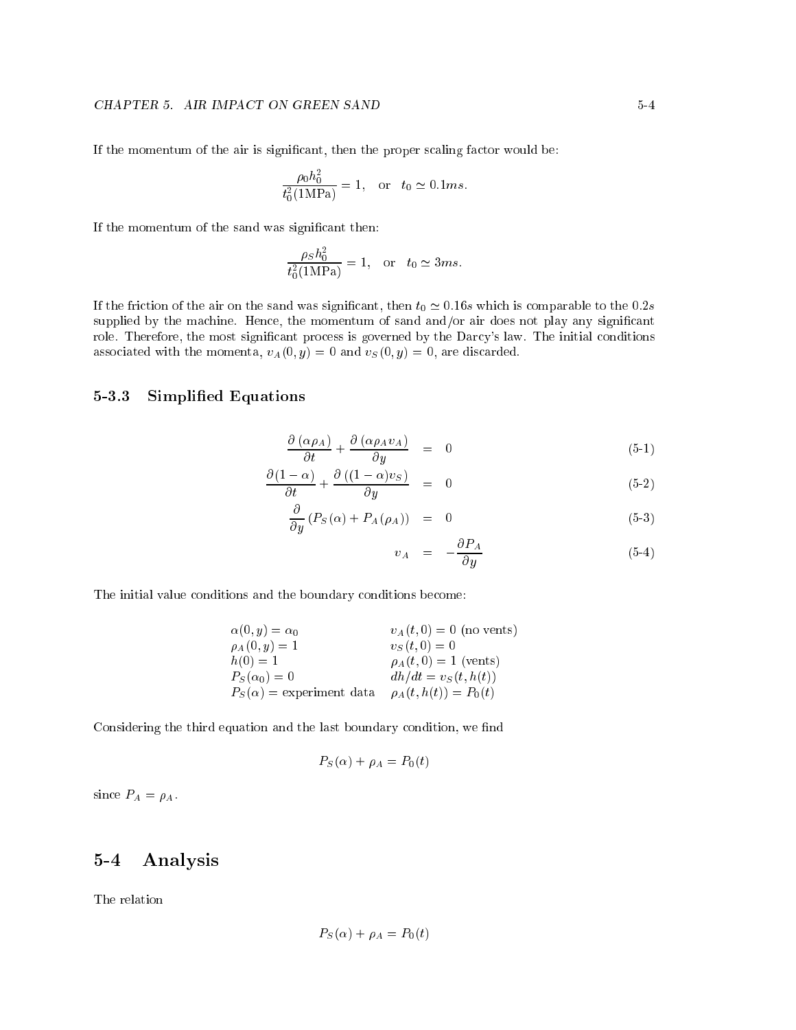If the momentum of the air is significant, then the proper scaling factor would be:

$$\frac{\rho_0 h_0^2}{t_0^2 (1\text{MPa})} = 1, \quad \text{or} \quad t_0 \simeq 0.1ms.$$

If the momentum of the sand was significant then:

$$\frac{\rho_S h_0^2}{t_0^2 (1\text{MPa})} = 1, \quad \text{or} \quad t_0 \simeq 3ms.$$

If the friction of the air on the sand was significant, then $t_0 \simeq 0.16s$ which is comparable to the $0.2s$ supplied by the machine. Hence, the momentum of sand and/or air does not play any significant role. Therefore, the most significant process is governed by the Darcy's law. The initial conditions associated with the momenta, $v_A(0, y) = 0$ and $v_S(0, y) = 0$, are discarded.

### 5-3.3 Simplified Equations

$$\frac{\partial (\alpha \rho_A)}{\partial t} + \frac{\partial (\alpha \rho_A v_A)}{\partial y} = 0 \tag{5-1}$$

$$\frac{\partial (1-\alpha)}{\partial t} + \frac{\partial ((1-\alpha) v_S)}{\partial y} = 0 \tag{5-2}$$

$$\frac{\partial}{\partial y} \left( P_S(\alpha) + P_A(\rho_A) \right) = 0 \tag{5-3}$$

$$v_A = -\frac{\partial P_A}{\partial y} \tag{5-4}$$

The initial value conditions and the boundary conditions become:

| | |
|---|---|
| $\alpha(0, y) = \alpha_0$ | $v_A(t, 0) = 0$ (no vents) |
| $\rho_A(0, y) = 1$ | $v_S(t, 0) = 0$ |
| $h(0) = 1$ | $\rho_A(t, 0) = 1$ (vents) |
| $P_S(\alpha_0) = 0$ | $dh/dt = v_S(t, h(t))$ |
| $P_S(\alpha) =$ experiment data | $\rho_A(t, h(t)) = P_0(t)$ |

Considering the third equation and the last boundary condition, we find

$$P_S(\alpha) + \rho_A = P_0(t)$$

since $P_A = \rho_A$.

## 5-4 Analysis

The relation

$$P_S(\alpha) + \rho_A = P_0(t)$$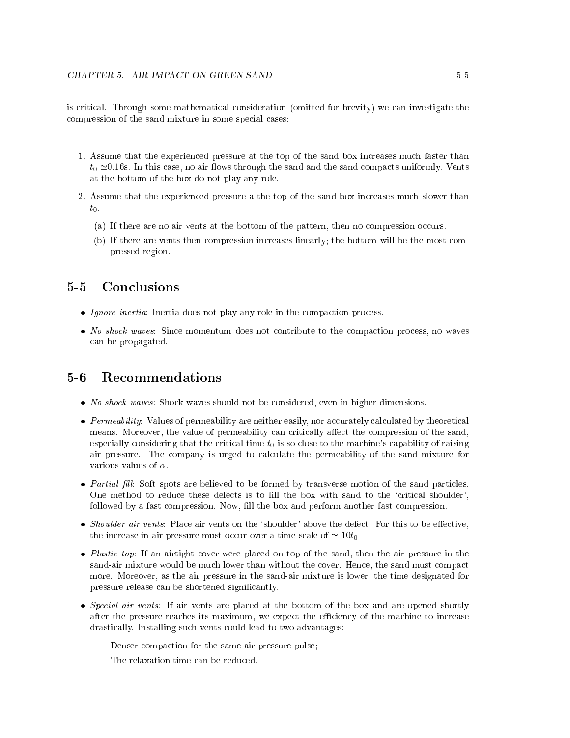is critical. Through some mathematical consideration (omitted for brevity) we can investigate the compression of the sand mixture in some special cases:

1. Assume that the experienced pressure at the top of the sand box increases much faster than $t_0 \simeq 0.16$s. In this case, no air flows through the sand and the sand compacts uniformly. Vents at the bottom of the box do not play any role.
2. Assume that the experienced pressure a the top of the sand box increases much slower than $t_0$.
   - (a) If there are no air vents at the bottom of the pattern, then no compression occurs.
   - (b) If there are vents then compression increases linearly; the bottom will be the most compressed region.

## 5-5 Conclusions

- *Ignore inertia*: Inertia does not play any role in the compaction process.
- *No shock waves*: Since momentum does not contribute to the compaction process, no waves can be propagated.

## 5-6 Recommendations

- *No shock waves*: Shock waves should not be considered, even in higher dimensions.
- *Permeability*: Values of permeability are neither easily, nor accurately calculated by theoretical means. Moreover, the value of permeability can critically affect the compression of the sand, especially considering that the critical time $t_0$ is so close to the machine's capability of raising air pressure. The company is urged to calculate the permeability of the sand mixture for various values of $\alpha$.
- *Partial fill*: Soft spots are believed to be formed by transverse motion of the sand particles. One method to reduce these defects is to fill the box with sand to the 'critical shoulder', followed by a fast compression. Now, fill the box and perform another fast compression.
- *Shoulder air vents*: Place air vents on the 'shoulder' above the defect. For this to be effective, the increase in air pressure must occur over a time scale of $\simeq 10t_0$
- *Plastic top*: If an airtight cover were placed on top of the sand, then the air pressure in the sand-air mixture would be much lower than without the cover. Hence, the sand must compact more. Moreover, as the air pressure in the sand-air mixture is lower, the time designated for pressure release can be shortened significantly.
- *Special air vents*: If air vents are placed at the bottom of the box and are opened shortly after the pressure reaches its maximum, we expect the efficiency of the machine to increase drastically. Installing such vents could lead to two advantages:
  - Denser compaction for the same air pressure pulse;
  - The relaxation time can be reduced.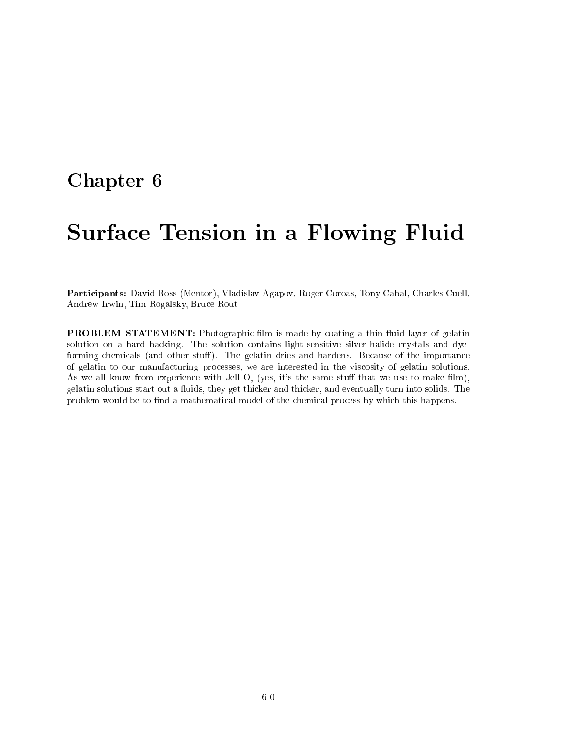# Chapter 6

# Surface Tension in a Flowing Fluid

**Participants:** David Ross (Mentor), Vladislav Agapov, Roger Coroas, Tony Cabal, Charles Cuell, Andrew Irwin, Tim Rogalsky, Bruce Rout

**PROBLEM STATEMENT:** Photographic film is made by coating a thin fluid layer of gelatin solution on a hard backing. The solution contains light-sensitive silver-halide crystals and dye-forming chemicals (and other stuff). The gelatin dries and hardens. Because of the importance of gelatin to our manufacturing processes, we are interested in the viscosity of gelatin solutions. As we all know from experience with Jell-O, (yes, it's the same stuff that we use to make film), gelatin solutions start out a fluids, they get thicker and thicker, and eventually turn into solids. The problem would be to find a mathematical model of the chemical process by which this happens.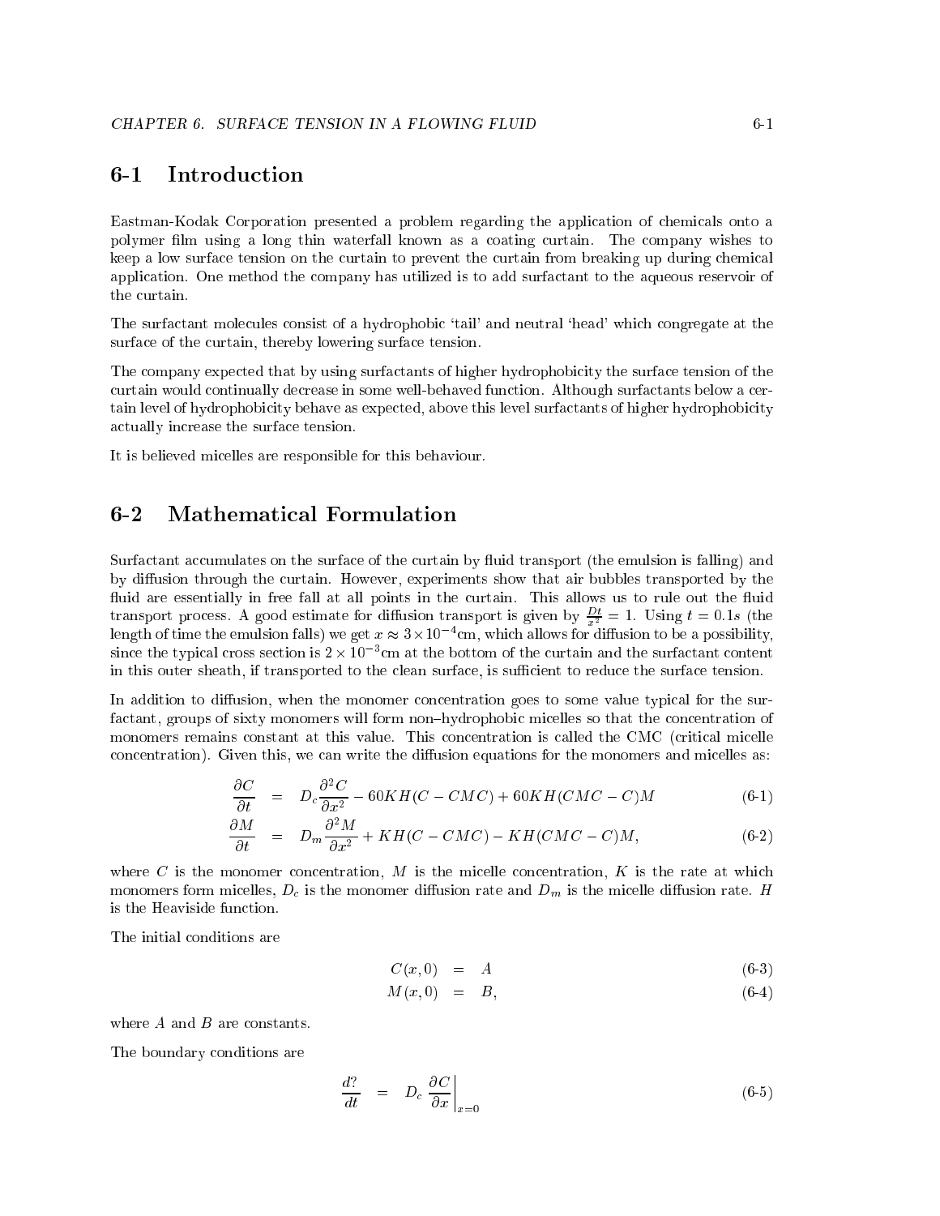## 6-1 Introduction

Eastman-Kodak Corporation presented a problem regarding the application of chemicals onto a polymer film using a long thin waterfall known as a coating curtain. The company wishes to keep a low surface tension on the curtain to prevent the curtain from breaking up during chemical application. One method the company has utilized is to add surfactant to the aqueous reservoir of the curtain.

The surfactant molecules consist of a hydrophobic 'tail' and neutral 'head' which congregate at the surface of the curtain, thereby lowering surface tension.

The company expected that by using surfactants of higher hydrophobicity the surface tension of the curtain would continually decrease in some well-behaved function. Although surfactants below a certain level of hydrophobicity behave as expected, above this level surfactants of higher hydrophobicity actually increase the surface tension.

It is believed micelles are responsible for this behaviour.

## 6-2 Mathematical Formulation

Surfactant accumulates on the surface of the curtain by fluid transport (the emulsion is falling) and by diffusion through the curtain. However, experiments show that air bubbles transported by the fluid are essentially in free fall at all points in the curtain. This allows us to rule out the fluid transport process. A good estimate for diffusion transport is given by $\frac{Dt}{x^2} = 1$. Using $t = 0.1s$ (the length of time the emulsion falls) we get $x \approx 3 \times 10^{-4}$cm, which allows for diffusion to be a possibility, since the typical cross section is $2 \times 10^{-3}$cm at the bottom of the curtain and the surfactant content in this outer sheath, if transported to the clean surface, is sufficient to reduce the surface tension.

In addition to diffusion, when the monomer concentration goes to some value typical for the surfactant, groups of sixty monomers will form non–hydrophobic micelles so that the concentration of monomers remains constant at this value. This concentration is called the CMC (critical micelle concentration). Given this, we can write the diffusion equations for the monomers and micelles as:

$$\frac{\partial C}{\partial t} = D_c \frac{\partial^2 C}{\partial x^2} - 60KH(C - CMC) + 60KH(CMC - C)M \tag{6-1}$$

$$\frac{\partial M}{\partial t} = D_m \frac{\partial^2 M}{\partial x^2} + KH(C - CMC) - KH(CMC - C)M, \tag{6-2}$$

where $C$ is the monomer concentration, $M$ is the micelle concentration, $K$ is the rate at which monomers form micelles, $D_c$ is the monomer diffusion rate and $D_m$ is the micelle diffusion rate. $H$ is the Heaviside function.

The initial conditions are

$$C(x, 0) = A \tag{6-3}$$

$$M(x, 0) = B, \tag{6-4}$$

where $A$ and $B$ are constants.

The boundary conditions are

$$\frac{d?}{dt} = D_c \left. \frac{\partial C}{\partial x} \right|_{x=0} \tag{6-5}$$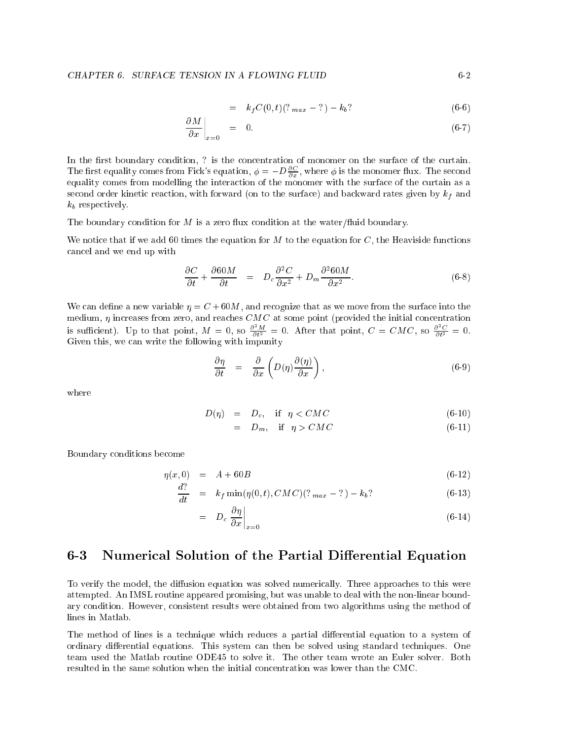$$= \quad k_f C(0,t)(?_{max} - ?) - k_b ? \tag{6-6}$$

$$\left.\frac{\partial M}{\partial x}\right|_{x=0} = 0. \tag{6-7}$$

In the first boundary condition, ? is the concentration of monomer on the surface of the curtain. The first equality comes from Fick's equation, $\phi = -D\frac{\partial C}{\partial x}$, where $\phi$ is the monomer flux. The second equality comes from modelling the interaction of the monomer with the surface of the curtain as a second order kinetic reaction, with forward (on to the surface) and backward rates given by $k_f$ and $k_b$ respectively.

The boundary condition for $M$ is a zero flux condition at the water/fluid boundary.

We notice that if we add 60 times the equation for $M$ to the equation for $C$, the Heaviside functions cancel and we end up with

$$\frac{\partial C}{\partial t} + \frac{\partial 60M}{\partial t} = D_c \frac{\partial^2 C}{\partial x^2} + D_m \frac{\partial^2 60M}{\partial x^2}. \tag{6-8}$$

We can define a new variable $\eta = C + 60M$, and recognize that as we move from the surface into the medium, $\eta$ increases from zero, and reaches $CMC$ at some point (provided the initial concentration is sufficient). Up to that point, $M = 0$, so $\frac{\partial^2 M}{\partial t^2} = 0$. After that point, $C = CMC$, so $\frac{\partial^2 C}{\partial t^2} = 0$. Given this, we can write the following with impunity

$$\frac{\partial \eta}{\partial t} = \frac{\partial}{\partial x}\left(D(\eta)\frac{\partial(\eta)}{\partial x}\right), \tag{6-9}$$

where

$$D(\eta) = D_c, \quad \text{if} \quad \eta < CMC \tag{6-10}$$

$$= D_m, \quad \text{if} \quad \eta > CMC \tag{6-11}$$

Boundary conditions become

$$\eta(x,0) = A + 60B \tag{6-12}$$

$$\frac{d?}{dt} = k_f \min(\eta(0,t), CMC)(?_{max} - ?) - k_b ? \tag{6-13}$$

$$= D_c \left.\frac{\partial \eta}{\partial x}\right|_{x=0} \tag{6-14}$$

## 6-3 Numerical Solution of the Partial Differential Equation

To verify the model, the diffusion equation was solved numerically. Three approaches to this were attempted. An IMSL routine appeared promising, but was unable to deal with the non-linear boundary condition. However, consistent results were obtained from two algorithms using the method of lines in Matlab.

The method of lines is a technique which reduces a partial differential equation to a system of ordinary differential equations. This system can then be solved using standard techniques. One team used the Matlab routine ODE45 to solve it. The other team wrote an Euler solver. Both resulted in the same solution when the initial concentration was lower than the CMC.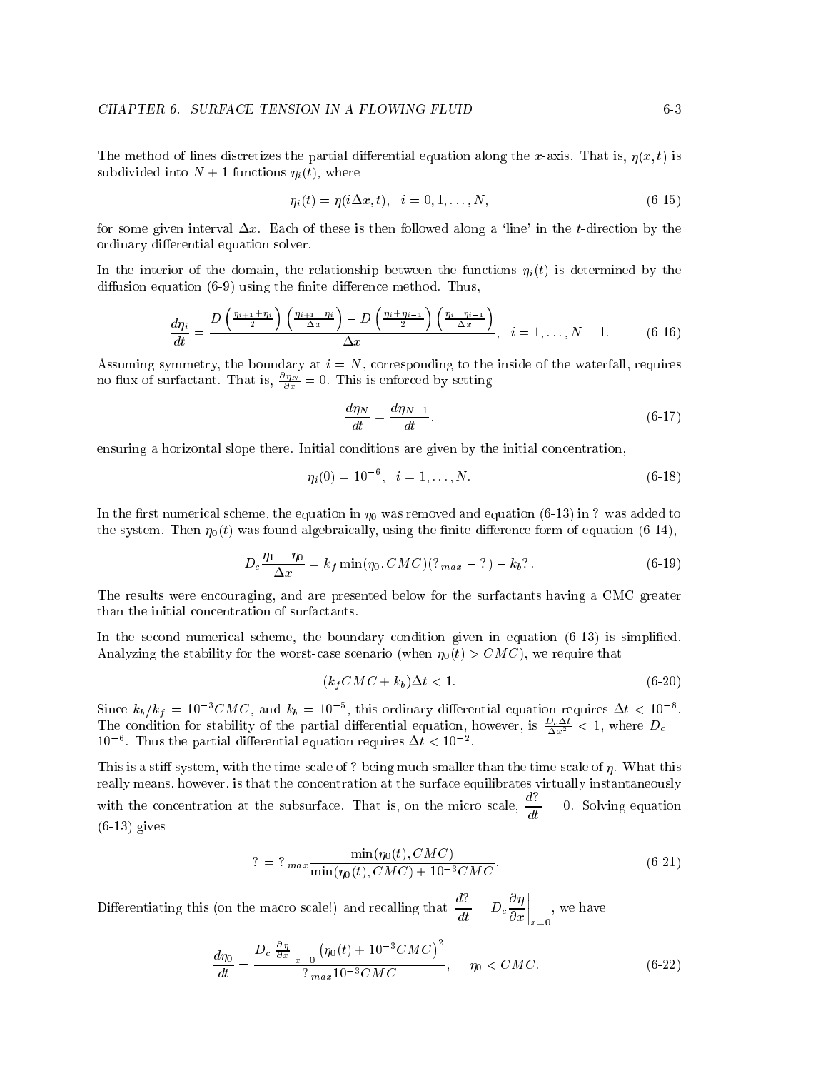The method of lines discretizes the partial differential equation along the $x$-axis. That is, $\eta(x,t)$ is subdivided into $N+1$ functions $\eta_i(t)$, where

$$\eta_i(t) = \eta(i\Delta x, t), \quad i = 0, 1, \ldots, N, \tag{6-15}$$

for some given interval $\Delta x$. Each of these is then followed along a 'line' in the $t$-direction by the ordinary differential equation solver.

In the interior of the domain, the relationship between the functions $\eta_i(t)$ is determined by the diffusion equation (6-9) using the finite difference method. Thus,

$$\frac{d\eta_i}{dt} = \frac{D\left(\frac{\eta_{i+1}+\eta_i}{2}\right)\left(\frac{\eta_{i+1}-\eta_i}{\Delta x}\right) - D\left(\frac{\eta_i+\eta_{i-1}}{2}\right)\left(\frac{\eta_i-\eta_{i-1}}{\Delta x}\right)}{\Delta x}, \quad i = 1, \ldots, N-1. \tag{6-16}$$

Assuming symmetry, the boundary at $i = N$, corresponding to the inside of the waterfall, requires no flux of surfactant. That is, $\frac{\partial \eta_N}{\partial x} = 0$. This is enforced by setting

$$\frac{d\eta_N}{dt} = \frac{d\eta_{N-1}}{dt}, \tag{6-17}$$

ensuring a horizontal slope there. Initial conditions are given by the initial concentration,

$$\eta_i(0) = 10^{-6}, \quad i = 1, \ldots, N. \tag{6-18}$$

In the first numerical scheme, the equation in $\eta_0$ was removed and equation (6-13) in ? was added to the system. Then $\eta_0(t)$ was found algebraically, using the finite difference form of equation (6-14),

$$D_c \frac{\eta_1 - \eta_0}{\Delta x} = k_f \min(\eta_0, CMC)(?_{max} - ?) - k_b ? . \tag{6-19}$$

The results were encouraging, and are presented below for the surfactants having a CMC greater than the initial concentration of surfactants.

In the second numerical scheme, the boundary condition given in equation (6-13) is simplified. Analyzing the stability for the worst-case scenario (when $\eta_0(t) > CMC$), we require that

$$(k_f CMC + k_b)\Delta t < 1. \tag{6-20}$$

Since $k_b/k_f = 10^{-3} CMC$, and $k_b = 10^{-5}$, this ordinary differential equation requires $\Delta t < 10^{-8}$. The condition for stability of the partial differential equation, however, is $\frac{D_c \Delta t}{\Delta x^2} < 1$, where $D_c = 10^{-6}$. Thus the partial differential equation requires $\Delta t < 10^{-2}$.

This is a stiff system, with the time-scale of ? being much smaller than the time-scale of $\eta$. What this really means, however, is that the concentration at the surface equilibrates virtually instantaneously with the concentration at the subsurface. That is, on the micro scale, $\dfrac{d?}{dt} = 0$. Solving equation (6-13) gives

$$? = ?_{max} \frac{\min(\eta_0(t), CMC)}{\min(\eta_0(t), CMC) + 10^{-3} CMC}. \tag{6-21}$$

Differentiating this (on the macro scale!) and recalling that $\dfrac{d?}{dt} = D_c \left.\dfrac{\partial \eta}{\partial x}\right|_{x=0}$, we have

$$\frac{d\eta_0}{dt} = \frac{D_c \left.\frac{\partial \eta}{\partial x}\right|_{x=0} \left(\eta_0(t) + 10^{-3} CMC\right)^2}{?_{max} 10^{-3} CMC}, \quad \eta_0 < CMC. \tag{6-22}$$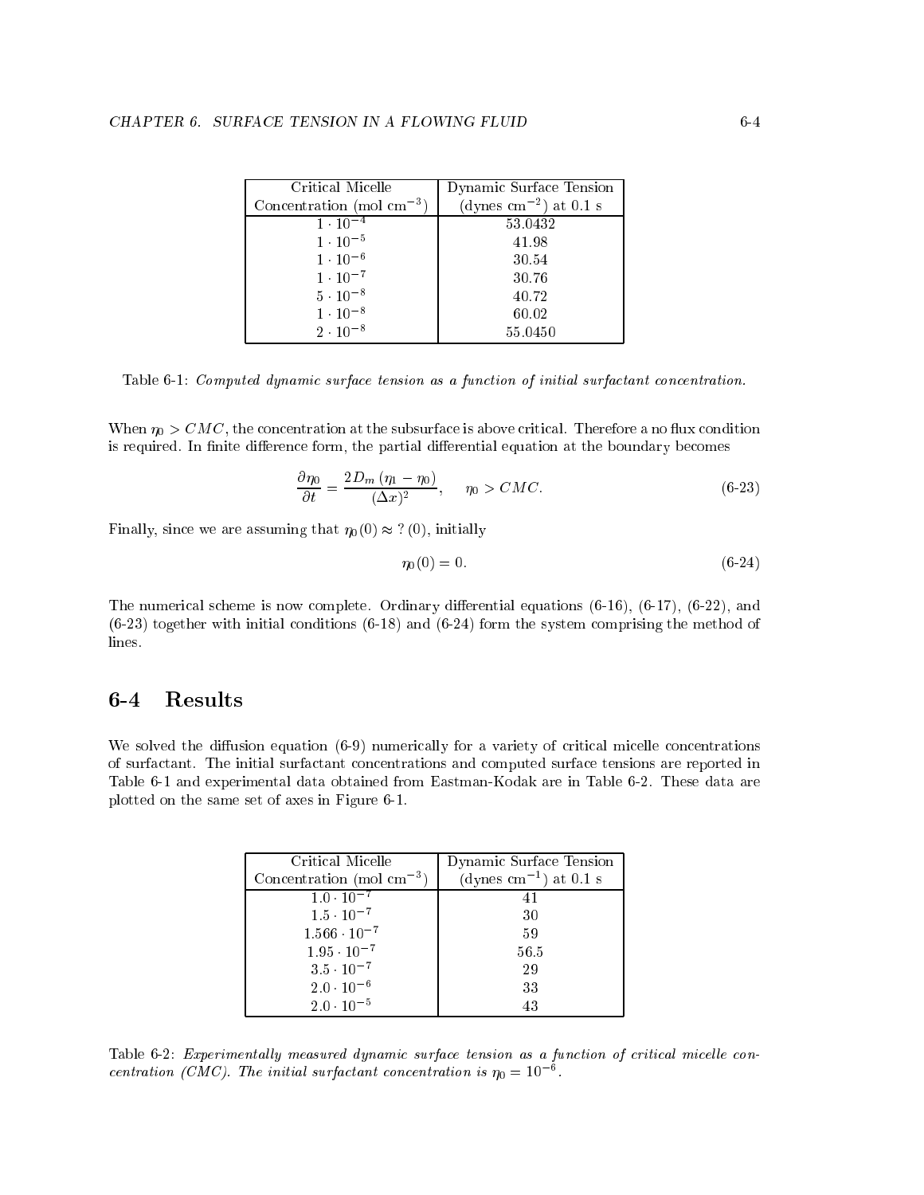| Critical Micelle Concentration (mol cm$^{-3}$) | Dynamic Surface Tension (dynes cm$^{-2}$) at 0.1 s |
|---|---|
| $1 \cdot 10^{-4}$ | 53.0432 |
| $1 \cdot 10^{-5}$ | 41.98 |
| $1 \cdot 10^{-6}$ | 30.54 |
| $1 \cdot 10^{-7}$ | 30.76 |
| $5 \cdot 10^{-8}$ | 40.72 |
| $1 \cdot 10^{-8}$ | 60.02 |
| $2 \cdot 10^{-8}$ | 55.0450 |

Table 6-1: *Computed dynamic surface tension as a function of initial surfactant concentration.*

When $\eta_0 > CMC$, the concentration at the subsurface is above critical. Therefore a no flux condition is required. In finite difference form, the partial differential equation at the boundary becomes

$$\frac{\partial \eta_0}{\partial t} = \frac{2D_m \left(\eta_1 - \eta_0\right)}{(\Delta x)^2}, \quad \eta_0 > CMC. \tag{6-23}$$

Finally, since we are assuming that $\eta_0(0) \approx ?(0)$, initially

$$\eta_0(0) = 0. \tag{6-24}$$

The numerical scheme is now complete. Ordinary differential equations (6-16), (6-17), (6-22), and (6-23) together with initial conditions (6-18) and (6-24) form the system comprising the method of lines.

## 6-4 Results

We solved the diffusion equation (6-9) numerically for a variety of critical micelle concentrations of surfactant. The initial surfactant concentrations and computed surface tensions are reported in Table 6-1 and experimental data obtained from Eastman-Kodak are in Table 6-2. These data are plotted on the same set of axes in Figure 6-1.

| Critical Micelle Concentration (mol cm$^{-3}$) | Dynamic Surface Tension (dynes cm$^{-1}$) at 0.1 s |
|---|---|
| $1.0 \cdot 10^{-7}$ | 41 |
| $1.5 \cdot 10^{-7}$ | 30 |
| $1.566 \cdot 10^{-7}$ | 59 |
| $1.95 \cdot 10^{-7}$ | 56.5 |
| $3.5 \cdot 10^{-7}$ | 29 |
| $2.0 \cdot 10^{-6}$ | 33 |
| $2.0 \cdot 10^{-5}$ | 43 |

Table 6-2: *Experimentally measured dynamic surface tension as a function of critical micelle concentration (CMC). The initial surfactant concentration is* $\eta_0 = 10^{-6}$.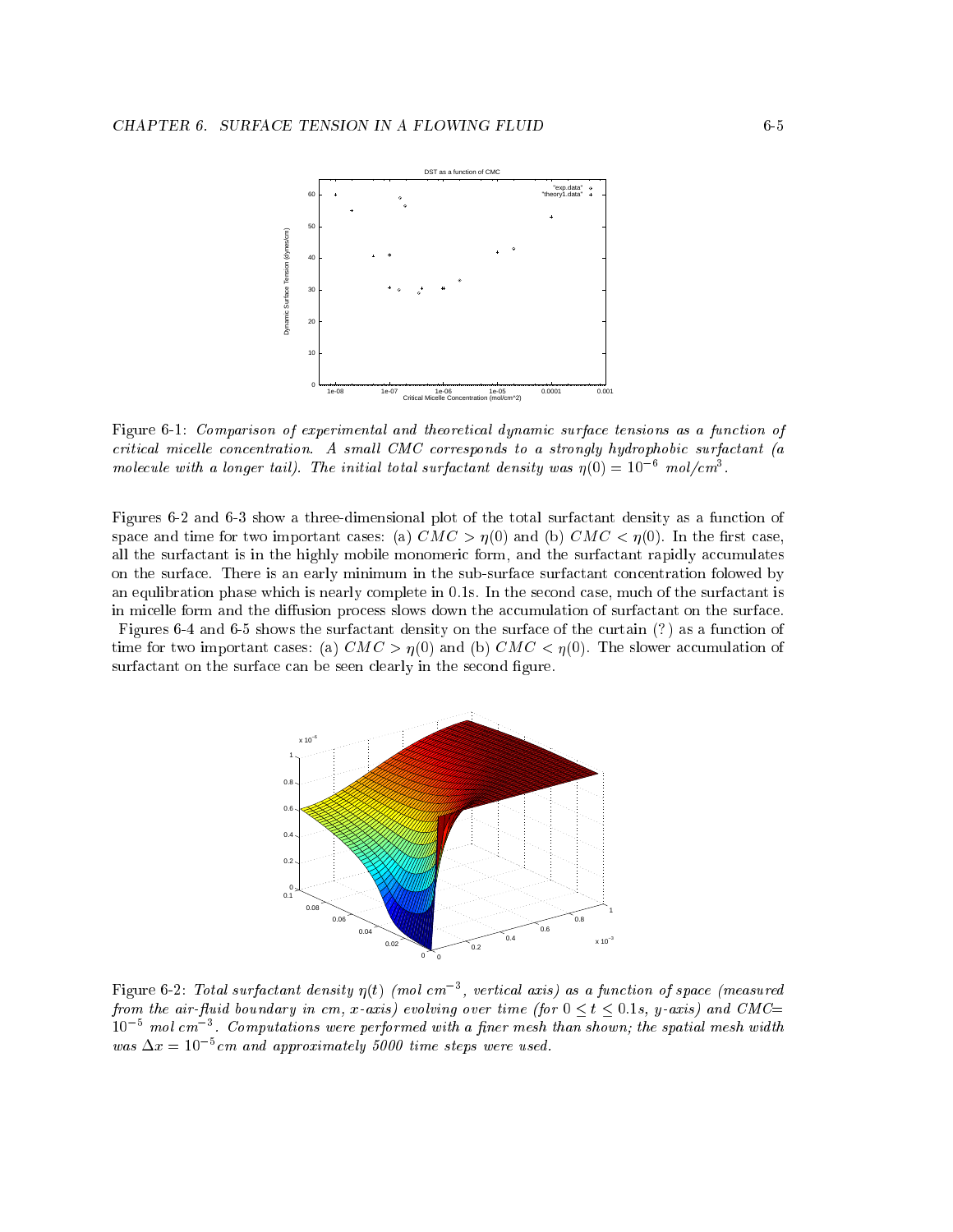Figure 6-1: *Comparison of experimental and theoretical dynamic surface tensions as a function of critical micelle concentration. A small CMC corresponds to a strongly hydrophobic surfactant (a molecule with a longer tail). The initial total surfactant density was $\eta(0) = 10^{-6}$ mol/cm$^3$.*

Figures 6-2 and 6-3 show a three-dimensional plot of the total surfactant density as a function of space and time for two important cases: (a) $CMC > \eta(0)$ and (b) $CMC < \eta(0)$. In the first case, all the surfactant is in the highly mobile monomeric form, and the surfactant rapidly accumulates on the surface. There is an early minimum in the sub-surface surfactant concentration folowed by an equlibration phase which is nearly complete in 0.1s. In the second case, much of the surfactant is in micelle form and the diffusion process slows down the accumulation of surfactant on the surface. Figures 6-4 and 6-5 shows the surfactant density on the surface of the curtain (?) as a function of time for two important cases: (a) $CMC > \eta(0)$ and (b) $CMC < \eta(0)$. The slower accumulation of surfactant on the surface can be seen clearly in the second figure.

Figure 6-2: *Total surfactant density $\eta(t)$ (mol cm$^{-3}$, vertical axis) as a function of space (measured from the air-fluid boundary in cm, x-axis) evolving over time (for $0 \leq t \leq 0.1s$, y-axis) and CMC$=$ $10^{-5}$ mol cm$^{-3}$. Computations were performed with a finer mesh than shown; the spatial mesh width was $\Delta x = 10^{-5}$cm and approximately 5000 time steps were used.*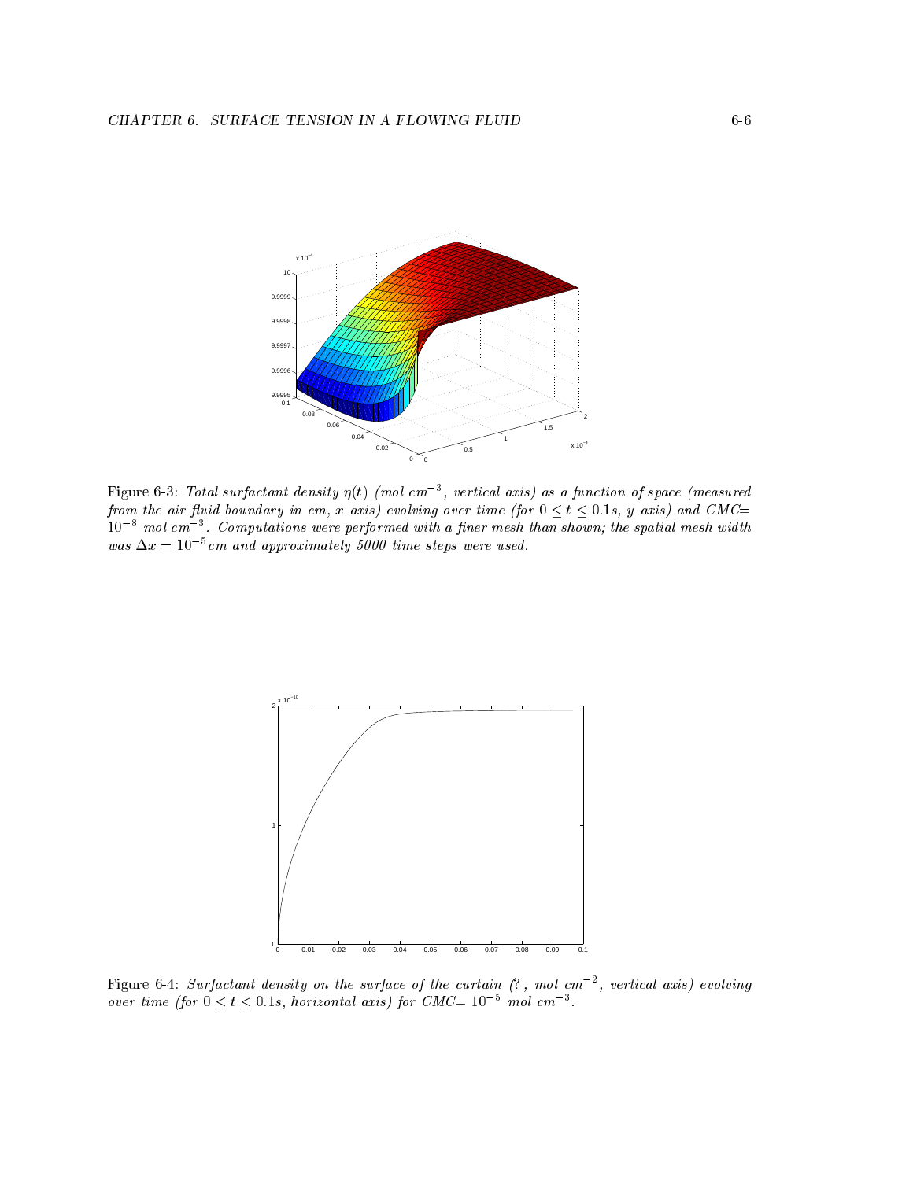Figure 6-3: *Total surfactant density $\eta(t)$ (mol $cm^{-3}$, vertical axis) as a function of space (measured from the air-fluid boundary in cm, x-axis) evolving over time (for $0 \leq t \leq 0.1s$, y-axis) and CMC= $10^{-8}$ mol $cm^{-3}$. Computations were performed with a finer mesh than shown; the spatial mesh width was $\Delta x = 10^{-5}cm$ and approximately 5000 time steps were used.*

Figure 6-4: *Surfactant density on the surface of the curtain (?, mol $cm^{-2}$, vertical axis) evolving over time (for $0 \leq t \leq 0.1s$, horizontal axis) for CMC= $10^{-5}$ mol $cm^{-3}$.*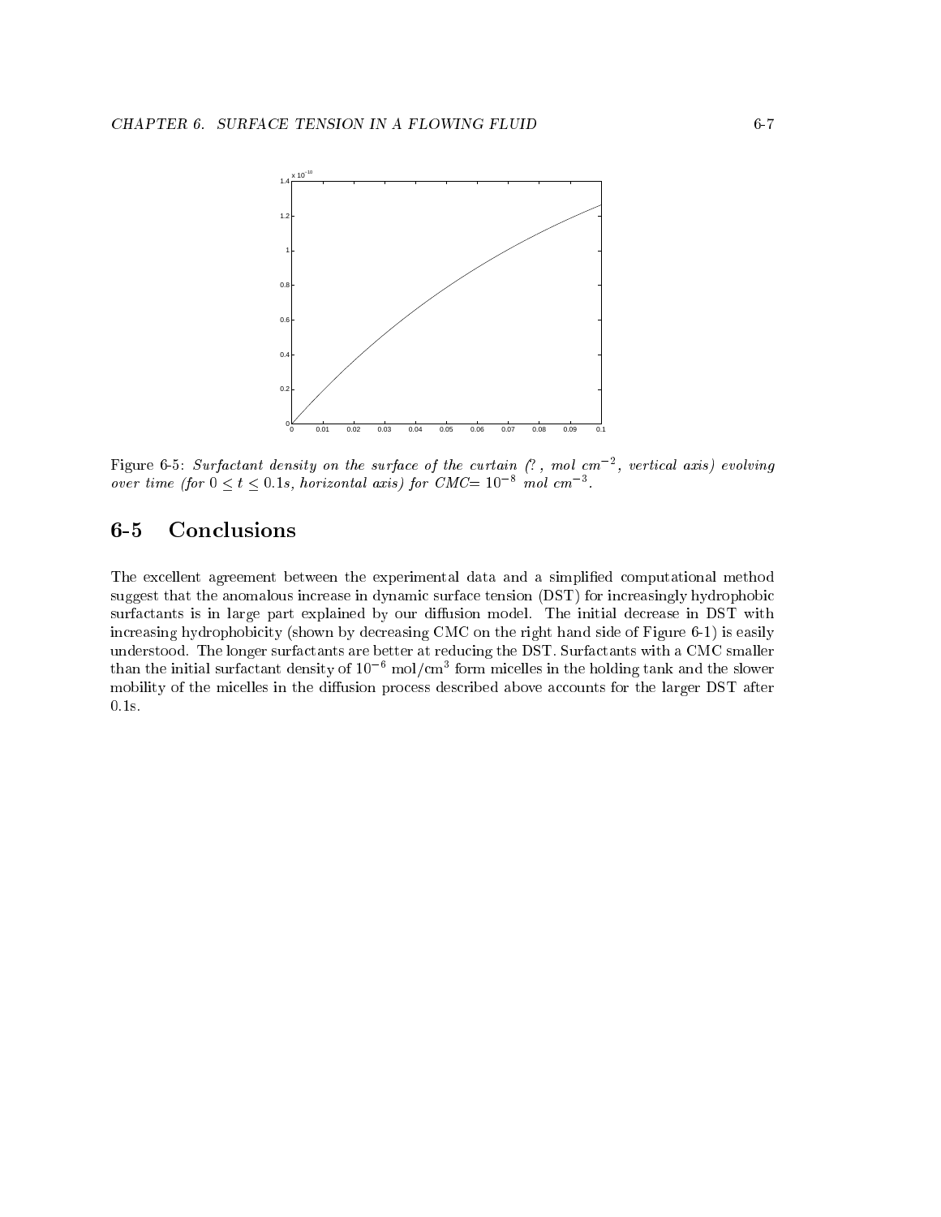Figure 6-5: *Surfactant density on the surface of the curtain (?, mol cm$^{-2}$, vertical axis) evolving over time (for $0 \leq t \leq 0.1s$, horizontal axis) for CMC= $10^{-8}$ mol cm$^{-3}$.*

## 6-5 Conclusions

The excellent agreement between the experimental data and a simplified computational method suggest that the anomalous increase in dynamic surface tension (DST) for increasingly hydrophobic surfactants is in large part explained by our diffusion model. The initial decrease in DST with increasing hydrophobicity (shown by decreasing CMC on the right hand side of Figure 6-1) is easily understood. The longer surfactants are better at reducing the DST. Surfactants with a CMC smaller than the initial surfactant density of $10^{-6}$ mol/cm$^3$ form micelles in the holding tank and the slower mobility of the micelles in the diffusion process described above accounts for the larger DST after 0.1s.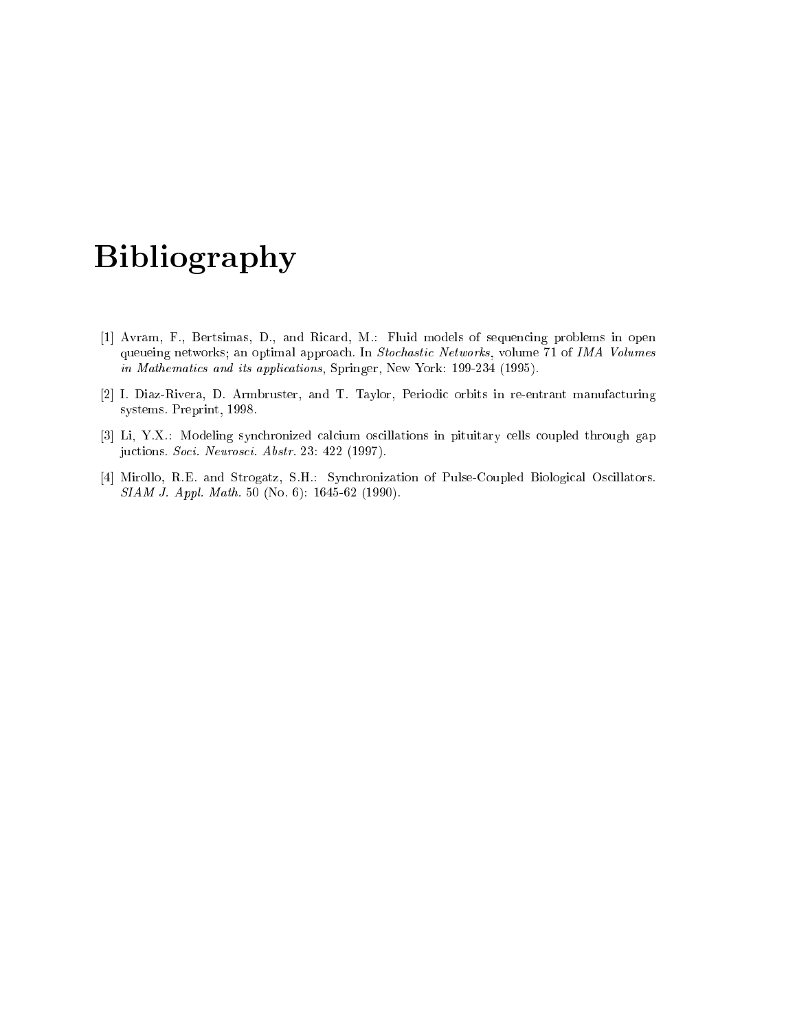# Bibliography

[1] Avram, F., Bertsimas, D., and Ricard, M.: Fluid models of sequencing problems in open queueing networks; an optimal approach. In *Stochastic Networks*, volume 71 of *IMA Volumes in Mathematics and its applications*, Springer, New York: 199-234 (1995).

[2] I. Diaz-Rivera, D. Armbruster, and T. Taylor, Periodic orbits in re-entrant manufacturing systems. Preprint, 1998.

[3] Li, Y.X.: Modeling synchronized calcium oscillations in pituitary cells coupled through gap juctions. *Soci. Neurosci. Abstr.* 23: 422 (1997).

[4] Mirollo, R.E. and Strogatz, S.H.: Synchronization of Pulse-Coupled Biological Oscillators. *SIAM J. Appl. Math.* 50 (No. 6): 1645-62 (1990).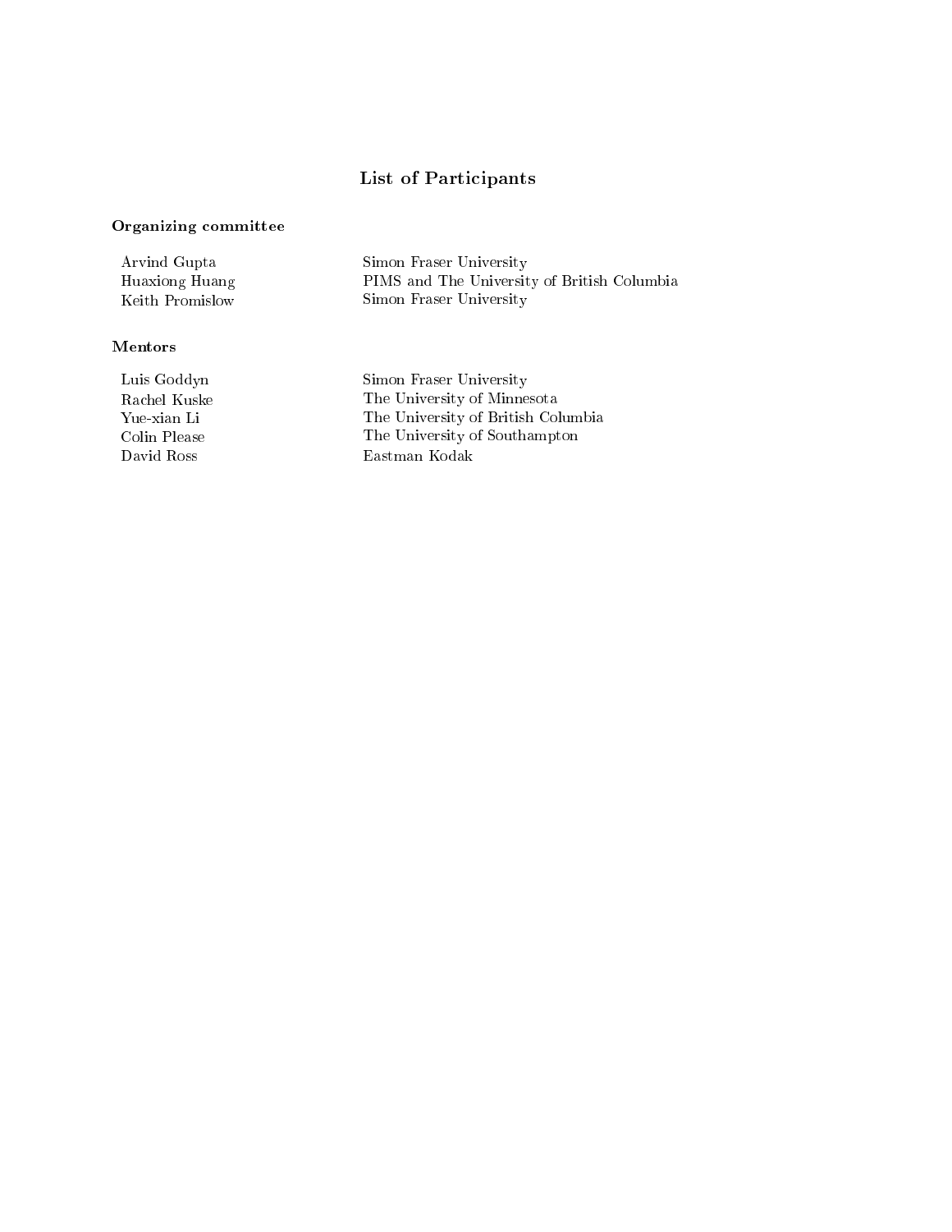# List of Participants

## Organizing committee

| | |
|---|---|
| Arvind Gupta | Simon Fraser University |
| Huaxiong Huang | PIMS and The University of British Columbia |
| Keith Promislow | Simon Fraser University |

## Mentors

| | |
|---|---|
| Luis Goddyn | Simon Fraser University |
| Rachel Kuske | The University of Minnesota |
| Yue-xian Li | The University of British Columbia |
| Colin Please | The University of Southampton |
| David Ross | Eastman Kodak |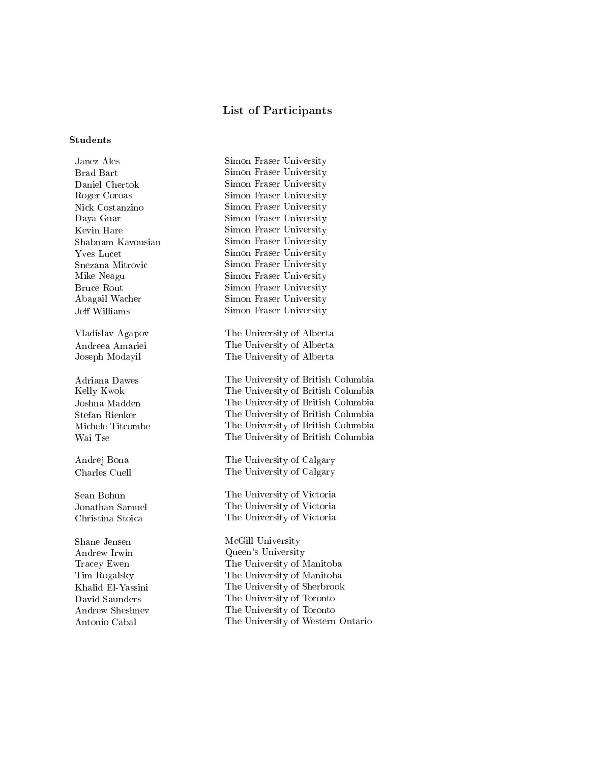## List of Participants

### Students

| | |
|---|---|
| Janez Ales | Simon Fraser University |
| Brad Bart | Simon Fraser University |
| Daniel Chertok | Simon Fraser University |
| Roger Coroas | Simon Fraser University |
| Nick Costanzino | Simon Fraser University |
| Daya Guar | Simon Fraser University |
| Kevin Hare | Simon Fraser University |
| Shabnam Kavousian | Simon Fraser University |
| Yves Lucet | Simon Fraser University |
| Snezana Mitrovic | Simon Fraser University |
| Mike Neagu | Simon Fraser University |
| Bruce Rout | Simon Fraser University |
| Abagail Wacher | Simon Fraser University |
| Jeff Williams | Simon Fraser University |
| | |
| Vladislav Agapov | The University of Alberta |
| Andreea Amariei | The University of Alberta |
| Joseph Modayil | The University of Alberta |
| | |
| Adriana Dawes | The University of British Columbia |
| Kelly Kwok | The University of British Columbia |
| Joshua Madden | The University of British Columbia |
| Stefan Rienker | The University of British Columbia |
| Michele Titcombe | The University of British Columbia |
| Wai Tse | The University of British Columbia |
| | |
| Andrej Bona | The University of Calgary |
| Charles Cuell | The University of Calgary |
| | |
| Sean Bohun | The University of Victoria |
| Jonathan Samuel | The University of Victoria |
| Christina Stoica | The University of Victoria |
| | |
| Shane Jensen | McGill University |
| Andrew Irwin | Queen's University |
| Tracey Ewen | The University of Manitoba |
| Tim Rogalsky | The University of Manitoba |
| Khalid El-Yassini | The University of Sherbrook |
| David Saunders | The University of Toronto |
| Andrew Sheshnev | The University of Toronto |
| Antonio Cabal | The University of Western Ontario |